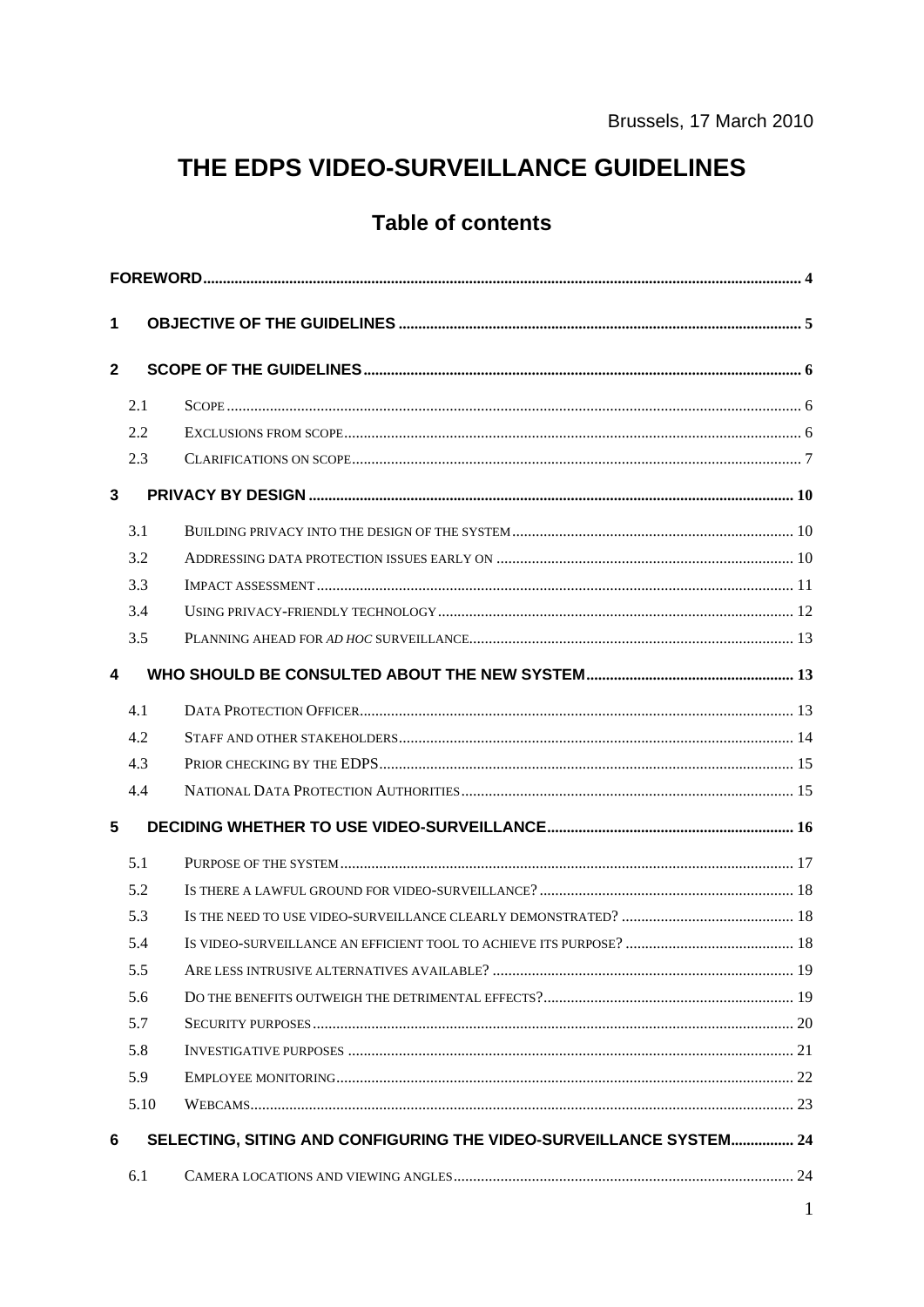Brussels, 17 March 2010

# THE EDPS VIDEO-SURVEILLANCE GUIDELINES

## Table of contents

**FOREWORD** ..... 4

**1 OBJECTIVE OF THE GUIDELINES** ..... 5

**2 SCOPE OF THE GUIDELINES** ..... 6

- 2.1 Scope ..... 6
- 2.2 Exclusions from scope ..... 6
- 2.3 Clarifications on scope ..... 7

**3 PRIVACY BY DESIGN** ..... 10

- 3.1 Building privacy into the design of the system ..... 10
- 3.2 Addressing data protection issues early on ..... 10
- 3.3 Impact assessment ..... 11
- 3.4 Using privacy-friendly technology ..... 12
- 3.5 Planning ahead for *ad hoc* surveillance ..... 13

**4 WHO SHOULD BE CONSULTED ABOUT THE NEW SYSTEM** ..... 13

- 4.1 Data Protection Officer ..... 13
- 4.2 Staff and other stakeholders ..... 14
- 4.3 Prior checking by the EDPS ..... 15
- 4.4 National Data Protection Authorities ..... 15

**5 DECIDING WHETHER TO USE VIDEO-SURVEILLANCE** ..... 16

- 5.1 Purpose of the system ..... 17
- 5.2 Is there a lawful ground for video-surveillance? ..... 18
- 5.3 Is the need to use video-surveillance clearly demonstrated? ..... 18
- 5.4 Is video-surveillance an efficient tool to achieve its purpose? ..... 18
- 5.5 Are less intrusive alternatives available? ..... 19
- 5.6 Do the benefits outweigh the detrimental effects? ..... 19
- 5.7 Security purposes ..... 20
- 5.8 Investigative purposes ..... 21
- 5.9 Employee monitoring ..... 22
- 5.10 Webcams ..... 23

**6 SELECTING, SITING AND CONFIGURING THE VIDEO-SURVEILLANCE SYSTEM** ..... 24

- 6.1 Camera locations and viewing angles ..... 24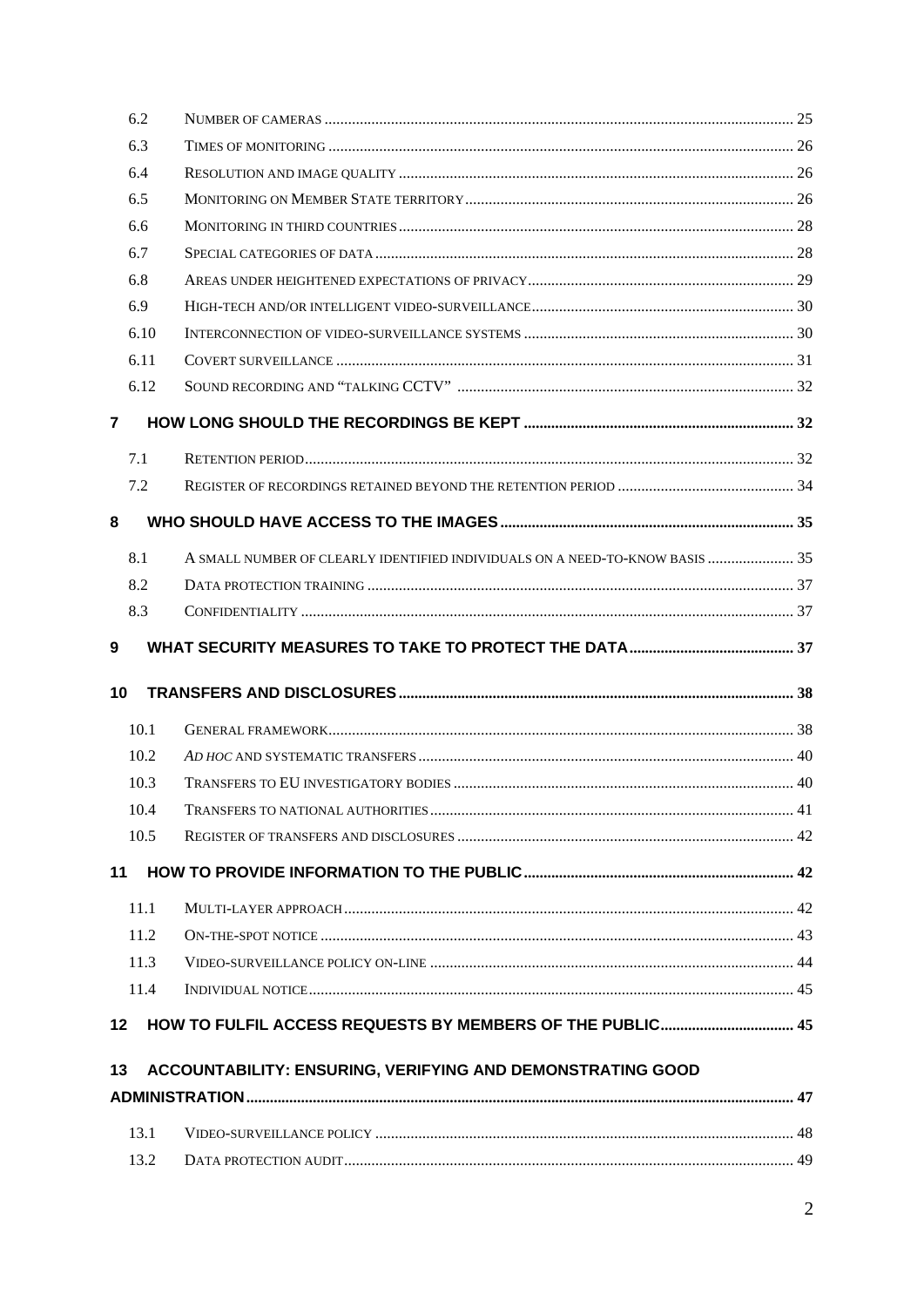6.2 Number of cameras ... 25
6.3 Times of monitoring ... 26
6.4 Resolution and image quality ... 26
6.5 Monitoring on Member State territory ... 26
6.6 Monitoring in third countries ... 28
6.7 Special categories of data ... 28
6.8 Areas under heightened expectations of privacy ... 29
6.9 High-tech and/or intelligent video-surveillance ... 30
6.10 Interconnection of video-surveillance systems ... 30
6.11 Covert surveillance ... 31
6.12 Sound recording and "talking CCTV" ... 32

**7 HOW LONG SHOULD THE RECORDINGS BE KEPT ... 32**

7.1 Retention period ... 32
7.2 Register of recordings retained beyond the retention period ... 34

**8 WHO SHOULD HAVE ACCESS TO THE IMAGES ... 35**

8.1 A small number of clearly identified individuals on a need-to-know basis ... 35
8.2 Data protection training ... 37
8.3 Confidentiality ... 37

**9 WHAT SECURITY MEASURES TO TAKE TO PROTECT THE DATA ... 37**

**10 TRANSFERS AND DISCLOSURES ... 38**

10.1 General framework ... 38
10.2 *Ad hoc* and systematic transfers ... 40
10.3 Transfers to EU investigatory bodies ... 40
10.4 Transfers to national authorities ... 41
10.5 Register of transfers and disclosures ... 42

**11 HOW TO PROVIDE INFORMATION TO THE PUBLIC ... 42**

11.1 Multi-layer approach ... 42
11.2 On-the-spot notice ... 43
11.3 Video-surveillance policy on-line ... 44
11.4 Individual notice ... 45

**12 HOW TO FULFIL ACCESS REQUESTS BY MEMBERS OF THE PUBLIC ... 45**

**13 ACCOUNTABILITY: ENSURING, VERIFYING AND DEMONSTRATING GOOD ADMINISTRATION ... 47**

13.1 Video-surveillance policy ... 48
13.2 Data protection audit ... 49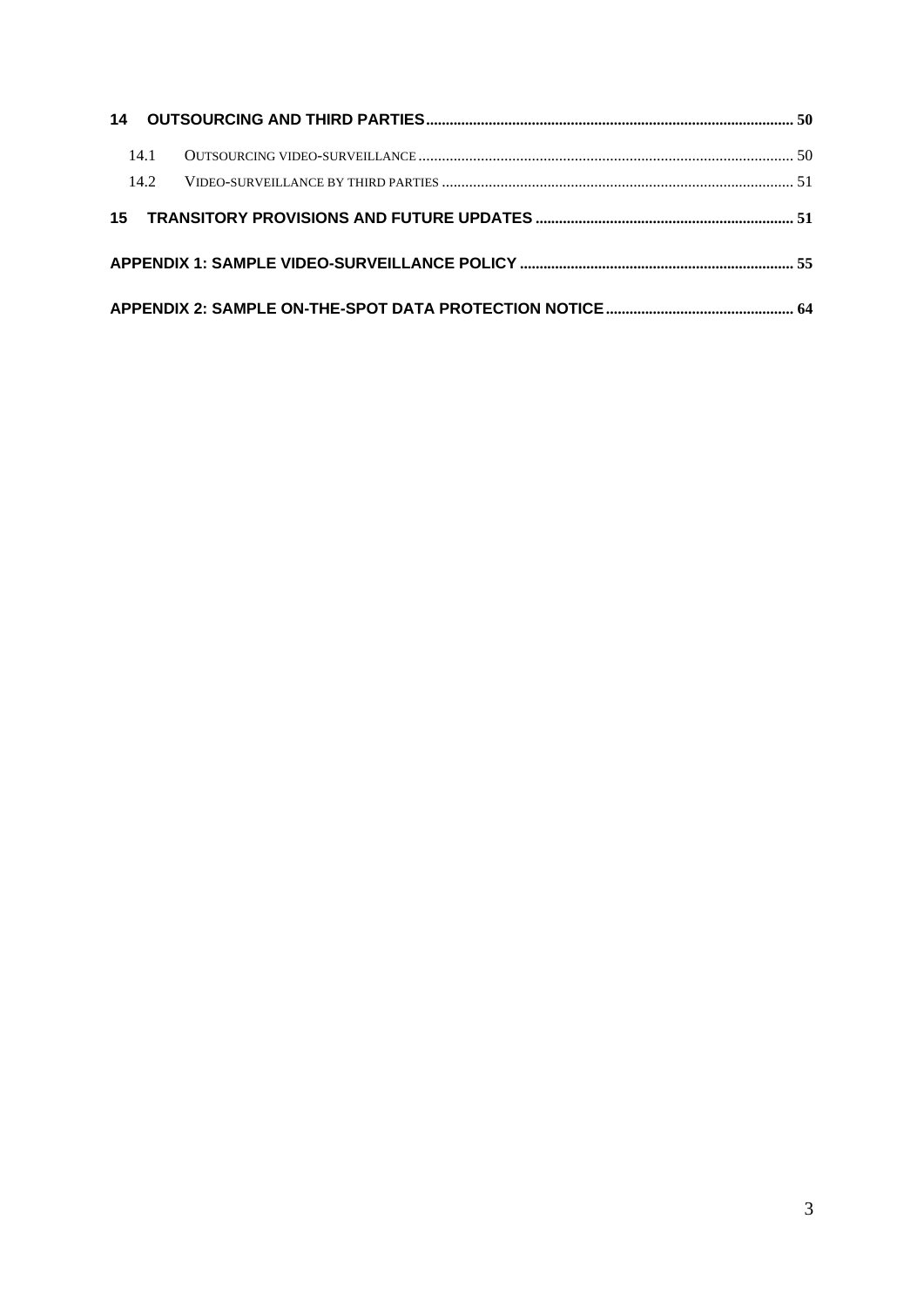**14 OUTSOURCING AND THIRD PARTIES** ........ 50

14.1 Outsourcing video-surveillance ........ 50

14.2 Video-surveillance by third parties ........ 51

**15 TRANSITORY PROVISIONS AND FUTURE UPDATES** ........ 51

**APPENDIX 1: SAMPLE VIDEO-SURVEILLANCE POLICY** ........ 55

**APPENDIX 2: SAMPLE ON-THE-SPOT DATA PROTECTION NOTICE** ........ 64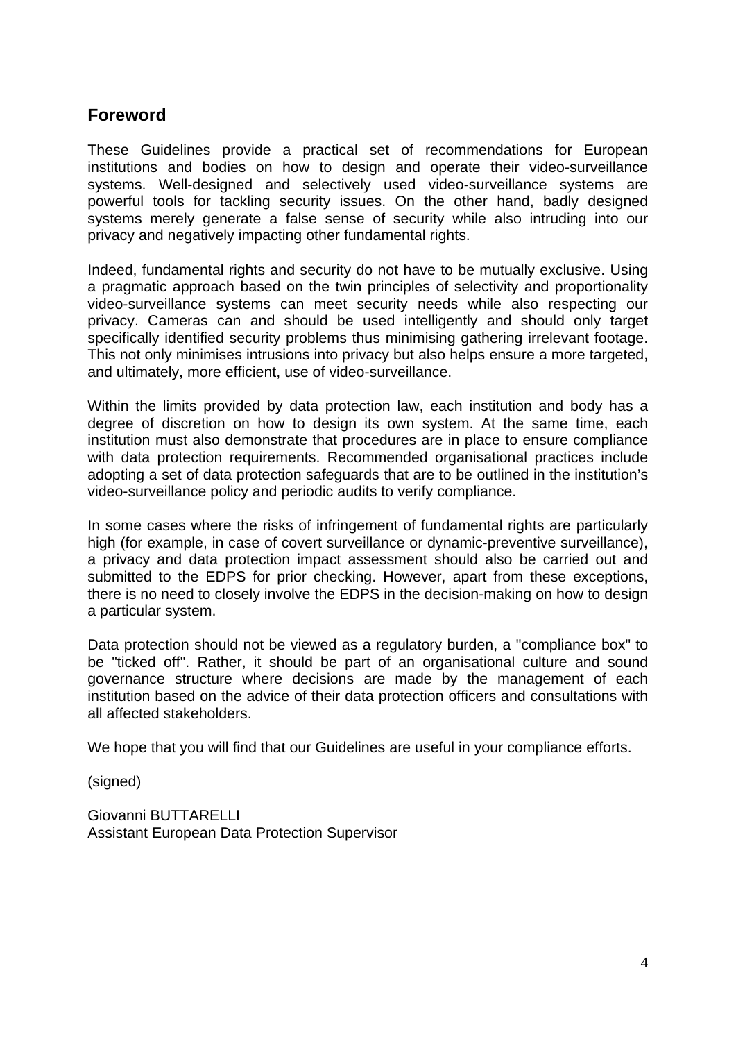## Foreword

These Guidelines provide a practical set of recommendations for European institutions and bodies on how to design and operate their video-surveillance systems. Well-designed and selectively used video-surveillance systems are powerful tools for tackling security issues. On the other hand, badly designed systems merely generate a false sense of security while also intruding into our privacy and negatively impacting other fundamental rights.

Indeed, fundamental rights and security do not have to be mutually exclusive. Using a pragmatic approach based on the twin principles of selectivity and proportionality video-surveillance systems can meet security needs while also respecting our privacy. Cameras can and should be used intelligently and should only target specifically identified security problems thus minimising gathering irrelevant footage. This not only minimises intrusions into privacy but also helps ensure a more targeted, and ultimately, more efficient, use of video-surveillance.

Within the limits provided by data protection law, each institution and body has a degree of discretion on how to design its own system. At the same time, each institution must also demonstrate that procedures are in place to ensure compliance with data protection requirements. Recommended organisational practices include adopting a set of data protection safeguards that are to be outlined in the institution's video-surveillance policy and periodic audits to verify compliance.

In some cases where the risks of infringement of fundamental rights are particularly high (for example, in case of covert surveillance or dynamic-preventive surveillance), a privacy and data protection impact assessment should also be carried out and submitted to the EDPS for prior checking. However, apart from these exceptions, there is no need to closely involve the EDPS in the decision-making on how to design a particular system.

Data protection should not be viewed as a regulatory burden, a "compliance box" to be "ticked off". Rather, it should be part of an organisational culture and sound governance structure where decisions are made by the management of each institution based on the advice of their data protection officers and consultations with all affected stakeholders.

We hope that you will find that our Guidelines are useful in your compliance efforts.

(signed)

Giovanni BUTTARELLI
Assistant European Data Protection Supervisor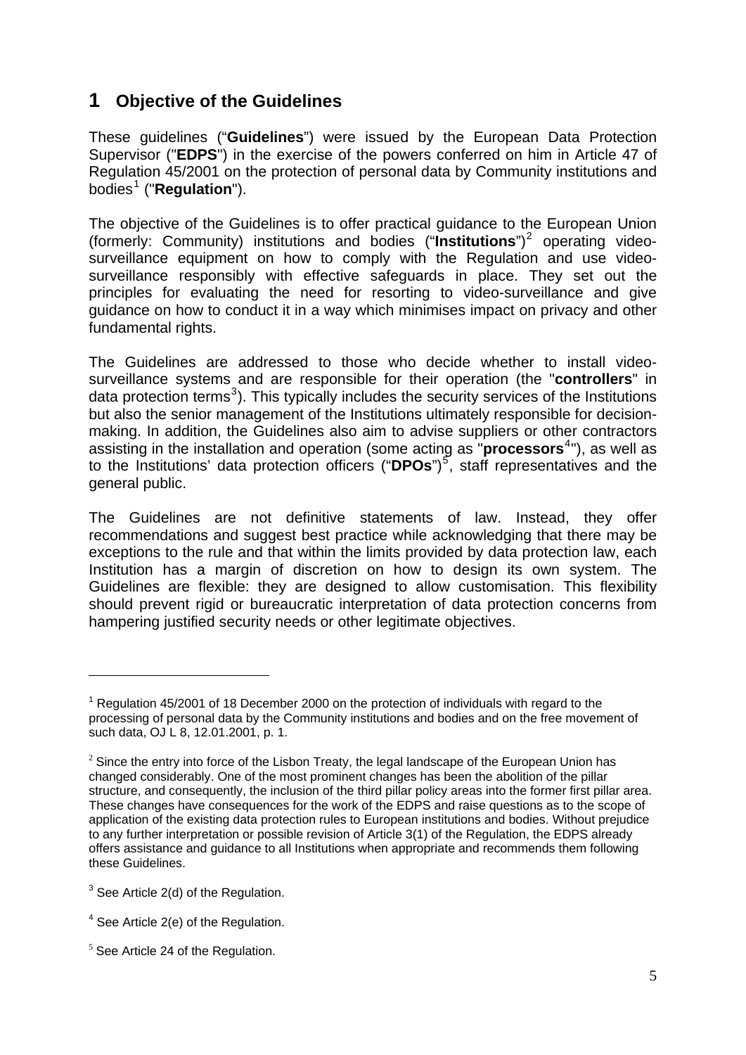# 1 Objective of the Guidelines

These guidelines ("**Guidelines**") were issued by the European Data Protection Supervisor ("**EDPS**") in the exercise of the powers conferred on him in Article 47 of Regulation 45/2001 on the protection of personal data by Community institutions and bodies[1] ("**Regulation**").

The objective of the Guidelines is to offer practical guidance to the European Union (formerly: Community) institutions and bodies ("**Institutions**")[2] operating video-surveillance equipment on how to comply with the Regulation and use video-surveillance responsibly with effective safeguards in place. They set out the principles for evaluating the need for resorting to video-surveillance and give guidance on how to conduct it in a way which minimises impact on privacy and other fundamental rights.

The Guidelines are addressed to those who decide whether to install video-surveillance systems and are responsible for their operation (the "**controllers**" in data protection terms[3]). This typically includes the security services of the Institutions but also the senior management of the Institutions ultimately responsible for decision-making. In addition, the Guidelines also aim to advise suppliers or other contractors assisting in the installation and operation (some acting as "**processors**[4]"), as well as to the Institutions' data protection officers ("**DPOs**")[5], staff representatives and the general public.

The Guidelines are not definitive statements of law. Instead, they offer recommendations and suggest best practice while acknowledging that there may be exceptions to the rule and that within the limits provided by data protection law, each Institution has a margin of discretion on how to design its own system. The Guidelines are flexible: they are designed to allow customisation. This flexibility should prevent rigid or bureaucratic interpretation of data protection concerns from hampering justified security needs or other legitimate objectives.

---

[1] Regulation 45/2001 of 18 December 2000 on the protection of individuals with regard to the processing of personal data by the Community institutions and bodies and on the free movement of such data, OJ L 8, 12.01.2001, p. 1.

[2] Since the entry into force of the Lisbon Treaty, the legal landscape of the European Union has changed considerably. One of the most prominent changes has been the abolition of the pillar structure, and consequently, the inclusion of the third pillar policy areas into the former first pillar area. These changes have consequences for the work of the EDPS and raise questions as to the scope of application of the existing data protection rules to European institutions and bodies. Without prejudice to any further interpretation or possible revision of Article 3(1) of the Regulation, the EDPS already offers assistance and guidance to all Institutions when appropriate and recommends them following these Guidelines.

[3] See Article 2(d) of the Regulation.

[4] See Article 2(e) of the Regulation.

[5] See Article 24 of the Regulation.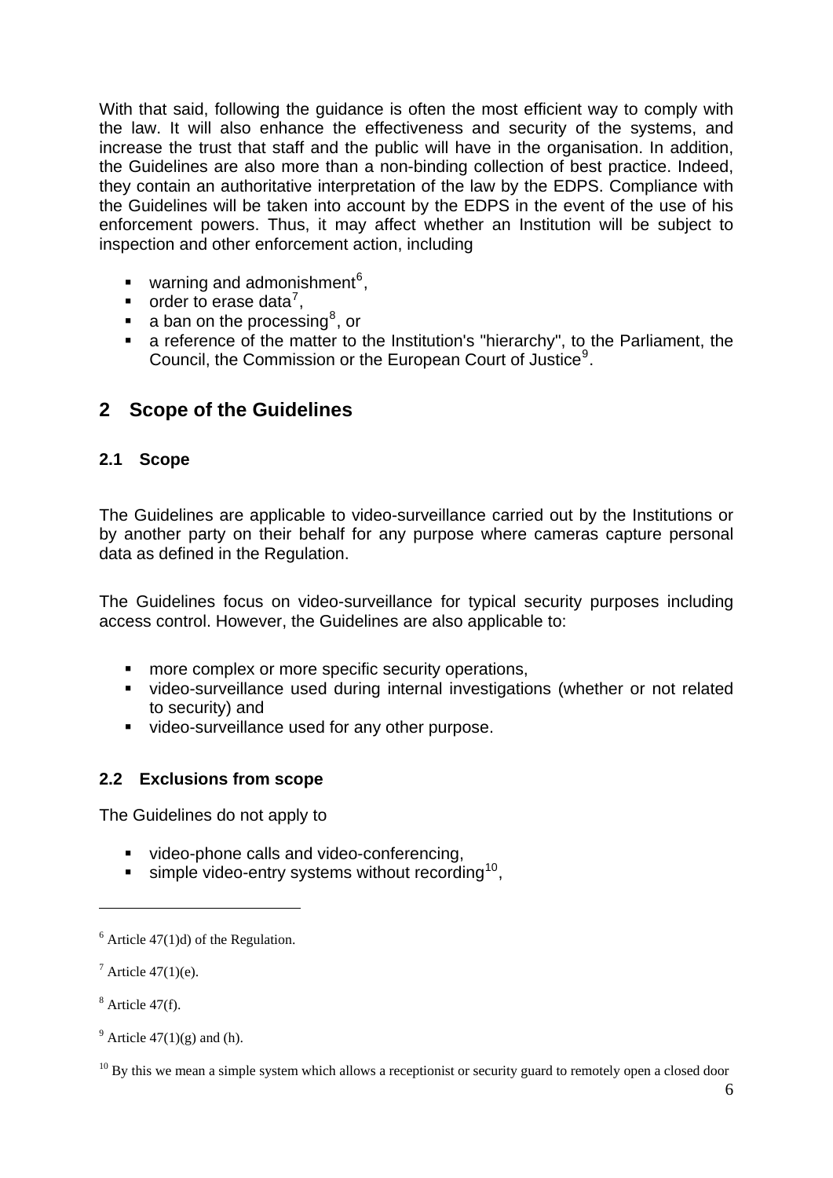With that said, following the guidance is often the most efficient way to comply with the law. It will also enhance the effectiveness and security of the systems, and increase the trust that staff and the public will have in the organisation. In addition, the Guidelines are also more than a non-binding collection of best practice. Indeed, they contain an authoritative interpretation of the law by the EDPS. Compliance with the Guidelines will be taken into account by the EDPS in the event of the use of his enforcement powers. Thus, it may affect whether an Institution will be subject to inspection and other enforcement action, including

- warning and admonishment[6],
- order to erase data[7],
- a ban on the processing[8], or
- a reference of the matter to the Institution's "hierarchy", to the Parliament, the Council, the Commission or the European Court of Justice[9].

## 2 Scope of the Guidelines

### 2.1 Scope

The Guidelines are applicable to video-surveillance carried out by the Institutions or by another party on their behalf for any purpose where cameras capture personal data as defined in the Regulation.

The Guidelines focus on video-surveillance for typical security purposes including access control. However, the Guidelines are also applicable to:

- more complex or more specific security operations,
- video-surveillance used during internal investigations (whether or not related to security) and
- video-surveillance used for any other purpose.

### 2.2 Exclusions from scope

The Guidelines do not apply to

- video-phone calls and video-conferencing,
- simple video-entry systems without recording[10],

---

[6] Article 47(1)d) of the Regulation.

[7] Article 47(1)(e).

[8] Article 47(f).

[9] Article 47(1)(g) and (h).

[10] By this we mean a simple system which allows a receptionist or security guard to remotely open a closed door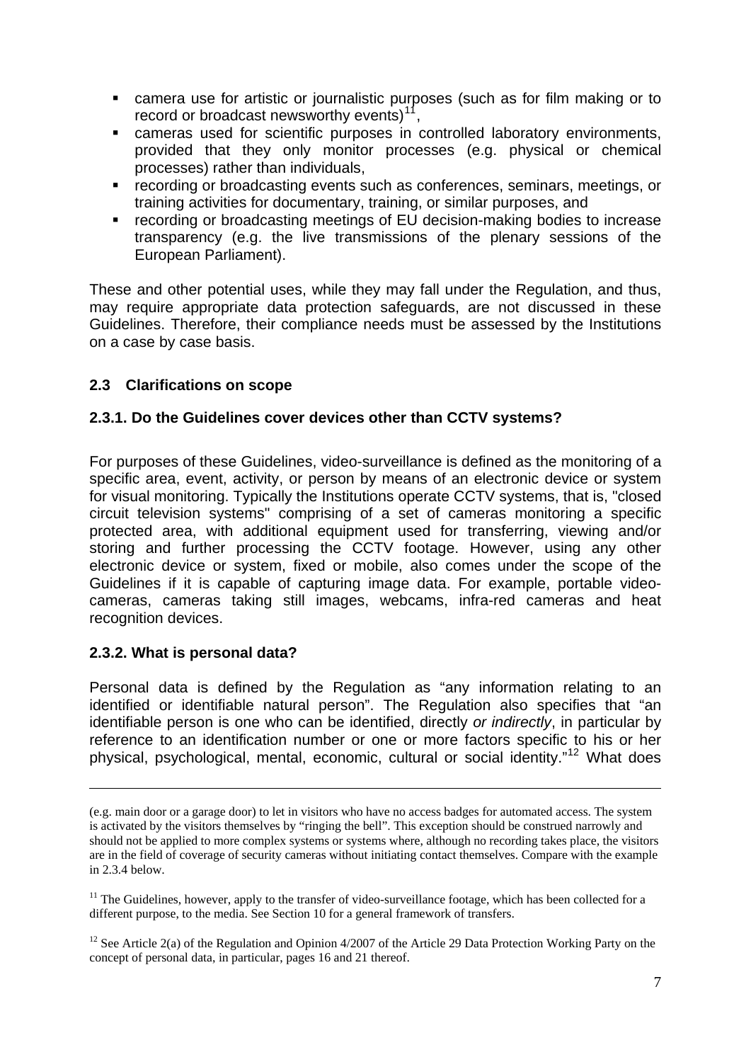- camera use for artistic or journalistic purposes (such as for film making or to record or broadcast newsworthy events)[11],
- cameras used for scientific purposes in controlled laboratory environments, provided that they only monitor processes (e.g. physical or chemical processes) rather than individuals,
- recording or broadcasting events such as conferences, seminars, meetings, or training activities for documentary, training, or similar purposes, and
- recording or broadcasting meetings of EU decision-making bodies to increase transparency (e.g. the live transmissions of the plenary sessions of the European Parliament).

These and other potential uses, while they may fall under the Regulation, and thus, may require appropriate data protection safeguards, are not discussed in these Guidelines. Therefore, their compliance needs must be assessed by the Institutions on a case by case basis.

### 2.3 Clarifications on scope

#### 2.3.1. Do the Guidelines cover devices other than CCTV systems?

For purposes of these Guidelines, video-surveillance is defined as the monitoring of a specific area, event, activity, or person by means of an electronic device or system for visual monitoring. Typically the Institutions operate CCTV systems, that is, "closed circuit television systems" comprising of a set of cameras monitoring a specific protected area, with additional equipment used for transferring, viewing and/or storing and further processing the CCTV footage. However, using any other electronic device or system, fixed or mobile, also comes under the scope of the Guidelines if it is capable of capturing image data. For example, portable video-cameras, cameras taking still images, webcams, infra-red cameras and heat recognition devices.

#### 2.3.2. What is personal data?

Personal data is defined by the Regulation as "any information relating to an identified or identifiable natural person". The Regulation also specifies that "an identifiable person is one who can be identified, directly *or indirectly*, in particular by reference to an identification number or one or more factors specific to his or her physical, psychological, mental, economic, cultural or social identity."[12] What does

---

(e.g. main door or a garage door) to let in visitors who have no access badges for automated access. The system is activated by the visitors themselves by "ringing the bell". This exception should be construed narrowly and should not be applied to more complex systems or systems where, although no recording takes place, the visitors are in the field of coverage of security cameras without initiating contact themselves. Compare with the example in 2.3.4 below.

[11] The Guidelines, however, apply to the transfer of video-surveillance footage, which has been collected for a different purpose, to the media. See Section 10 for a general framework of transfers.

[12] See Article 2(a) of the Regulation and Opinion 4/2007 of the Article 29 Data Protection Working Party on the concept of personal data, in particular, pages 16 and 21 thereof.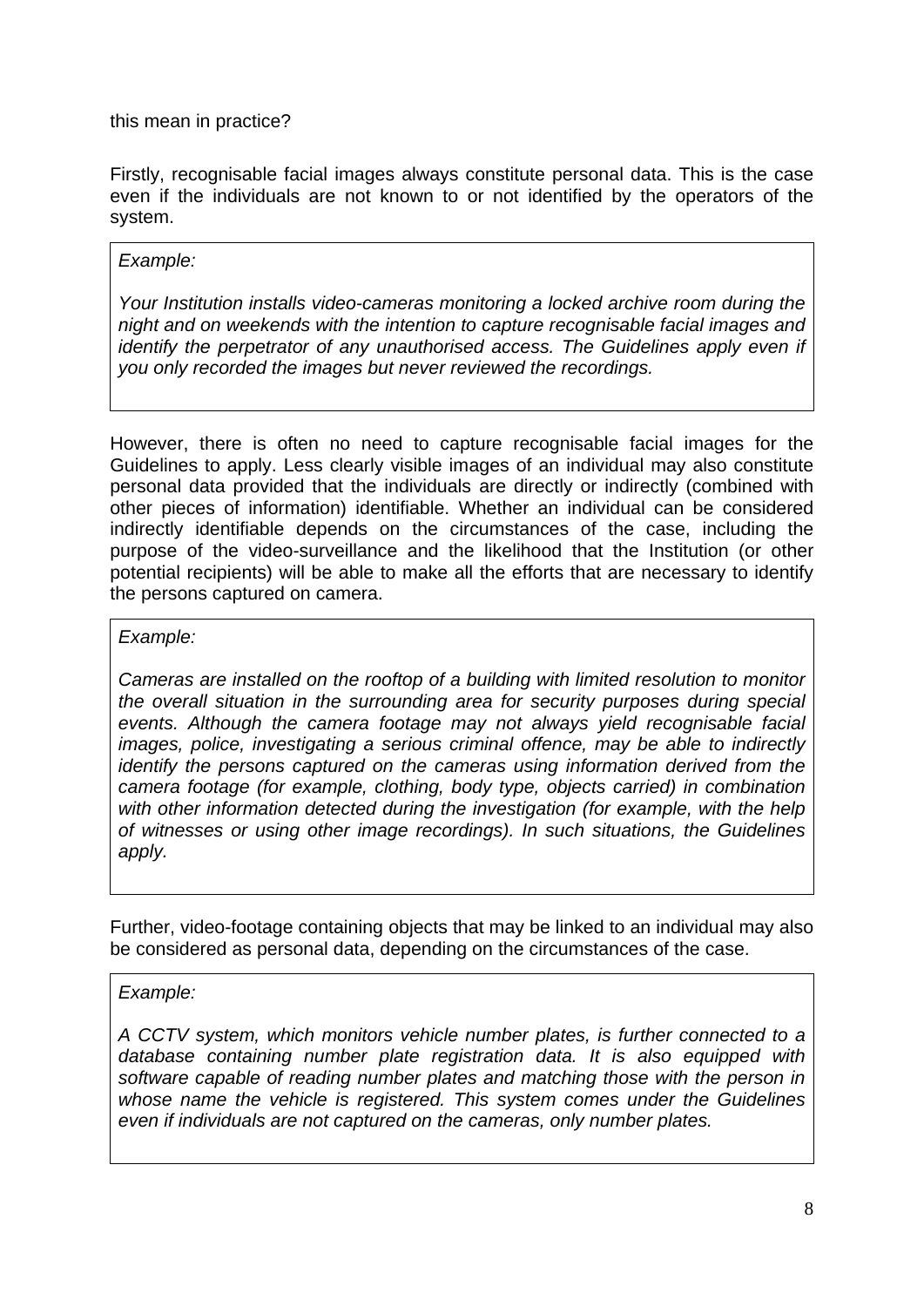this mean in practice?

Firstly, recognisable facial images always constitute personal data. This is the case even if the individuals are not known to or not identified by the operators of the system.

> *Example:*
>
> *Your Institution installs video-cameras monitoring a locked archive room during the night and on weekends with the intention to capture recognisable facial images and identify the perpetrator of any unauthorised access. The Guidelines apply even if you only recorded the images but never reviewed the recordings.*

However, there is often no need to capture recognisable facial images for the Guidelines to apply. Less clearly visible images of an individual may also constitute personal data provided that the individuals are directly or indirectly (combined with other pieces of information) identifiable. Whether an individual can be considered indirectly identifiable depends on the circumstances of the case, including the purpose of the video-surveillance and the likelihood that the Institution (or other potential recipients) will be able to make all the efforts that are necessary to identify the persons captured on camera.

> *Example:*
>
> *Cameras are installed on the rooftop of a building with limited resolution to monitor the overall situation in the surrounding area for security purposes during special events. Although the camera footage may not always yield recognisable facial images, police, investigating a serious criminal offence, may be able to indirectly identify the persons captured on the cameras using information derived from the camera footage (for example, clothing, body type, objects carried) in combination with other information detected during the investigation (for example, with the help of witnesses or using other image recordings). In such situations, the Guidelines apply.*

Further, video-footage containing objects that may be linked to an individual may also be considered as personal data, depending on the circumstances of the case.

> *Example:*
>
> *A CCTV system, which monitors vehicle number plates, is further connected to a database containing number plate registration data. It is also equipped with software capable of reading number plates and matching those with the person in whose name the vehicle is registered. This system comes under the Guidelines even if individuals are not captured on the cameras, only number plates.*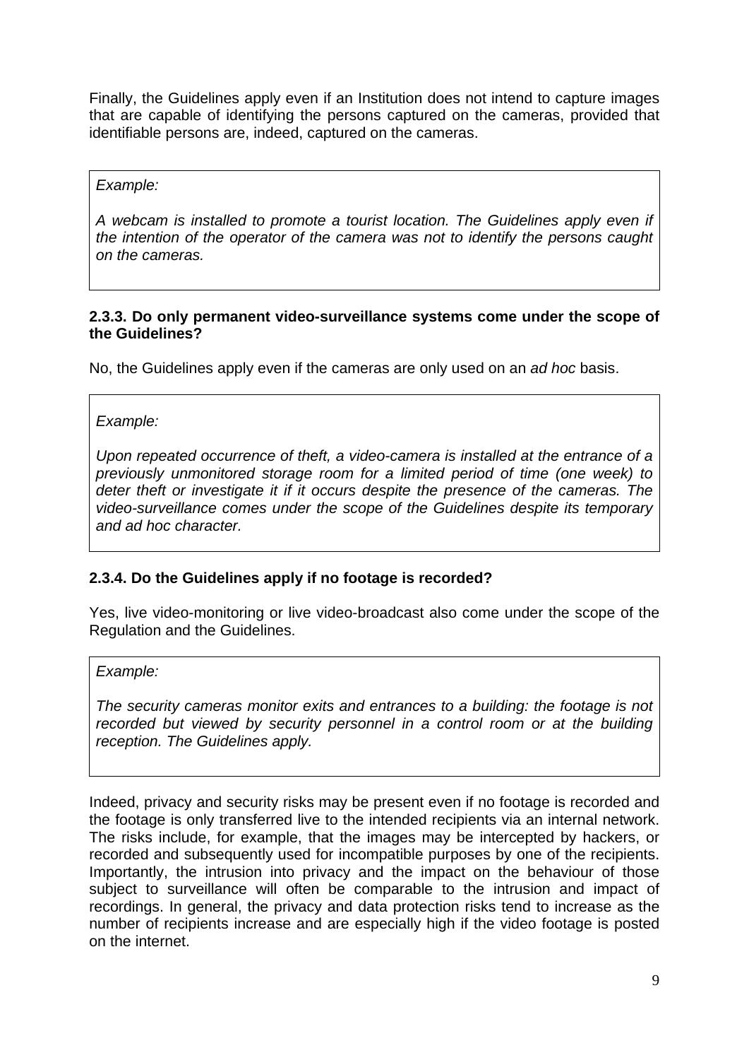Finally, the Guidelines apply even if an Institution does not intend to capture images that are capable of identifying the persons captured on the cameras, provided that identifiable persons are, indeed, captured on the cameras.

> *Example:*
>
> *A webcam is installed to promote a tourist location. The Guidelines apply even if the intention of the operator of the camera was not to identify the persons caught on the cameras.*

### 2.3.3. Do only permanent video-surveillance systems come under the scope of the Guidelines?

No, the Guidelines apply even if the cameras are only used on an *ad hoc* basis.

> *Example:*
>
> *Upon repeated occurrence of theft, a video-camera is installed at the entrance of a previously unmonitored storage room for a limited period of time (one week) to deter theft or investigate it if it occurs despite the presence of the cameras. The video-surveillance comes under the scope of the Guidelines despite its temporary and ad hoc character.*

### 2.3.4. Do the Guidelines apply if no footage is recorded?

Yes, live video-monitoring or live video-broadcast also come under the scope of the Regulation and the Guidelines.

> *Example:*
>
> *The security cameras monitor exits and entrances to a building: the footage is not recorded but viewed by security personnel in a control room or at the building reception. The Guidelines apply.*

Indeed, privacy and security risks may be present even if no footage is recorded and the footage is only transferred live to the intended recipients via an internal network. The risks include, for example, that the images may be intercepted by hackers, or recorded and subsequently used for incompatible purposes by one of the recipients. Importantly, the intrusion into privacy and the impact on the behaviour of those subject to surveillance will often be comparable to the intrusion and impact of recordings. In general, the privacy and data protection risks tend to increase as the number of recipients increase and are especially high if the video footage is posted on the internet.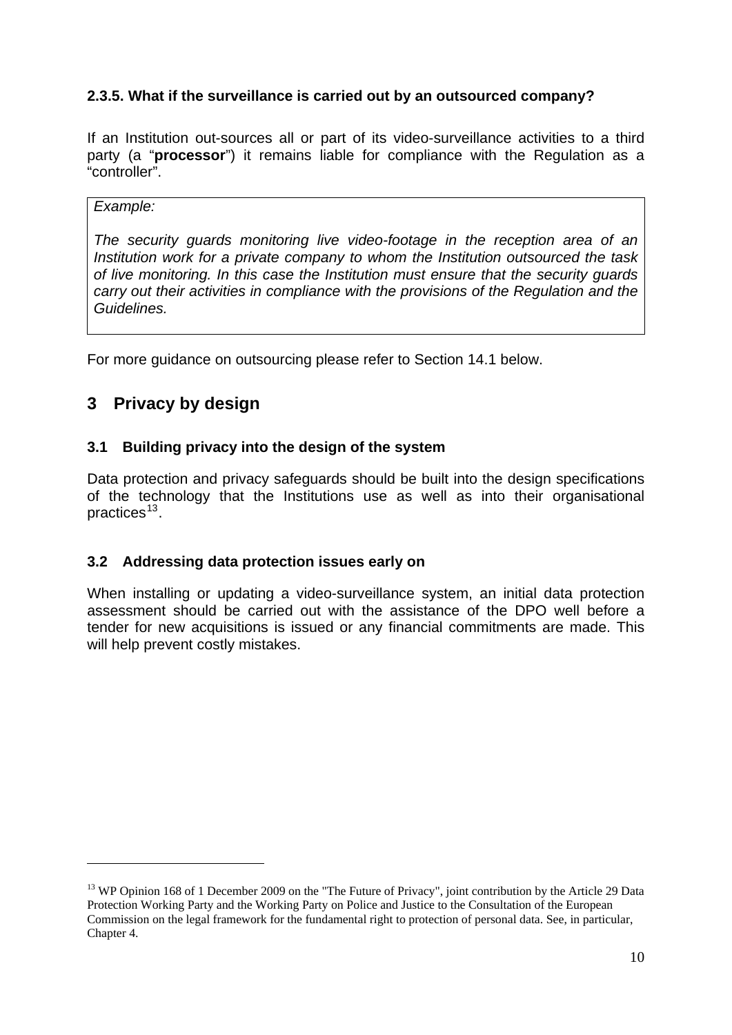### 2.3.5. What if the surveillance is carried out by an outsourced company?

If an Institution out-sources all or part of its video-surveillance activities to a third party (a "**processor**") it remains liable for compliance with the Regulation as a "controller".

> *Example:*
>
> *The security guards monitoring live video-footage in the reception area of an Institution work for a private company to whom the Institution outsourced the task of live monitoring. In this case the Institution must ensure that the security guards carry out their activities in compliance with the provisions of the Regulation and the Guidelines.*

For more guidance on outsourcing please refer to Section 14.1 below.

# 3 Privacy by design

## 3.1 Building privacy into the design of the system

Data protection and privacy safeguards should be built into the design specifications of the technology that the Institutions use as well as into their organisational practices[13].

## 3.2 Addressing data protection issues early on

When installing or updating a video-surveillance system, an initial data protection assessment should be carried out with the assistance of the DPO well before a tender for new acquisitions is issued or any financial commitments are made. This will help prevent costly mistakes.

---

[13] WP Opinion 168 of 1 December 2009 on the "The Future of Privacy", joint contribution by the Article 29 Data Protection Working Party and the Working Party on Police and Justice to the Consultation of the European Commission on the legal framework for the fundamental right to protection of personal data. See, in particular, Chapter 4.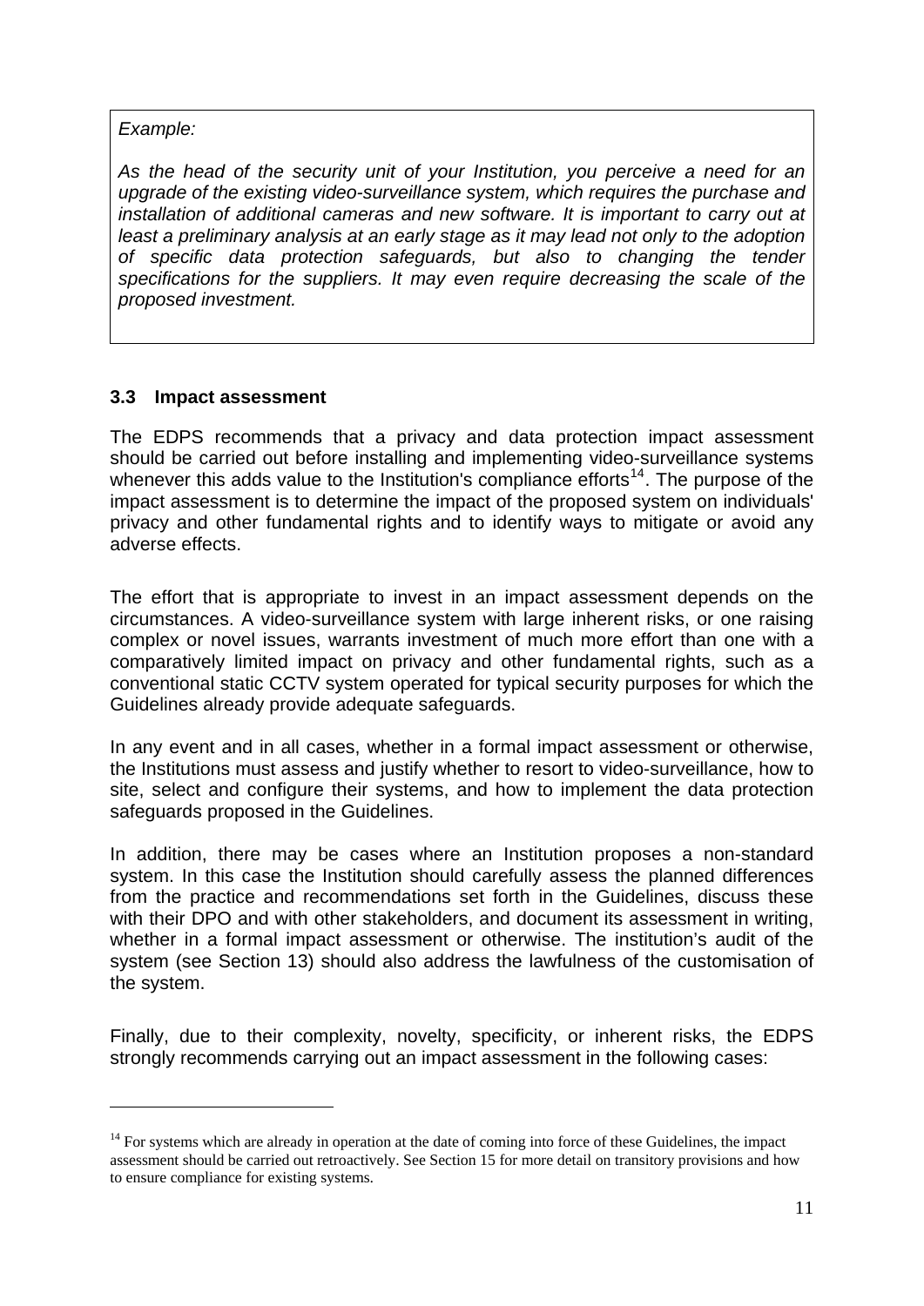*Example:*

*As the head of the security unit of your Institution, you perceive a need for an upgrade of the existing video-surveillance system, which requires the purchase and installation of additional cameras and new software. It is important to carry out at least a preliminary analysis at an early stage as it may lead not only to the adoption of specific data protection safeguards, but also to changing the tender specifications for the suppliers. It may even require decreasing the scale of the proposed investment.*

### 3.3 Impact assessment

The EDPS recommends that a privacy and data protection impact assessment should be carried out before installing and implementing video-surveillance systems whenever this adds value to the Institution's compliance efforts[14]. The purpose of the impact assessment is to determine the impact of the proposed system on individuals' privacy and other fundamental rights and to identify ways to mitigate or avoid any adverse effects.

The effort that is appropriate to invest in an impact assessment depends on the circumstances. A video-surveillance system with large inherent risks, or one raising complex or novel issues, warrants investment of much more effort than one with a comparatively limited impact on privacy and other fundamental rights, such as a conventional static CCTV system operated for typical security purposes for which the Guidelines already provide adequate safeguards.

In any event and in all cases, whether in a formal impact assessment or otherwise, the Institutions must assess and justify whether to resort to video-surveillance, how to site, select and configure their systems, and how to implement the data protection safeguards proposed in the Guidelines.

In addition, there may be cases where an Institution proposes a non-standard system. In this case the Institution should carefully assess the planned differences from the practice and recommendations set forth in the Guidelines, discuss these with their DPO and with other stakeholders, and document its assessment in writing, whether in a formal impact assessment or otherwise. The institution's audit of the system (see Section 13) should also address the lawfulness of the customisation of the system.

Finally, due to their complexity, novelty, specificity, or inherent risks, the EDPS strongly recommends carrying out an impact assessment in the following cases:

---

[14] For systems which are already in operation at the date of coming into force of these Guidelines, the impact assessment should be carried out retroactively. See Section 15 for more detail on transitory provisions and how to ensure compliance for existing systems.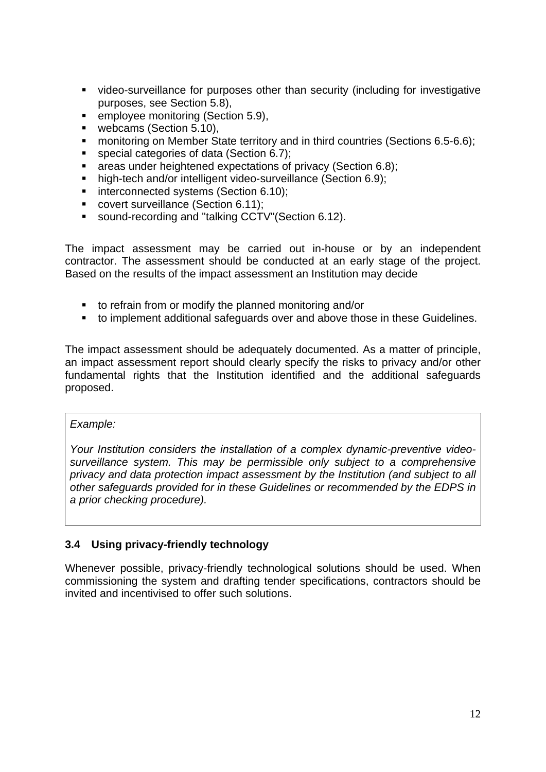- video-surveillance for purposes other than security (including for investigative purposes, see Section 5.8),
- employee monitoring (Section 5.9),
- webcams (Section 5.10),
- monitoring on Member State territory and in third countries (Sections 6.5-6.6);
- special categories of data (Section 6.7);
- areas under heightened expectations of privacy (Section 6.8);
- high-tech and/or intelligent video-surveillance (Section 6.9);
- interconnected systems (Section 6.10);
- covert surveillance (Section 6.11);
- sound-recording and "talking CCTV"(Section 6.12).

The impact assessment may be carried out in-house or by an independent contractor. The assessment should be conducted at an early stage of the project. Based on the results of the impact assessment an Institution may decide

- to refrain from or modify the planned monitoring and/or
- to implement additional safeguards over and above those in these Guidelines.

The impact assessment should be adequately documented. As a matter of principle, an impact assessment report should clearly specify the risks to privacy and/or other fundamental rights that the Institution identified and the additional safeguards proposed.

> *Example:*
>
> *Your Institution considers the installation of a complex dynamic-preventive video-surveillance system. This may be permissible only subject to a comprehensive privacy and data protection impact assessment by the Institution (and subject to all other safeguards provided for in these Guidelines or recommended by the EDPS in a prior checking procedure).*

### 3.4 Using privacy-friendly technology

Whenever possible, privacy-friendly technological solutions should be used. When commissioning the system and drafting tender specifications, contractors should be invited and incentivised to offer such solutions.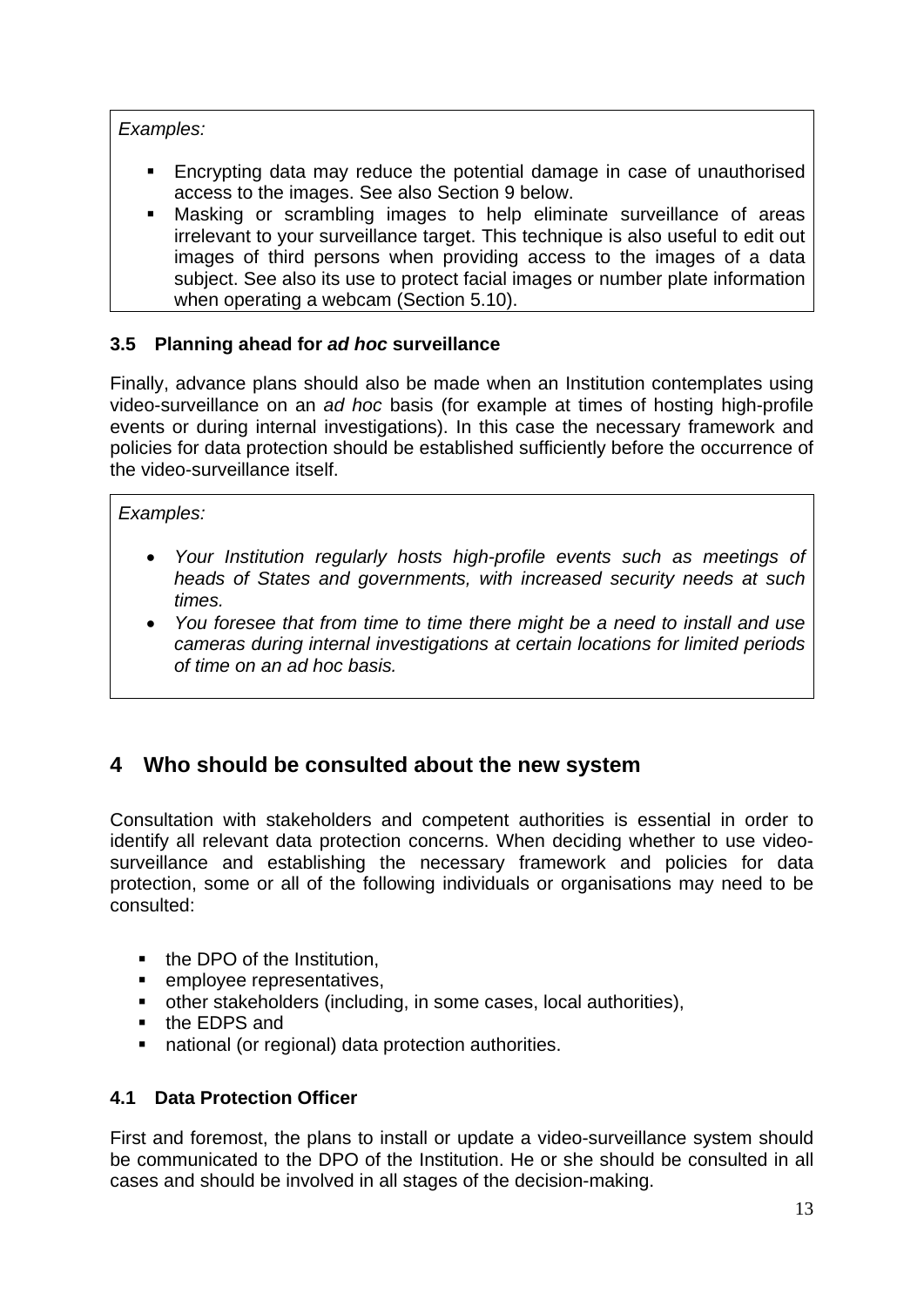*Examples:*

- Encrypting data may reduce the potential damage in case of unauthorised access to the images. See also Section 9 below.
- Masking or scrambling images to help eliminate surveillance of areas irrelevant to your surveillance target. This technique is also useful to edit out images of third persons when providing access to the images of a data subject. See also its use to protect facial images or number plate information when operating a webcam (Section 5.10).

### 3.5 Planning ahead for *ad hoc* surveillance

Finally, advance plans should also be made when an Institution contemplates using video-surveillance on an *ad hoc* basis (for example at times of hosting high-profile events or during internal investigations). In this case the necessary framework and policies for data protection should be established sufficiently before the occurrence of the video-surveillance itself.

*Examples:*

- *Your Institution regularly hosts high-profile events such as meetings of heads of States and governments, with increased security needs at such times.*
- *You foresee that from time to time there might be a need to install and use cameras during internal investigations at certain locations for limited periods of time on an ad hoc basis.*

## 4 Who should be consulted about the new system

Consultation with stakeholders and competent authorities is essential in order to identify all relevant data protection concerns. When deciding whether to use video-surveillance and establishing the necessary framework and policies for data protection, some or all of the following individuals or organisations may need to be consulted:

- the DPO of the Institution,
- employee representatives,
- other stakeholders (including, in some cases, local authorities),
- the EDPS and
- national (or regional) data protection authorities.

### 4.1 Data Protection Officer

First and foremost, the plans to install or update a video-surveillance system should be communicated to the DPO of the Institution. He or she should be consulted in all cases and should be involved in all stages of the decision-making.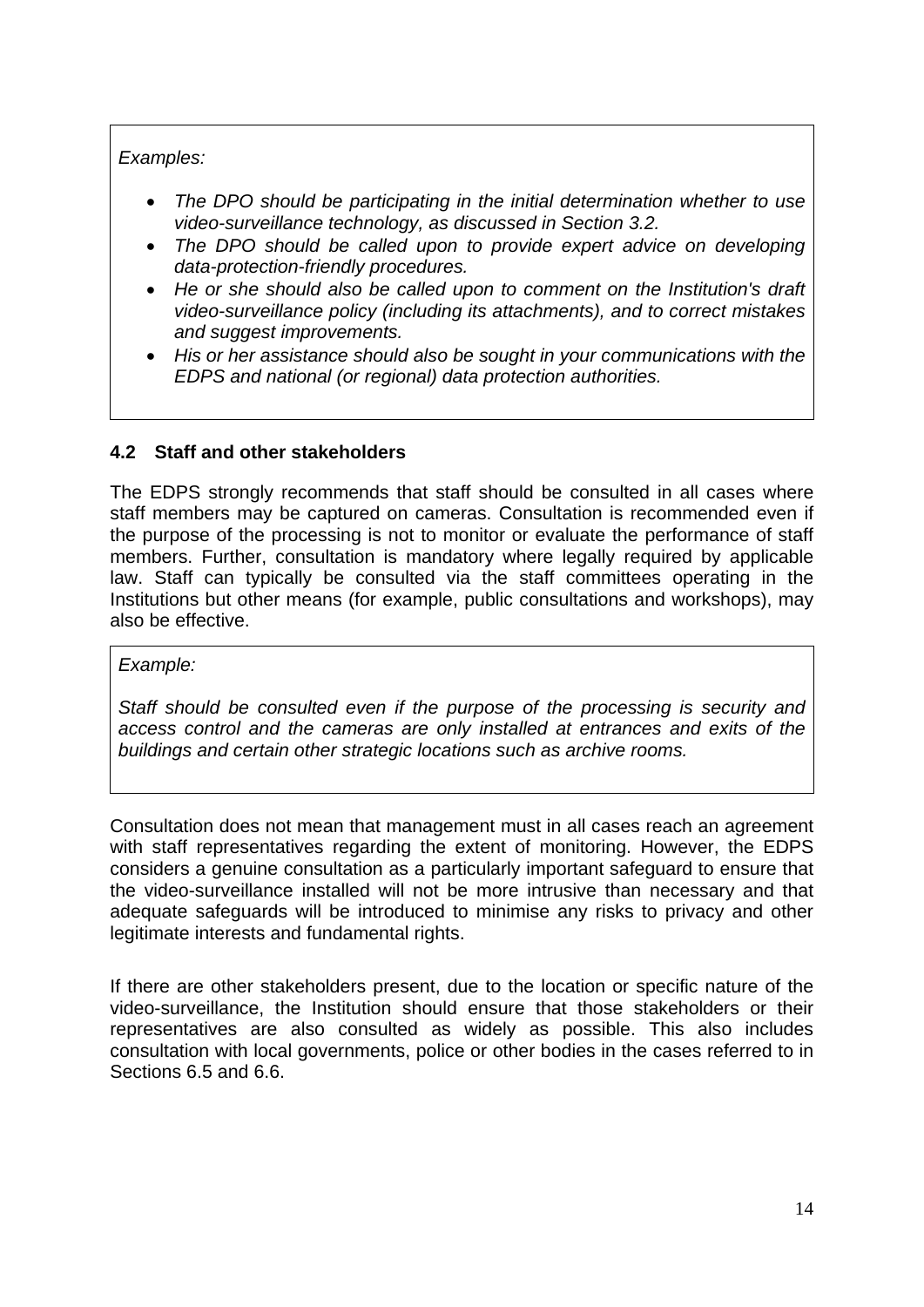*Examples:*

- *The DPO should be participating in the initial determination whether to use video-surveillance technology, as discussed in Section 3.2.*
- *The DPO should be called upon to provide expert advice on developing data-protection-friendly procedures.*
- *He or she should also be called upon to comment on the Institution's draft video-surveillance policy (including its attachments), and to correct mistakes and suggest improvements.*
- *His or her assistance should also be sought in your communications with the EDPS and national (or regional) data protection authorities.*

### 4.2 Staff and other stakeholders

The EDPS strongly recommends that staff should be consulted in all cases where staff members may be captured on cameras. Consultation is recommended even if the purpose of the processing is not to monitor or evaluate the performance of staff members. Further, consultation is mandatory where legally required by applicable law. Staff can typically be consulted via the staff committees operating in the Institutions but other means (for example, public consultations and workshops), may also be effective.

*Example:*

*Staff should be consulted even if the purpose of the processing is security and access control and the cameras are only installed at entrances and exits of the buildings and certain other strategic locations such as archive rooms.*

Consultation does not mean that management must in all cases reach an agreement with staff representatives regarding the extent of monitoring. However, the EDPS considers a genuine consultation as a particularly important safeguard to ensure that the video-surveillance installed will not be more intrusive than necessary and that adequate safeguards will be introduced to minimise any risks to privacy and other legitimate interests and fundamental rights.

If there are other stakeholders present, due to the location or specific nature of the video-surveillance, the Institution should ensure that those stakeholders or their representatives are also consulted as widely as possible. This also includes consultation with local governments, police or other bodies in the cases referred to in Sections 6.5 and 6.6.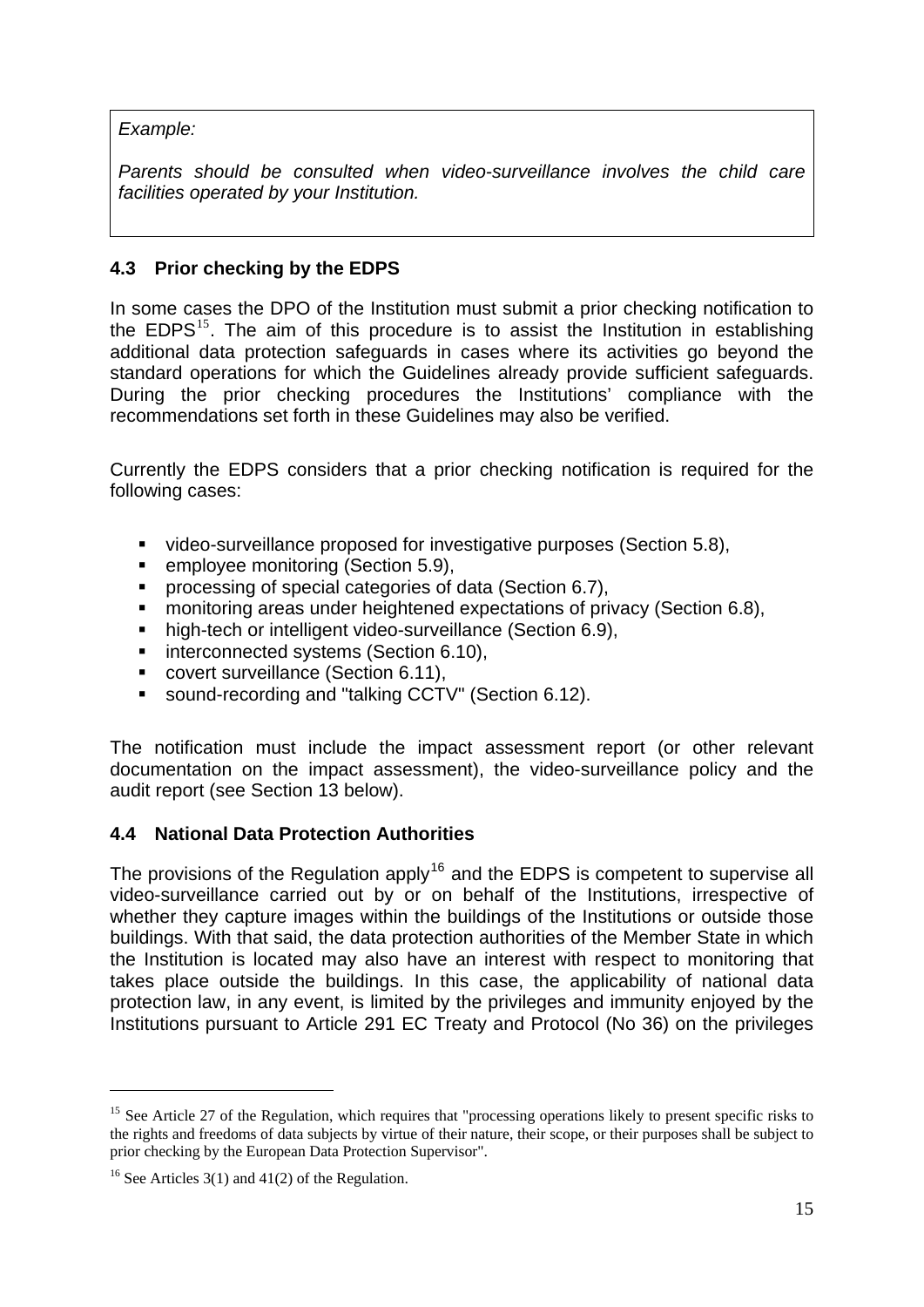*Example:*

*Parents should be consulted when video-surveillance involves the child care facilities operated by your Institution.*

### 4.3 Prior checking by the EDPS

In some cases the DPO of the Institution must submit a prior checking notification to the EDPS[15]. The aim of this procedure is to assist the Institution in establishing additional data protection safeguards in cases where its activities go beyond the standard operations for which the Guidelines already provide sufficient safeguards. During the prior checking procedures the Institutions' compliance with the recommendations set forth in these Guidelines may also be verified.

Currently the EDPS considers that a prior checking notification is required for the following cases:

- video-surveillance proposed for investigative purposes (Section 5.8),
- employee monitoring (Section 5.9),
- processing of special categories of data (Section 6.7),
- monitoring areas under heightened expectations of privacy (Section 6.8),
- high-tech or intelligent video-surveillance (Section 6.9),
- interconnected systems (Section 6.10),
- covert surveillance (Section 6.11),
- sound-recording and "talking CCTV" (Section 6.12).

The notification must include the impact assessment report (or other relevant documentation on the impact assessment), the video-surveillance policy and the audit report (see Section 13 below).

### 4.4 National Data Protection Authorities

The provisions of the Regulation apply[16] and the EDPS is competent to supervise all video-surveillance carried out by or on behalf of the Institutions, irrespective of whether they capture images within the buildings of the Institutions or outside those buildings. With that said, the data protection authorities of the Member State in which the Institution is located may also have an interest with respect to monitoring that takes place outside the buildings. In this case, the applicability of national data protection law, in any event, is limited by the privileges and immunity enjoyed by the Institutions pursuant to Article 291 EC Treaty and Protocol (No 36) on the privileges

---

[15] See Article 27 of the Regulation, which requires that "processing operations likely to present specific risks to the rights and freedoms of data subjects by virtue of their nature, their scope, or their purposes shall be subject to prior checking by the European Data Protection Supervisor".

[16] See Articles 3(1) and 41(2) of the Regulation.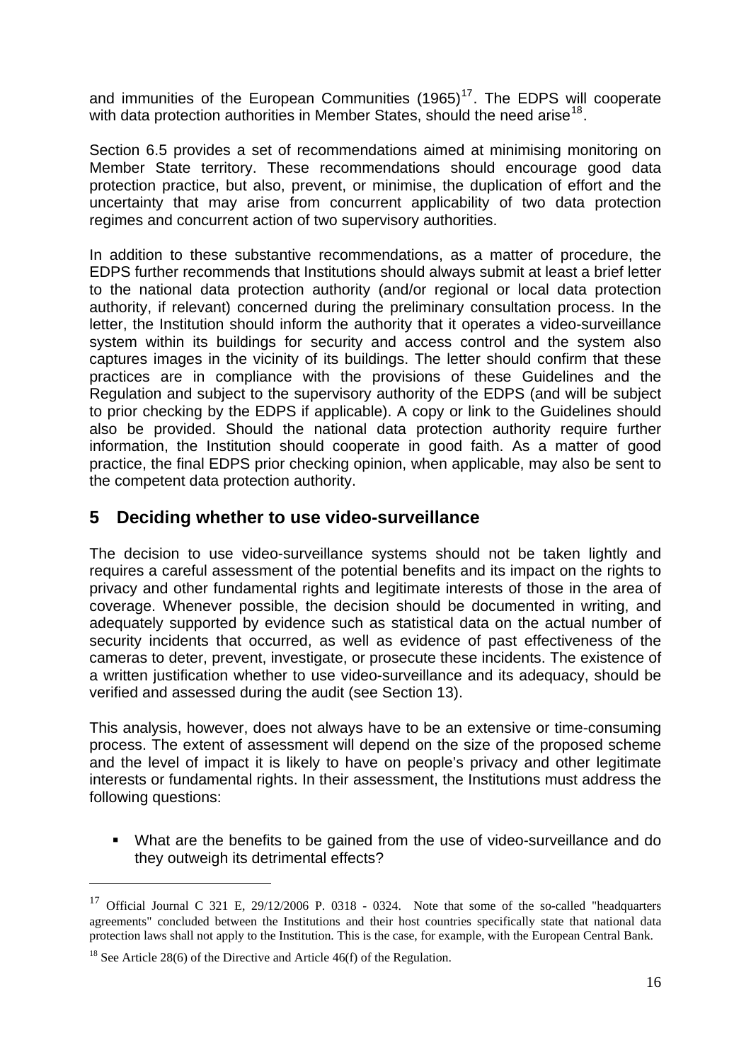and immunities of the European Communities (1965)[17]. The EDPS will cooperate with data protection authorities in Member States, should the need arise[18].

Section 6.5 provides a set of recommendations aimed at minimising monitoring on Member State territory. These recommendations should encourage good data protection practice, but also, prevent, or minimise, the duplication of effort and the uncertainty that may arise from concurrent applicability of two data protection regimes and concurrent action of two supervisory authorities.

In addition to these substantive recommendations, as a matter of procedure, the EDPS further recommends that Institutions should always submit at least a brief letter to the national data protection authority (and/or regional or local data protection authority, if relevant) concerned during the preliminary consultation process. In the letter, the Institution should inform the authority that it operates a video-surveillance system within its buildings for security and access control and the system also captures images in the vicinity of its buildings. The letter should confirm that these practices are in compliance with the provisions of these Guidelines and the Regulation and subject to the supervisory authority of the EDPS (and will be subject to prior checking by the EDPS if applicable). A copy or link to the Guidelines should also be provided. Should the national data protection authority require further information, the Institution should cooperate in good faith. As a matter of good practice, the final EDPS prior checking opinion, when applicable, may also be sent to the competent data protection authority.

# 5 Deciding whether to use video-surveillance

The decision to use video-surveillance systems should not be taken lightly and requires a careful assessment of the potential benefits and its impact on the rights to privacy and other fundamental rights and legitimate interests of those in the area of coverage. Whenever possible, the decision should be documented in writing, and adequately supported by evidence such as statistical data on the actual number of security incidents that occurred, as well as evidence of past effectiveness of the cameras to deter, prevent, investigate, or prosecute these incidents. The existence of a written justification whether to use video-surveillance and its adequacy, should be verified and assessed during the audit (see Section 13).

This analysis, however, does not always have to be an extensive or time-consuming process. The extent of assessment will depend on the size of the proposed scheme and the level of impact it is likely to have on people's privacy and other legitimate interests or fundamental rights. In their assessment, the Institutions must address the following questions:

- What are the benefits to be gained from the use of video-surveillance and do they outweigh its detrimental effects?

---

[17] Official Journal C 321 E, 29/12/2006 P. 0318 - 0324. Note that some of the so-called "headquarters agreements" concluded between the Institutions and their host countries specifically state that national data protection laws shall not apply to the Institution. This is the case, for example, with the European Central Bank.

[18] See Article 28(6) of the Directive and Article 46(f) of the Regulation.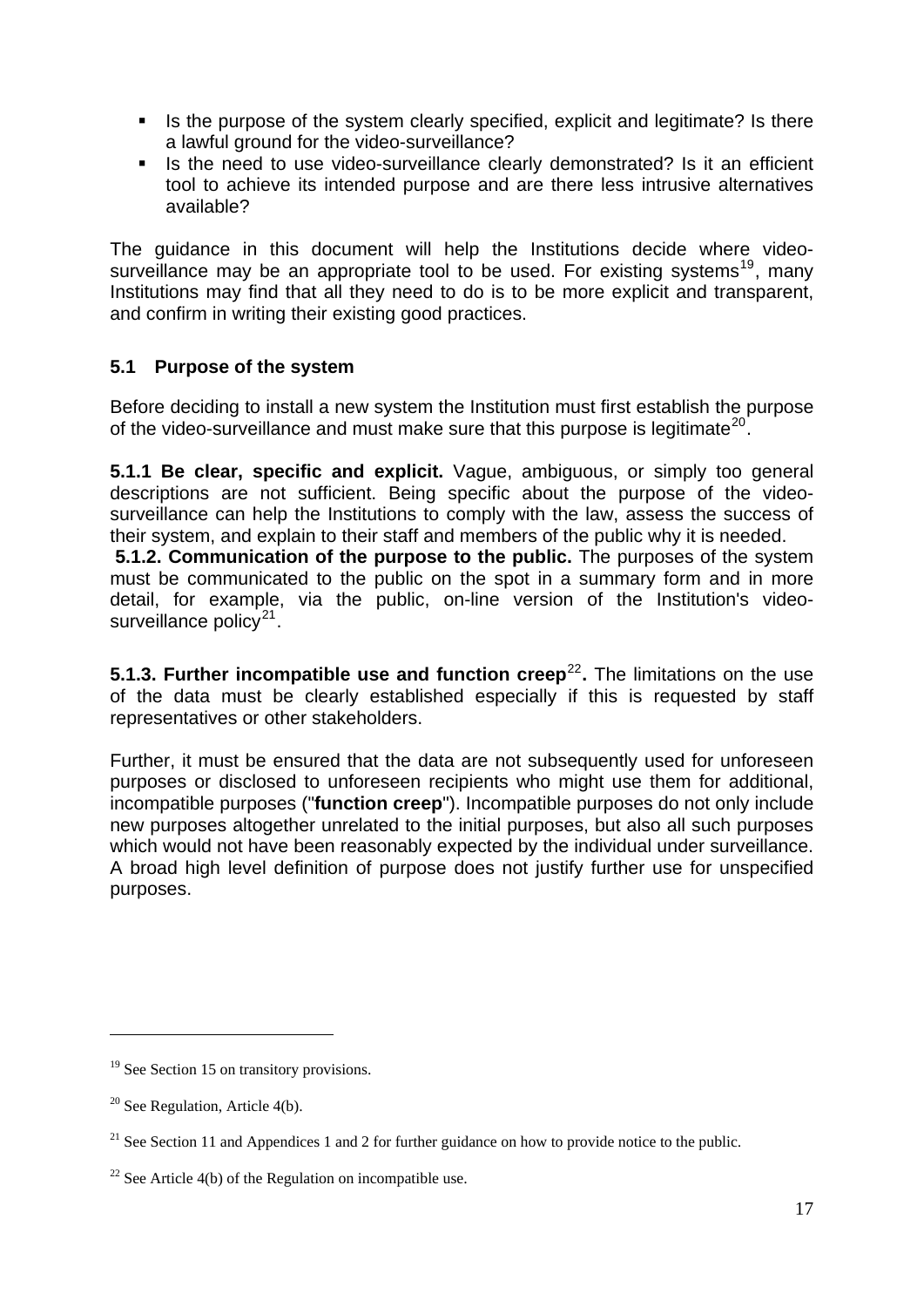- Is the purpose of the system clearly specified, explicit and legitimate? Is there a lawful ground for the video-surveillance?
- Is the need to use video-surveillance clearly demonstrated? Is it an efficient tool to achieve its intended purpose and are there less intrusive alternatives available?

The guidance in this document will help the Institutions decide where video-surveillance may be an appropriate tool to be used. For existing systems[19], many Institutions may find that all they need to do is to be more explicit and transparent, and confirm in writing their existing good practices.

### 5.1 Purpose of the system

Before deciding to install a new system the Institution must first establish the purpose of the video-surveillance and must make sure that this purpose is legitimate[20].

**5.1.1 Be clear, specific and explicit.** Vague, ambiguous, or simply too general descriptions are not sufficient. Being specific about the purpose of the video-surveillance can help the Institutions to comply with the law, assess the success of their system, and explain to their staff and members of the public why it is needed.

**5.1.2. Communication of the purpose to the public.** The purposes of the system must be communicated to the public on the spot in a summary form and in more detail, for example, via the public, on-line version of the Institution's video-surveillance policy[21].

**5.1.3. Further incompatible use and function creep[22].** The limitations on the use of the data must be clearly established especially if this is requested by staff representatives or other stakeholders.

Further, it must be ensured that the data are not subsequently used for unforeseen purposes or disclosed to unforeseen recipients who might use them for additional, incompatible purposes ("**function creep**"). Incompatible purposes do not only include new purposes altogether unrelated to the initial purposes, but also all such purposes which would not have been reasonably expected by the individual under surveillance. A broad high level definition of purpose does not justify further use for unspecified purposes.

---

[19] See Section 15 on transitory provisions.

[20] See Regulation, Article 4(b).

[21] See Section 11 and Appendices 1 and 2 for further guidance on how to provide notice to the public.

[22] See Article 4(b) of the Regulation on incompatible use.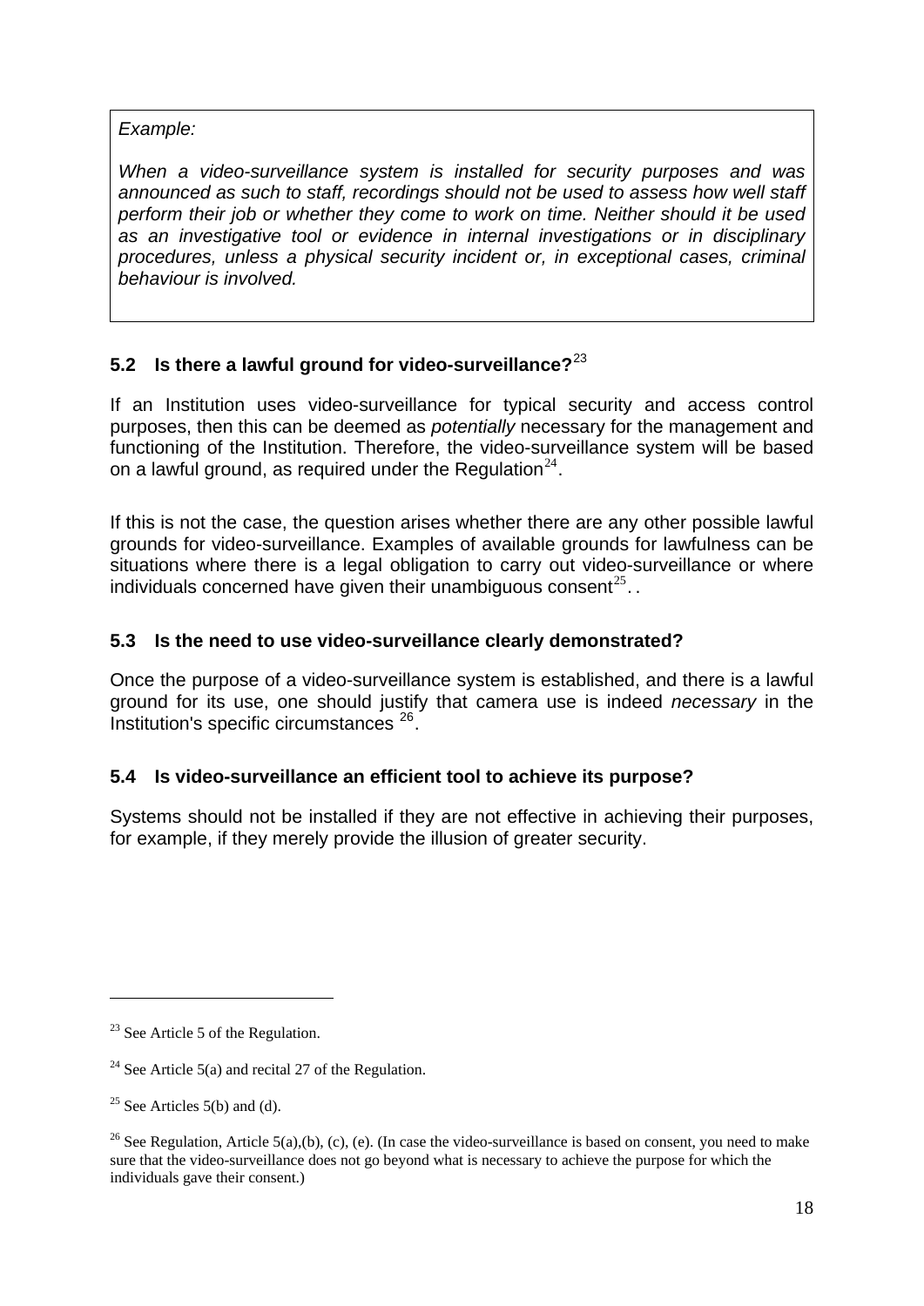*Example:*

*When a video-surveillance system is installed for security purposes and was announced as such to staff, recordings should not be used to assess how well staff perform their job or whether they come to work on time. Neither should it be used as an investigative tool or evidence in internal investigations or in disciplinary procedures, unless a physical security incident or, in exceptional cases, criminal behaviour is involved.*

### 5.2 Is there a lawful ground for video-surveillance?[23]

If an Institution uses video-surveillance for typical security and access control purposes, then this can be deemed as *potentially* necessary for the management and functioning of the Institution. Therefore, the video-surveillance system will be based on a lawful ground, as required under the Regulation[24].

If this is not the case, the question arises whether there are any other possible lawful grounds for video-surveillance. Examples of available grounds for lawfulness can be situations where there is a legal obligation to carry out video-surveillance or where individuals concerned have given their unambiguous consent[25]. .

### 5.3 Is the need to use video-surveillance clearly demonstrated?

Once the purpose of a video-surveillance system is established, and there is a lawful ground for its use, one should justify that camera use is indeed *necessary* in the Institution's specific circumstances [26].

### 5.4 Is video-surveillance an efficient tool to achieve its purpose?

Systems should not be installed if they are not effective in achieving their purposes, for example, if they merely provide the illusion of greater security.

---

[23] See Article 5 of the Regulation.

[24] See Article 5(a) and recital 27 of the Regulation.

[25] See Articles 5(b) and (d).

[26] See Regulation, Article 5(a),(b), (c), (e). (In case the video-surveillance is based on consent, you need to make sure that the video-surveillance does not go beyond what is necessary to achieve the purpose for which the individuals gave their consent.)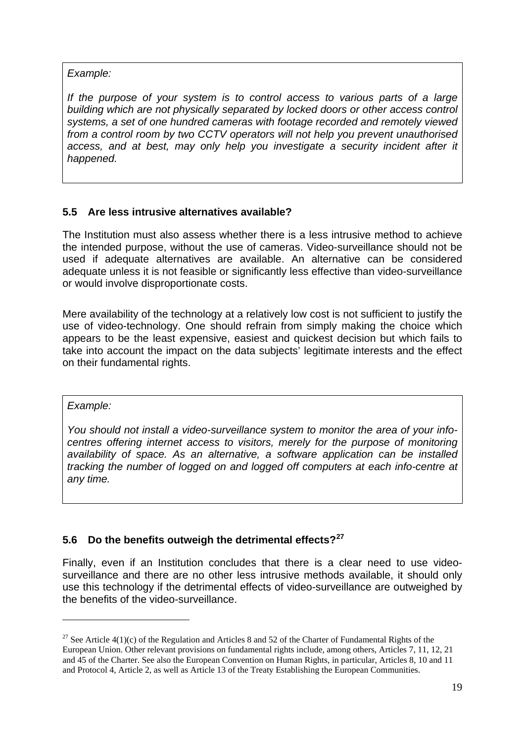> *Example:*
>
> *If the purpose of your system is to control access to various parts of a large building which are not physically separated by locked doors or other access control systems, a set of one hundred cameras with footage recorded and remotely viewed from a control room by two CCTV operators will not help you prevent unauthorised access, and at best, may only help you investigate a security incident after it happened.*

### 5.5 Are less intrusive alternatives available?

The Institution must also assess whether there is a less intrusive method to achieve the intended purpose, without the use of cameras. Video-surveillance should not be used if adequate alternatives are available. An alternative can be considered adequate unless it is not feasible or significantly less effective than video-surveillance or would involve disproportionate costs.

Mere availability of the technology at a relatively low cost is not sufficient to justify the use of video-technology. One should refrain from simply making the choice which appears to be the least expensive, easiest and quickest decision but which fails to take into account the impact on the data subjects' legitimate interests and the effect on their fundamental rights.

> *Example:*
>
> *You should not install a video-surveillance system to monitor the area of your info-centres offering internet access to visitors, merely for the purpose of monitoring availability of space. As an alternative, a software application can be installed tracking the number of logged on and logged off computers at each info-centre at any time.*

### 5.6 Do the benefits outweigh the detrimental effects?[27]

Finally, even if an Institution concludes that there is a clear need to use video-surveillance and there are no other less intrusive methods available, it should only use this technology if the detrimental effects of video-surveillance are outweighed by the benefits of the video-surveillance.

---

[27] See Article 4(1)(c) of the Regulation and Articles 8 and 52 of the Charter of Fundamental Rights of the European Union. Other relevant provisions on fundamental rights include, among others, Articles 7, 11, 12, 21 and 45 of the Charter. See also the European Convention on Human Rights, in particular, Articles 8, 10 and 11 and Protocol 4, Article 2, as well as Article 13 of the Treaty Establishing the European Communities.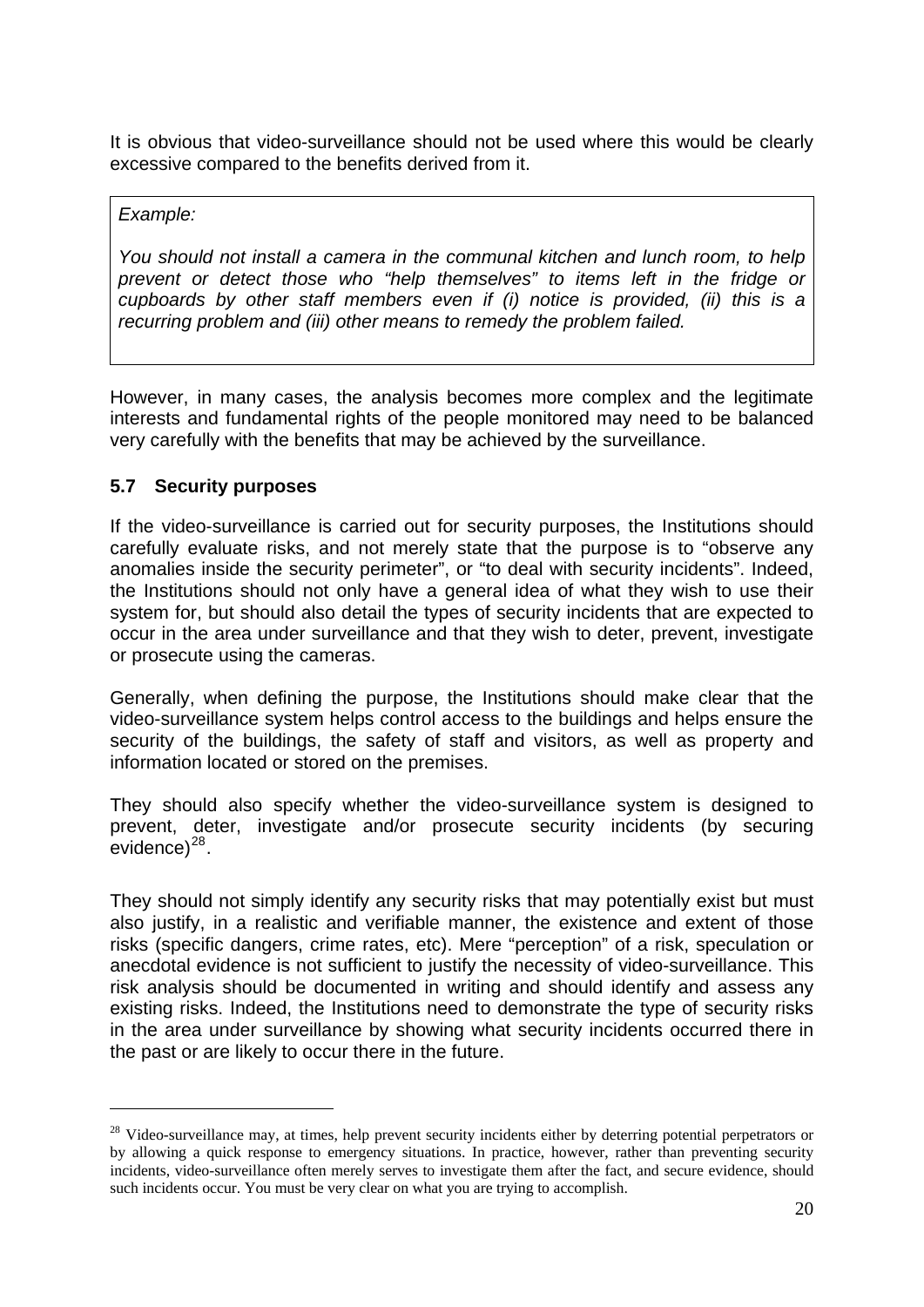It is obvious that video-surveillance should not be used where this would be clearly excessive compared to the benefits derived from it.

> *Example:*
>
> *You should not install a camera in the communal kitchen and lunch room, to help prevent or detect those who "help themselves" to items left in the fridge or cupboards by other staff members even if (i) notice is provided, (ii) this is a recurring problem and (iii) other means to remedy the problem failed.*

However, in many cases, the analysis becomes more complex and the legitimate interests and fundamental rights of the people monitored may need to be balanced very carefully with the benefits that may be achieved by the surveillance.

### 5.7 Security purposes

If the video-surveillance is carried out for security purposes, the Institutions should carefully evaluate risks, and not merely state that the purpose is to "observe any anomalies inside the security perimeter", or "to deal with security incidents". Indeed, the Institutions should not only have a general idea of what they wish to use their system for, but should also detail the types of security incidents that are expected to occur in the area under surveillance and that they wish to deter, prevent, investigate or prosecute using the cameras.

Generally, when defining the purpose, the Institutions should make clear that the video-surveillance system helps control access to the buildings and helps ensure the security of the buildings, the safety of staff and visitors, as well as property and information located or stored on the premises.

They should also specify whether the video-surveillance system is designed to prevent, deter, investigate and/or prosecute security incidents (by securing evidence)[28].

They should not simply identify any security risks that may potentially exist but must also justify, in a realistic and verifiable manner, the existence and extent of those risks (specific dangers, crime rates, etc). Mere "perception" of a risk, speculation or anecdotal evidence is not sufficient to justify the necessity of video-surveillance. This risk analysis should be documented in writing and should identify and assess any existing risks. Indeed, the Institutions need to demonstrate the type of security risks in the area under surveillance by showing what security incidents occurred there in the past or are likely to occur there in the future.

---

[28] Video-surveillance may, at times, help prevent security incidents either by deterring potential perpetrators or by allowing a quick response to emergency situations. In practice, however, rather than preventing security incidents, video-surveillance often merely serves to investigate them after the fact, and secure evidence, should such incidents occur. You must be very clear on what you are trying to accomplish.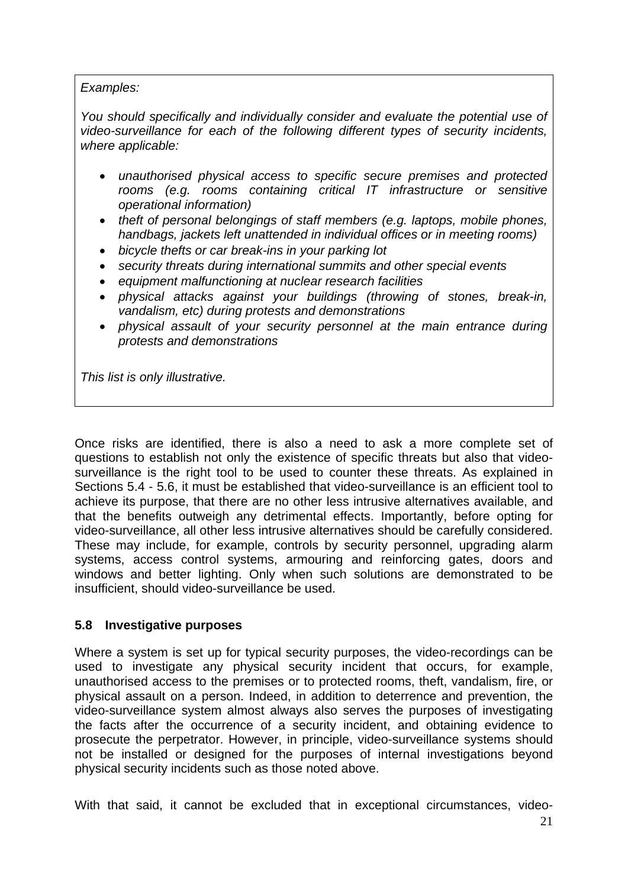*Examples:*

*You should specifically and individually consider and evaluate the potential use of video-surveillance for each of the following different types of security incidents, where applicable:*

- *unauthorised physical access to specific secure premises and protected rooms (e.g. rooms containing critical IT infrastructure or sensitive operational information)*
- *theft of personal belongings of staff members (e.g. laptops, mobile phones, handbags, jackets left unattended in individual offices or in meeting rooms)*
- *bicycle thefts or car break-ins in your parking lot*
- *security threats during international summits and other special events*
- *equipment malfunctioning at nuclear research facilities*
- *physical attacks against your buildings (throwing of stones, break-in, vandalism, etc) during protests and demonstrations*
- *physical assault of your security personnel at the main entrance during protests and demonstrations*

*This list is only illustrative.*

Once risks are identified, there is also a need to ask a more complete set of questions to establish not only the existence of specific threats but also that video-surveillance is the right tool to be used to counter these threats. As explained in Sections 5.4 - 5.6, it must be established that video-surveillance is an efficient tool to achieve its purpose, that there are no other less intrusive alternatives available, and that the benefits outweigh any detrimental effects. Importantly, before opting for video-surveillance, all other less intrusive alternatives should be carefully considered. These may include, for example, controls by security personnel, upgrading alarm systems, access control systems, armouring and reinforcing gates, doors and windows and better lighting. Only when such solutions are demonstrated to be insufficient, should video-surveillance be used.

### 5.8 Investigative purposes

Where a system is set up for typical security purposes, the video-recordings can be used to investigate any physical security incident that occurs, for example, unauthorised access to the premises or to protected rooms, theft, vandalism, fire, or physical assault on a person. Indeed, in addition to deterrence and prevention, the video-surveillance system almost always also serves the purposes of investigating the facts after the occurrence of a security incident, and obtaining evidence to prosecute the perpetrator. However, in principle, video-surveillance systems should not be installed or designed for the purposes of internal investigations beyond physical security incidents such as those noted above.

With that said, it cannot be excluded that in exceptional circumstances, video-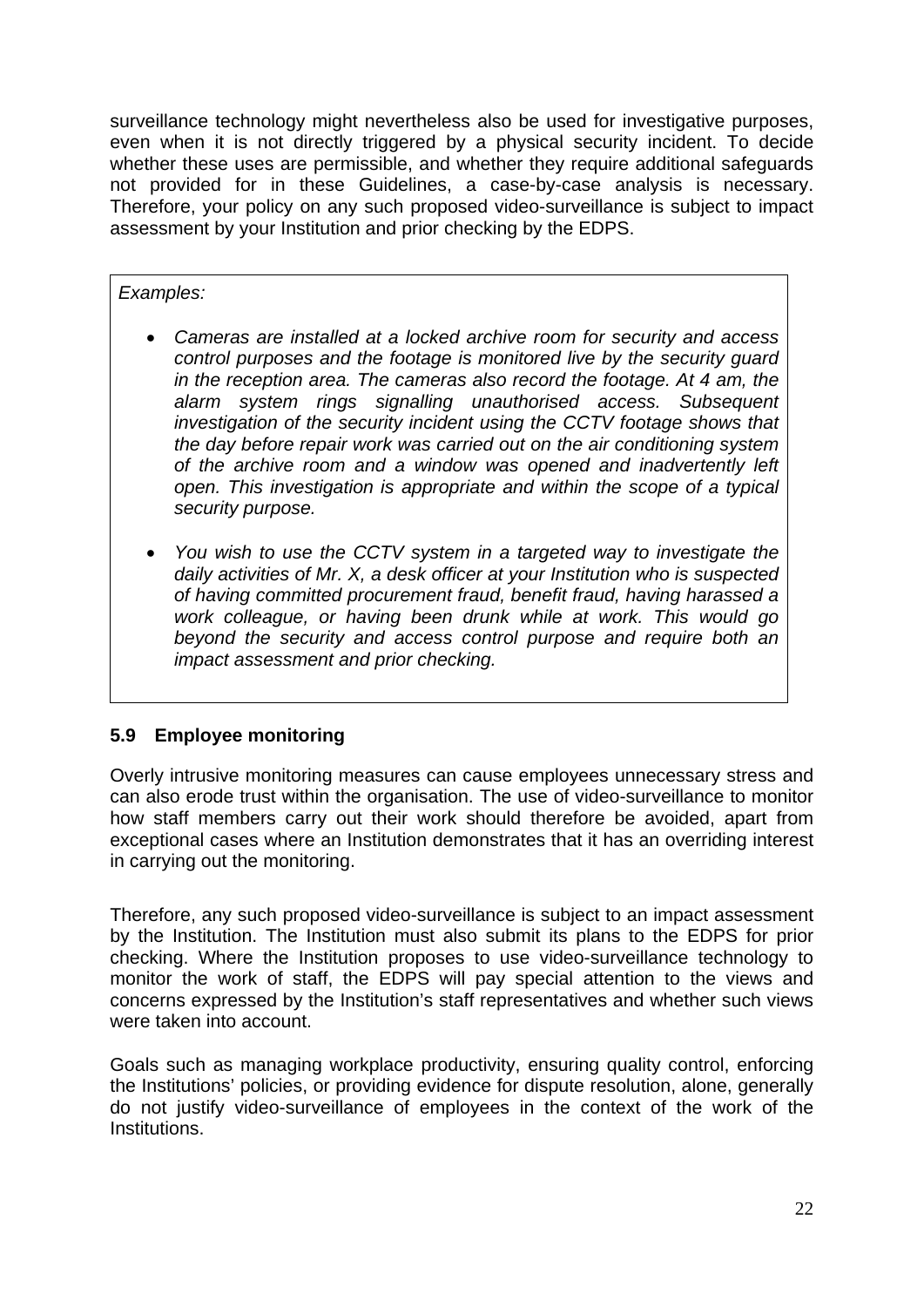surveillance technology might nevertheless also be used for investigative purposes, even when it is not directly triggered by a physical security incident. To decide whether these uses are permissible, and whether they require additional safeguards not provided for in these Guidelines, a case-by-case analysis is necessary. Therefore, your policy on any such proposed video-surveillance is subject to impact assessment by your Institution and prior checking by the EDPS.

*Examples:*

- *Cameras are installed at a locked archive room for security and access control purposes and the footage is monitored live by the security guard in the reception area. The cameras also record the footage. At 4 am, the alarm system rings signalling unauthorised access. Subsequent investigation of the security incident using the CCTV footage shows that the day before repair work was carried out on the air conditioning system of the archive room and a window was opened and inadvertently left open. This investigation is appropriate and within the scope of a typical security purpose.*

- *You wish to use the CCTV system in a targeted way to investigate the daily activities of Mr. X, a desk officer at your Institution who is suspected of having committed procurement fraud, benefit fraud, having harassed a work colleague, or having been drunk while at work. This would go beyond the security and access control purpose and require both an impact assessment and prior checking.*

### 5.9 Employee monitoring

Overly intrusive monitoring measures can cause employees unnecessary stress and can also erode trust within the organisation. The use of video-surveillance to monitor how staff members carry out their work should therefore be avoided, apart from exceptional cases where an Institution demonstrates that it has an overriding interest in carrying out the monitoring.

Therefore, any such proposed video-surveillance is subject to an impact assessment by the Institution. The Institution must also submit its plans to the EDPS for prior checking. Where the Institution proposes to use video-surveillance technology to monitor the work of staff, the EDPS will pay special attention to the views and concerns expressed by the Institution's staff representatives and whether such views were taken into account.

Goals such as managing workplace productivity, ensuring quality control, enforcing the Institutions' policies, or providing evidence for dispute resolution, alone, generally do not justify video-surveillance of employees in the context of the work of the Institutions.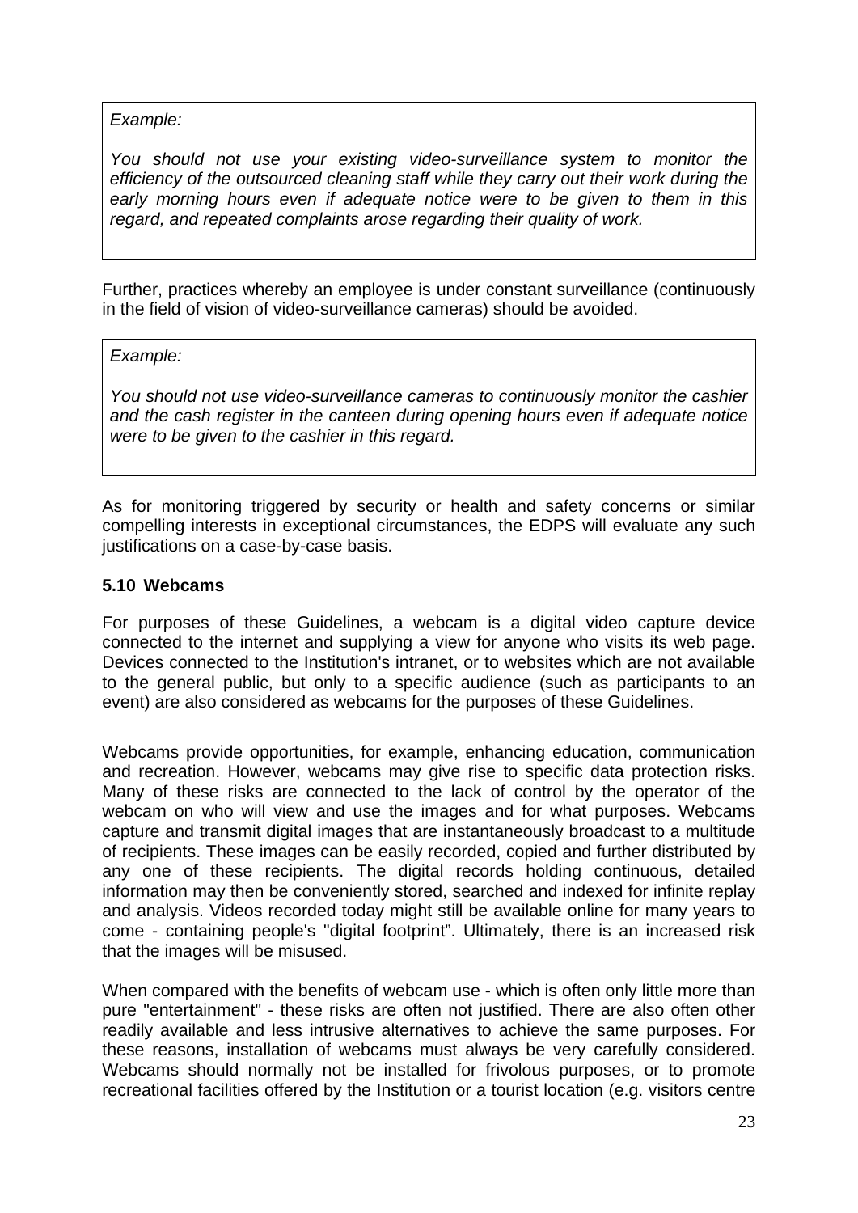*Example:*

*You should not use your existing video-surveillance system to monitor the efficiency of the outsourced cleaning staff while they carry out their work during the early morning hours even if adequate notice were to be given to them in this regard, and repeated complaints arose regarding their quality of work.*

Further, practices whereby an employee is under constant surveillance (continuously in the field of vision of video-surveillance cameras) should be avoided.

*Example:*

*You should not use video-surveillance cameras to continuously monitor the cashier and the cash register in the canteen during opening hours even if adequate notice were to be given to the cashier in this regard.*

As for monitoring triggered by security or health and safety concerns or similar compelling interests in exceptional circumstances, the EDPS will evaluate any such justifications on a case-by-case basis.

### 5.10 Webcams

For purposes of these Guidelines, a webcam is a digital video capture device connected to the internet and supplying a view for anyone who visits its web page. Devices connected to the Institution's intranet, or to websites which are not available to the general public, but only to a specific audience (such as participants to an event) are also considered as webcams for the purposes of these Guidelines.

Webcams provide opportunities, for example, enhancing education, communication and recreation. However, webcams may give rise to specific data protection risks. Many of these risks are connected to the lack of control by the operator of the webcam on who will view and use the images and for what purposes. Webcams capture and transmit digital images that are instantaneously broadcast to a multitude of recipients. These images can be easily recorded, copied and further distributed by any one of these recipients. The digital records holding continuous, detailed information may then be conveniently stored, searched and indexed for infinite replay and analysis. Videos recorded today might still be available online for many years to come - containing people's "digital footprint". Ultimately, there is an increased risk that the images will be misused.

When compared with the benefits of webcam use - which is often only little more than pure "entertainment" - these risks are often not justified. There are also often other readily available and less intrusive alternatives to achieve the same purposes. For these reasons, installation of webcams must always be very carefully considered. Webcams should normally not be installed for frivolous purposes, or to promote recreational facilities offered by the Institution or a tourist location (e.g. visitors centre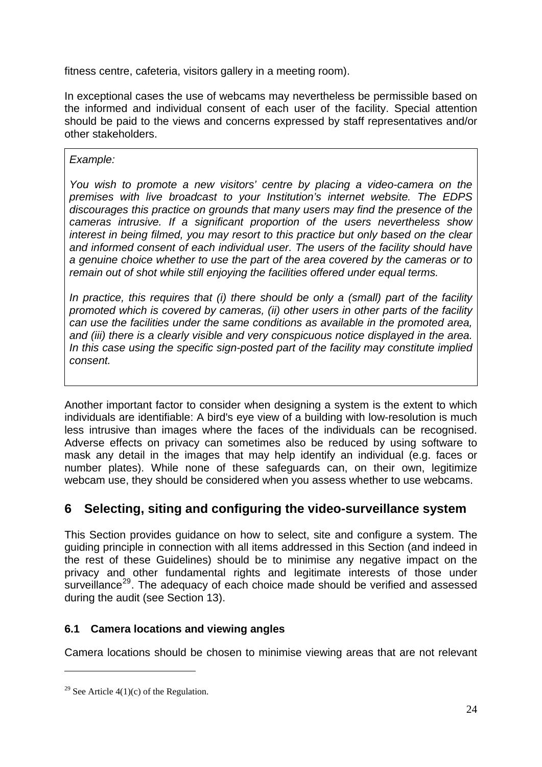fitness centre, cafeteria, visitors gallery in a meeting room).

In exceptional cases the use of webcams may nevertheless be permissible based on the informed and individual consent of each user of the facility. Special attention should be paid to the views and concerns expressed by staff representatives and/or other stakeholders.

> *Example:*
>
> *You wish to promote a new visitors' centre by placing a video-camera on the premises with live broadcast to your Institution's internet website. The EDPS discourages this practice on grounds that many users may find the presence of the cameras intrusive. If a significant proportion of the users nevertheless show interest in being filmed, you may resort to this practice but only based on the clear and informed consent of each individual user. The users of the facility should have a genuine choice whether to use the part of the area covered by the cameras or to remain out of shot while still enjoying the facilities offered under equal terms.*
>
> *In practice, this requires that (i) there should be only a (small) part of the facility promoted which is covered by cameras, (ii) other users in other parts of the facility can use the facilities under the same conditions as available in the promoted area, and (iii) there is a clearly visible and very conspicuous notice displayed in the area. In this case using the specific sign-posted part of the facility may constitute implied consent.*

Another important factor to consider when designing a system is the extent to which individuals are identifiable: A bird's eye view of a building with low-resolution is much less intrusive than images where the faces of the individuals can be recognised. Adverse effects on privacy can sometimes also be reduced by using software to mask any detail in the images that may help identify an individual (e.g. faces or number plates). While none of these safeguards can, on their own, legitimize webcam use, they should be considered when you assess whether to use webcams.

# 6 Selecting, siting and configuring the video-surveillance system

This Section provides guidance on how to select, site and configure a system. The guiding principle in connection with all items addressed in this Section (and indeed in the rest of these Guidelines) should be to minimise any negative impact on the privacy and other fundamental rights and legitimate interests of those under surveillance[29]. The adequacy of each choice made should be verified and assessed during the audit (see Section 13).

## 6.1 Camera locations and viewing angles

Camera locations should be chosen to minimise viewing areas that are not relevant

---

[29] See Article 4(1)(c) of the Regulation.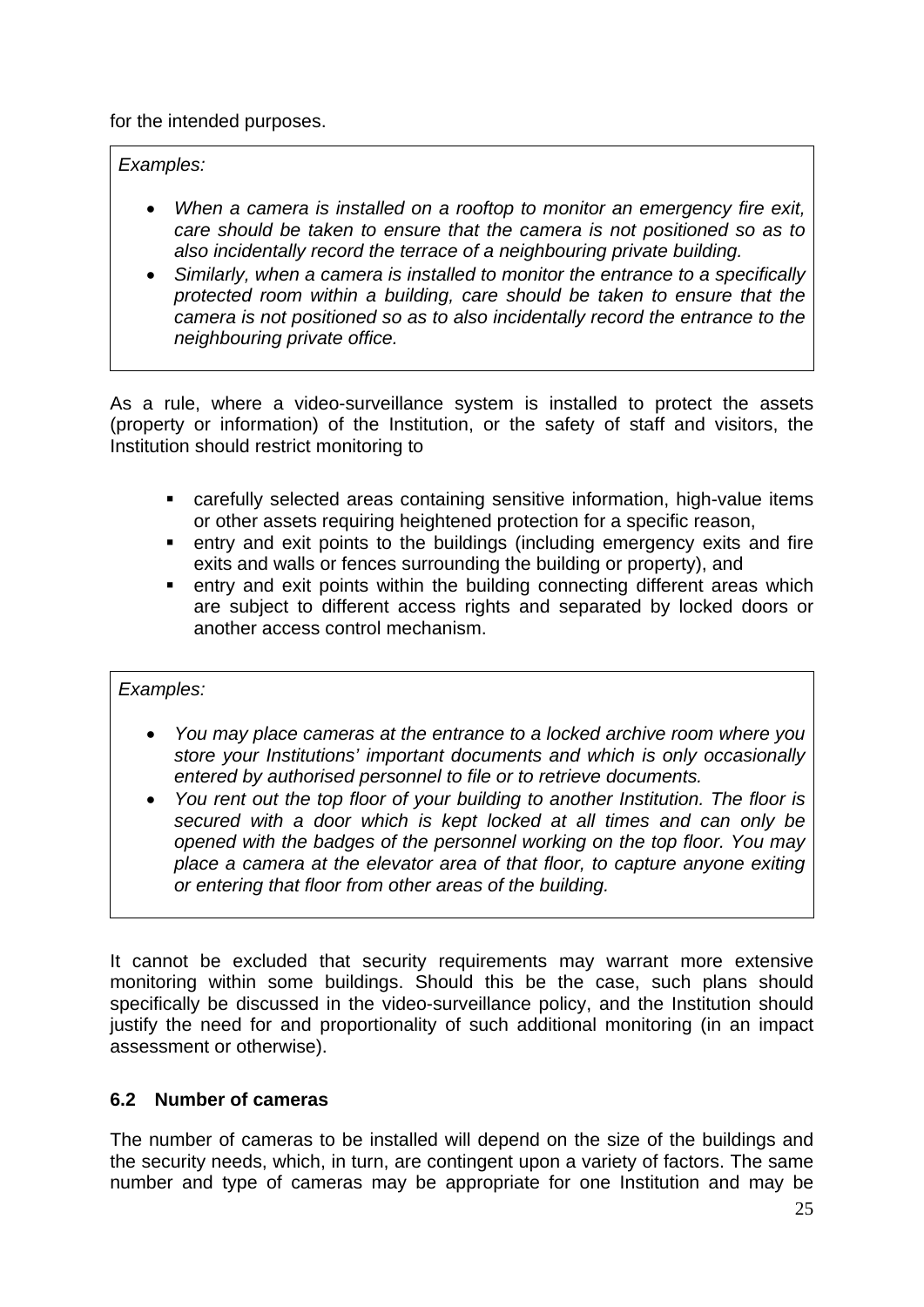for the intended purposes.

*Examples:*

- *When a camera is installed on a rooftop to monitor an emergency fire exit, care should be taken to ensure that the camera is not positioned so as to also incidentally record the terrace of a neighbouring private building.*
- *Similarly, when a camera is installed to monitor the entrance to a specifically protected room within a building, care should be taken to ensure that the camera is not positioned so as to also incidentally record the entrance to the neighbouring private office.*

As a rule, where a video-surveillance system is installed to protect the assets (property or information) of the Institution, or the safety of staff and visitors, the Institution should restrict monitoring to

- carefully selected areas containing sensitive information, high-value items or other assets requiring heightened protection for a specific reason,
- entry and exit points to the buildings (including emergency exits and fire exits and walls or fences surrounding the building or property), and
- entry and exit points within the building connecting different areas which are subject to different access rights and separated by locked doors or another access control mechanism.

*Examples:*

- *You may place cameras at the entrance to a locked archive room where you store your Institutions' important documents and which is only occasionally entered by authorised personnel to file or to retrieve documents.*
- *You rent out the top floor of your building to another Institution. The floor is secured with a door which is kept locked at all times and can only be opened with the badges of the personnel working on the top floor. You may place a camera at the elevator area of that floor, to capture anyone exiting or entering that floor from other areas of the building.*

It cannot be excluded that security requirements may warrant more extensive monitoring within some buildings. Should this be the case, such plans should specifically be discussed in the video-surveillance policy, and the Institution should justify the need for and proportionality of such additional monitoring (in an impact assessment or otherwise).

### 6.2 Number of cameras

The number of cameras to be installed will depend on the size of the buildings and the security needs, which, in turn, are contingent upon a variety of factors. The same number and type of cameras may be appropriate for one Institution and may be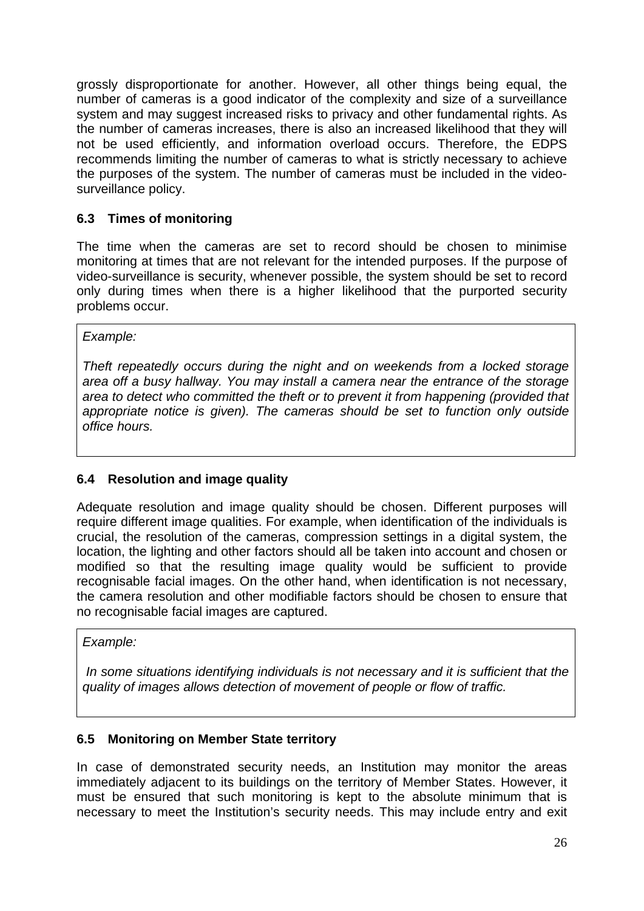grossly disproportionate for another. However, all other things being equal, the number of cameras is a good indicator of the complexity and size of a surveillance system and may suggest increased risks to privacy and other fundamental rights. As the number of cameras increases, there is also an increased likelihood that they will not be used efficiently, and information overload occurs. Therefore, the EDPS recommends limiting the number of cameras to what is strictly necessary to achieve the purposes of the system. The number of cameras must be included in the video-surveillance policy.

### 6.3 Times of monitoring

The time when the cameras are set to record should be chosen to minimise monitoring at times that are not relevant for the intended purposes. If the purpose of video-surveillance is security, whenever possible, the system should be set to record only during times when there is a higher likelihood that the purported security problems occur.

> *Example:*
>
> *Theft repeatedly occurs during the night and on weekends from a locked storage area off a busy hallway. You may install a camera near the entrance of the storage area to detect who committed the theft or to prevent it from happening (provided that appropriate notice is given). The cameras should be set to function only outside office hours.*

### 6.4 Resolution and image quality

Adequate resolution and image quality should be chosen. Different purposes will require different image qualities. For example, when identification of the individuals is crucial, the resolution of the cameras, compression settings in a digital system, the location, the lighting and other factors should all be taken into account and chosen or modified so that the resulting image quality would be sufficient to provide recognisable facial images. On the other hand, when identification is not necessary, the camera resolution and other modifiable factors should be chosen to ensure that no recognisable facial images are captured.

> *Example:*
>
> *In some situations identifying individuals is not necessary and it is sufficient that the quality of images allows detection of movement of people or flow of traffic.*

### 6.5 Monitoring on Member State territory

In case of demonstrated security needs, an Institution may monitor the areas immediately adjacent to its buildings on the territory of Member States. However, it must be ensured that such monitoring is kept to the absolute minimum that is necessary to meet the Institution's security needs. This may include entry and exit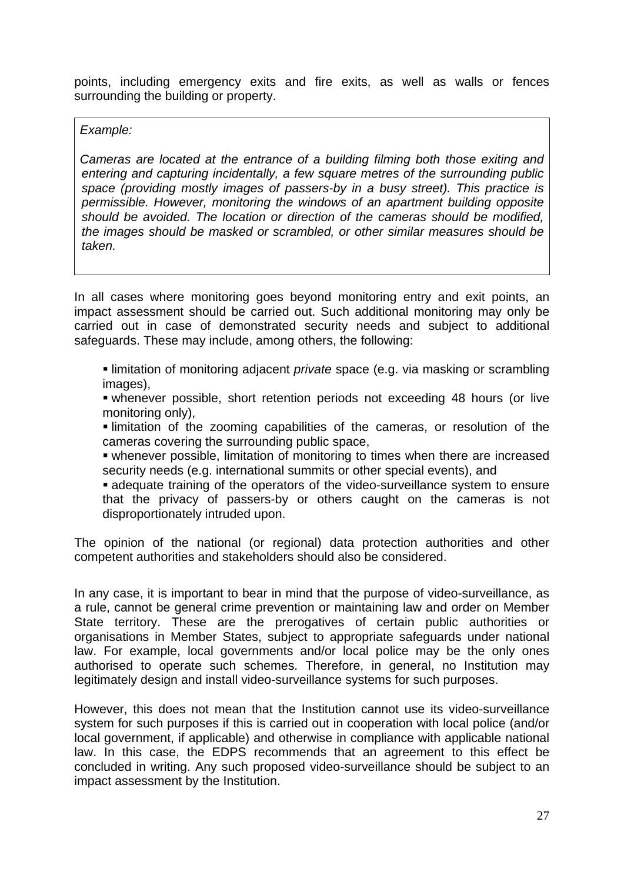points, including emergency exits and fire exits, as well as walls or fences surrounding the building or property.

> *Example:*
>
> *Cameras are located at the entrance of a building filming both those exiting and entering and capturing incidentally, a few square metres of the surrounding public space (providing mostly images of passers-by in a busy street). This practice is permissible. However, monitoring the windows of an apartment building opposite should be avoided. The location or direction of the cameras should be modified, the images should be masked or scrambled, or other similar measures should be taken.*

In all cases where monitoring goes beyond monitoring entry and exit points, an impact assessment should be carried out. Such additional monitoring may only be carried out in case of demonstrated security needs and subject to additional safeguards. These may include, among others, the following:

- limitation of monitoring adjacent *private* space (e.g. via masking or scrambling images),
- whenever possible, short retention periods not exceeding 48 hours (or live monitoring only),
- limitation of the zooming capabilities of the cameras, or resolution of the cameras covering the surrounding public space,
- whenever possible, limitation of monitoring to times when there are increased security needs (e.g. international summits or other special events), and
- adequate training of the operators of the video-surveillance system to ensure that the privacy of passers-by or others caught on the cameras is not disproportionately intruded upon.

The opinion of the national (or regional) data protection authorities and other competent authorities and stakeholders should also be considered.

In any case, it is important to bear in mind that the purpose of video-surveillance, as a rule, cannot be general crime prevention or maintaining law and order on Member State territory. These are the prerogatives of certain public authorities or organisations in Member States, subject to appropriate safeguards under national law. For example, local governments and/or local police may be the only ones authorised to operate such schemes. Therefore, in general, no Institution may legitimately design and install video-surveillance systems for such purposes.

However, this does not mean that the Institution cannot use its video-surveillance system for such purposes if this is carried out in cooperation with local police (and/or local government, if applicable) and otherwise in compliance with applicable national law. In this case, the EDPS recommends that an agreement to this effect be concluded in writing. Any such proposed video-surveillance should be subject to an impact assessment by the Institution.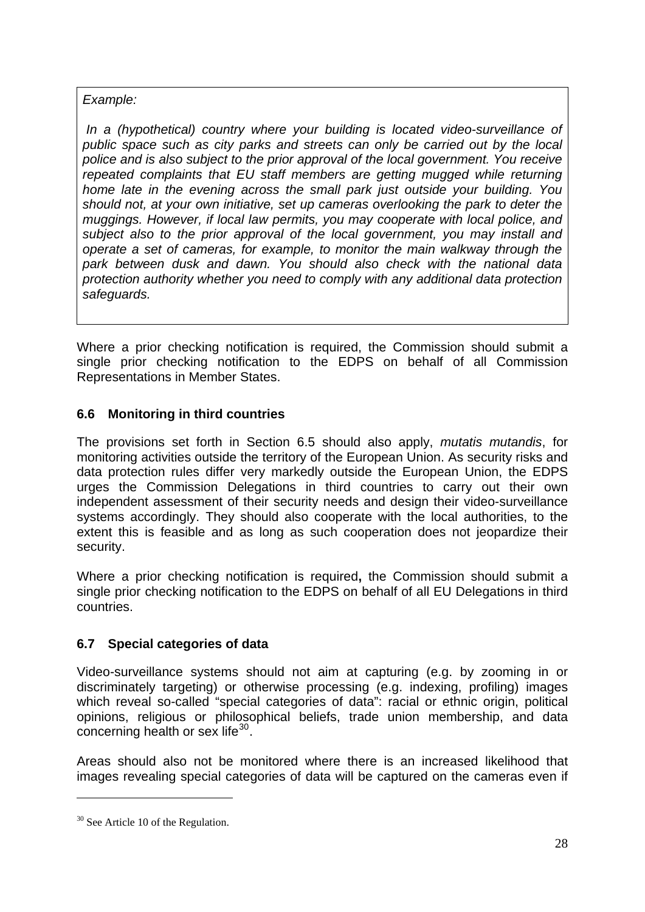*Example:*

*In a (hypothetical) country where your building is located video-surveillance of public space such as city parks and streets can only be carried out by the local police and is also subject to the prior approval of the local government. You receive repeated complaints that EU staff members are getting mugged while returning home late in the evening across the small park just outside your building. You should not, at your own initiative, set up cameras overlooking the park to deter the muggings. However, if local law permits, you may cooperate with local police, and subject also to the prior approval of the local government, you may install and operate a set of cameras, for example, to monitor the main walkway through the park between dusk and dawn. You should also check with the national data protection authority whether you need to comply with any additional data protection safeguards.*

Where a prior checking notification is required, the Commission should submit a single prior checking notification to the EDPS on behalf of all Commission Representations in Member States.

### 6.6 Monitoring in third countries

The provisions set forth in Section 6.5 should also apply, *mutatis mutandis*, for monitoring activities outside the territory of the European Union. As security risks and data protection rules differ very markedly outside the European Union, the EDPS urges the Commission Delegations in third countries to carry out their own independent assessment of their security needs and design their video-surveillance systems accordingly. They should also cooperate with the local authorities, to the extent this is feasible and as long as such cooperation does not jeopardize their security.

Where a prior checking notification is required**,** the Commission should submit a single prior checking notification to the EDPS on behalf of all EU Delegations in third countries.

### 6.7 Special categories of data

Video-surveillance systems should not aim at capturing (e.g. by zooming in or discriminately targeting) or otherwise processing (e.g. indexing, profiling) images which reveal so-called "special categories of data": racial or ethnic origin, political opinions, religious or philosophical beliefs, trade union membership, and data concerning health or sex life[30].

Areas should also not be monitored where there is an increased likelihood that images revealing special categories of data will be captured on the cameras even if

---

[30] See Article 10 of the Regulation.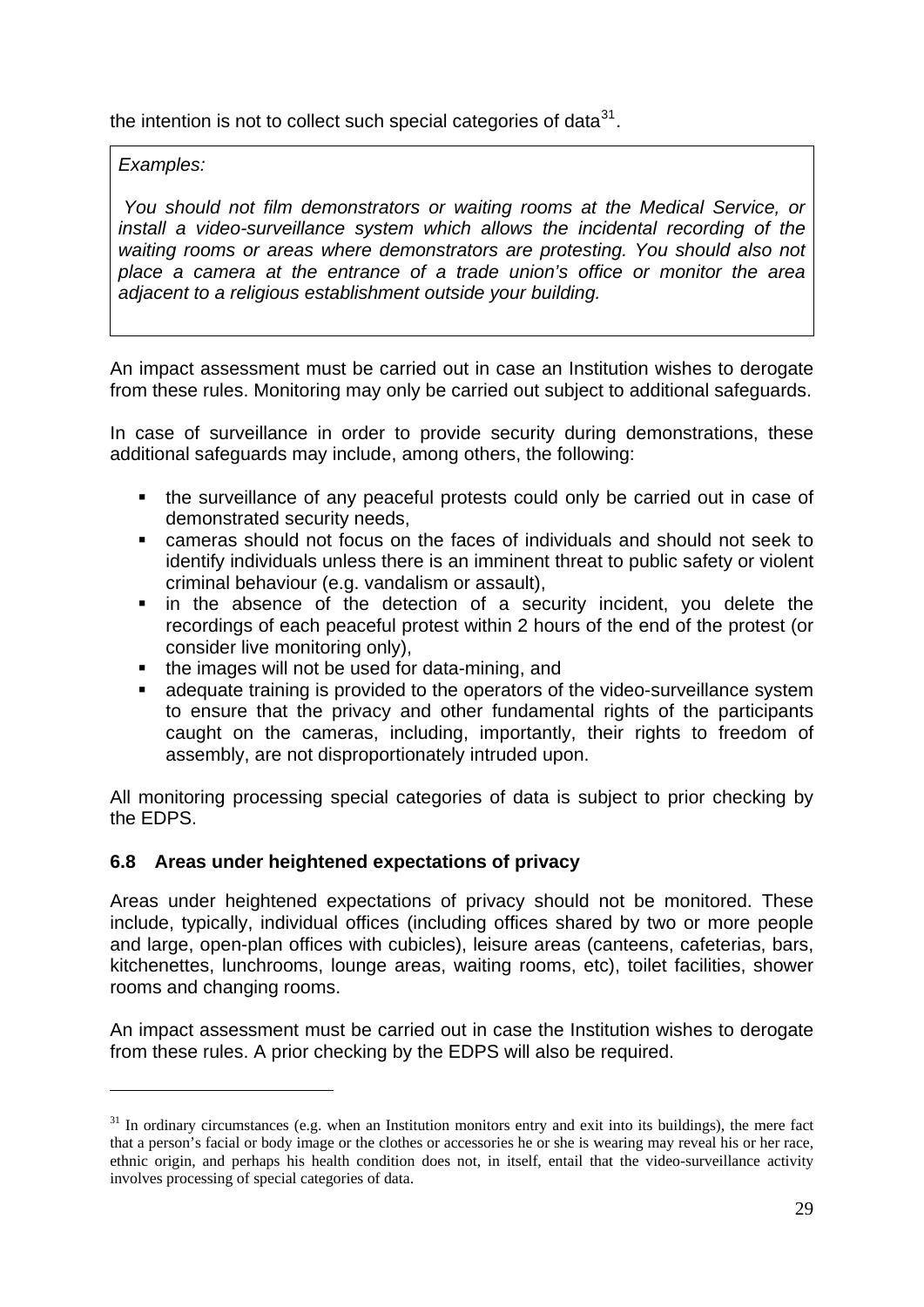the intention is not to collect such special categories of data[31].

> *Examples:*
>
> *You should not film demonstrators or waiting rooms at the Medical Service, or install a video-surveillance system which allows the incidental recording of the waiting rooms or areas where demonstrators are protesting. You should also not place a camera at the entrance of a trade union's office or monitor the area adjacent to a religious establishment outside your building.*

An impact assessment must be carried out in case an Institution wishes to derogate from these rules. Monitoring may only be carried out subject to additional safeguards.

In case of surveillance in order to provide security during demonstrations, these additional safeguards may include, among others, the following:

- the surveillance of any peaceful protests could only be carried out in case of demonstrated security needs,
- cameras should not focus on the faces of individuals and should not seek to identify individuals unless there is an imminent threat to public safety or violent criminal behaviour (e.g. vandalism or assault),
- in the absence of the detection of a security incident, you delete the recordings of each peaceful protest within 2 hours of the end of the protest (or consider live monitoring only),
- the images will not be used for data-mining, and
- adequate training is provided to the operators of the video-surveillance system to ensure that the privacy and other fundamental rights of the participants caught on the cameras, including, importantly, their rights to freedom of assembly, are not disproportionately intruded upon.

All monitoring processing special categories of data is subject to prior checking by the EDPS.

### 6.8 Areas under heightened expectations of privacy

Areas under heightened expectations of privacy should not be monitored. These include, typically, individual offices (including offices shared by two or more people and large, open-plan offices with cubicles), leisure areas (canteens, cafeterias, bars, kitchenettes, lunchrooms, lounge areas, waiting rooms, etc), toilet facilities, shower rooms and changing rooms.

An impact assessment must be carried out in case the Institution wishes to derogate from these rules. A prior checking by the EDPS will also be required.

---

[31] In ordinary circumstances (e.g. when an Institution monitors entry and exit into its buildings), the mere fact that a person's facial or body image or the clothes or accessories he or she is wearing may reveal his or her race, ethnic origin, and perhaps his health condition does not, in itself, entail that the video-surveillance activity involves processing of special categories of data.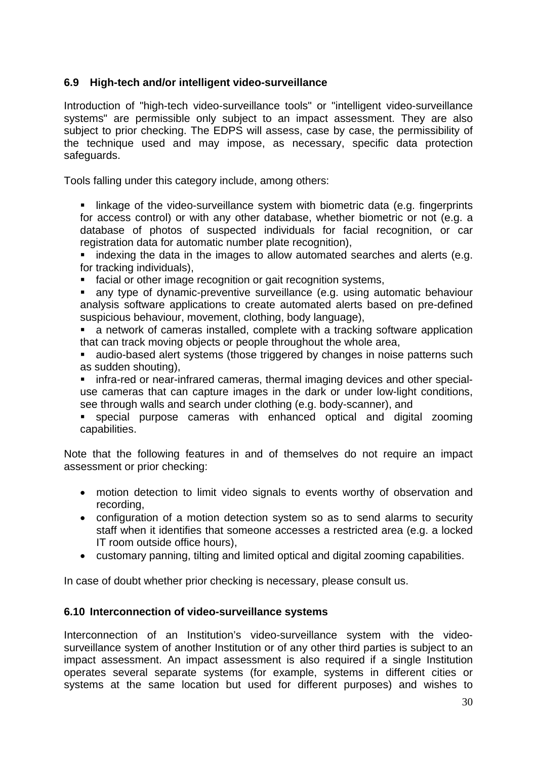### 6.9 High-tech and/or intelligent video-surveillance

Introduction of "high-tech video-surveillance tools" or "intelligent video-surveillance systems" are permissible only subject to an impact assessment. They are also subject to prior checking. The EDPS will assess, case by case, the permissibility of the technique used and may impose, as necessary, specific data protection safeguards.

Tools falling under this category include, among others:

- linkage of the video-surveillance system with biometric data (e.g. fingerprints for access control) or with any other database, whether biometric or not (e.g. a database of photos of suspected individuals for facial recognition, or car registration data for automatic number plate recognition),
- indexing the data in the images to allow automated searches and alerts (e.g. for tracking individuals),
- facial or other image recognition or gait recognition systems,
- any type of dynamic-preventive surveillance (e.g. using automatic behaviour analysis software applications to create automated alerts based on pre-defined suspicious behaviour, movement, clothing, body language),
- a network of cameras installed, complete with a tracking software application that can track moving objects or people throughout the whole area,
- audio-based alert systems (those triggered by changes in noise patterns such as sudden shouting),
- infra-red or near-infrared cameras, thermal imaging devices and other special-use cameras that can capture images in the dark or under low-light conditions, see through walls and search under clothing (e.g. body-scanner), and
- special purpose cameras with enhanced optical and digital zooming capabilities.

Note that the following features in and of themselves do not require an impact assessment or prior checking:

- motion detection to limit video signals to events worthy of observation and recording,
- configuration of a motion detection system so as to send alarms to security staff when it identifies that someone accesses a restricted area (e.g. a locked IT room outside office hours),
- customary panning, tilting and limited optical and digital zooming capabilities.

In case of doubt whether prior checking is necessary, please consult us.

### 6.10 Interconnection of video-surveillance systems

Interconnection of an Institution's video-surveillance system with the video-surveillance system of another Institution or of any other third parties is subject to an impact assessment. An impact assessment is also required if a single Institution operates several separate systems (for example, systems in different cities or systems at the same location but used for different purposes) and wishes to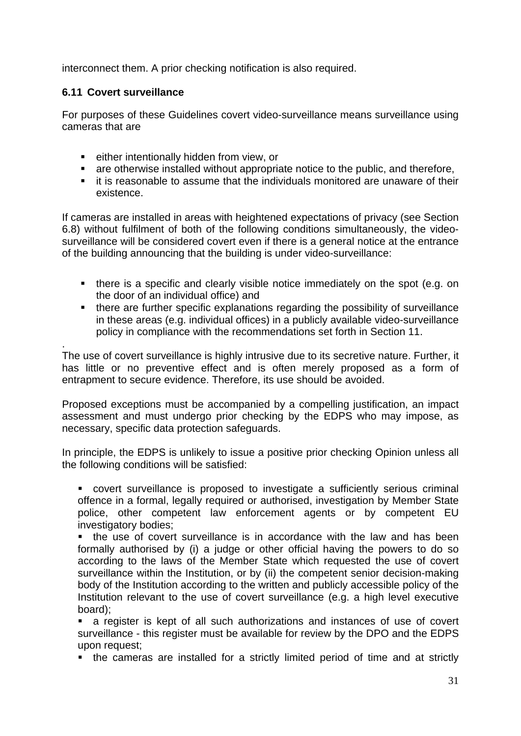interconnect them. A prior checking notification is also required.

### 6.11 Covert surveillance

For purposes of these Guidelines covert video-surveillance means surveillance using cameras that are

- either intentionally hidden from view, or
- are otherwise installed without appropriate notice to the public, and therefore,
- it is reasonable to assume that the individuals monitored are unaware of their existence.

If cameras are installed in areas with heightened expectations of privacy (see Section 6.8) without fulfilment of both of the following conditions simultaneously, the video-surveillance will be considered covert even if there is a general notice at the entrance of the building announcing that the building is under video-surveillance:

- there is a specific and clearly visible notice immediately on the spot (e.g. on the door of an individual office) and
- there are further specific explanations regarding the possibility of surveillance in these areas (e.g. individual offices) in a publicly available video-surveillance policy in compliance with the recommendations set forth in Section 11.

.
The use of covert surveillance is highly intrusive due to its secretive nature. Further, it has little or no preventive effect and is often merely proposed as a form of entrapment to secure evidence. Therefore, its use should be avoided.

Proposed exceptions must be accompanied by a compelling justification, an impact assessment and must undergo prior checking by the EDPS who may impose, as necessary, specific data protection safeguards.

In principle, the EDPS is unlikely to issue a positive prior checking Opinion unless all the following conditions will be satisfied:

- covert surveillance is proposed to investigate a sufficiently serious criminal offence in a formal, legally required or authorised, investigation by Member State police, other competent law enforcement agents or by competent EU investigatory bodies;
- the use of covert surveillance is in accordance with the law and has been formally authorised by (i) a judge or other official having the powers to do so according to the laws of the Member State which requested the use of covert surveillance within the Institution, or by (ii) the competent senior decision-making body of the Institution according to the written and publicly accessible policy of the Institution relevant to the use of covert surveillance (e.g. a high level executive board);
- a register is kept of all such authorizations and instances of use of covert surveillance - this register must be available for review by the DPO and the EDPS upon request;
- the cameras are installed for a strictly limited period of time and at strictly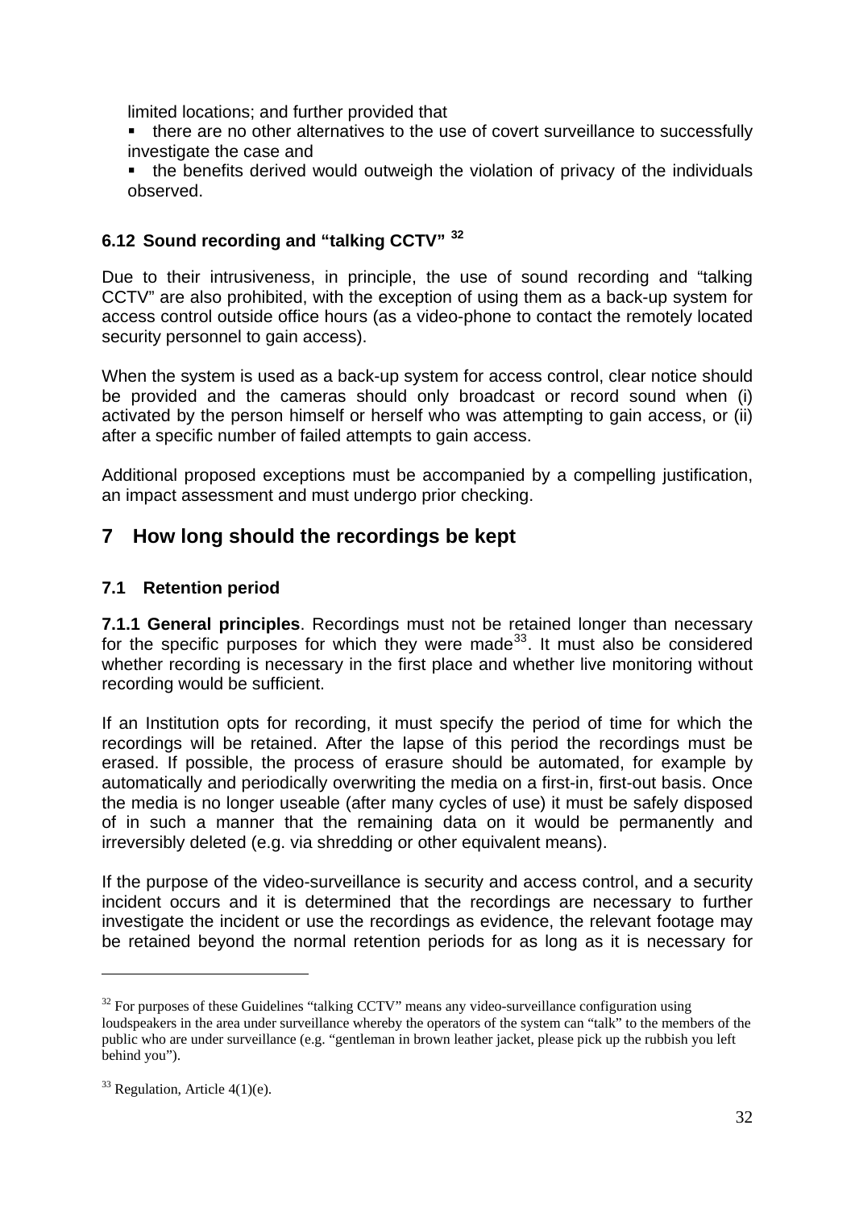limited locations; and further provided that

- there are no other alternatives to the use of covert surveillance to successfully investigate the case and
- the benefits derived would outweigh the violation of privacy of the individuals observed.

### 6.12 Sound recording and "talking CCTV" [32]

Due to their intrusiveness, in principle, the use of sound recording and "talking CCTV" are also prohibited, with the exception of using them as a back-up system for access control outside office hours (as a video-phone to contact the remotely located security personnel to gain access).

When the system is used as a back-up system for access control, clear notice should be provided and the cameras should only broadcast or record sound when (i) activated by the person himself or herself who was attempting to gain access, or (ii) after a specific number of failed attempts to gain access.

Additional proposed exceptions must be accompanied by a compelling justification, an impact assessment and must undergo prior checking.

## 7 How long should the recordings be kept

### 7.1 Retention period

**7.1.1 General principles**. Recordings must not be retained longer than necessary for the specific purposes for which they were made[33]. It must also be considered whether recording is necessary in the first place and whether live monitoring without recording would be sufficient.

If an Institution opts for recording, it must specify the period of time for which the recordings will be retained. After the lapse of this period the recordings must be erased. If possible, the process of erasure should be automated, for example by automatically and periodically overwriting the media on a first-in, first-out basis. Once the media is no longer useable (after many cycles of use) it must be safely disposed of in such a manner that the remaining data on it would be permanently and irreversibly deleted (e.g. via shredding or other equivalent means).

If the purpose of the video-surveillance is security and access control, and a security incident occurs and it is determined that the recordings are necessary to further investigate the incident or use the recordings as evidence, the relevant footage may be retained beyond the normal retention periods for as long as it is necessary for

---

[32] For purposes of these Guidelines "talking CCTV" means any video-surveillance configuration using loudspeakers in the area under surveillance whereby the operators of the system can "talk" to the members of the public who are under surveillance (e.g. "gentleman in brown leather jacket, please pick up the rubbish you left behind you").

[33] Regulation, Article 4(1)(e).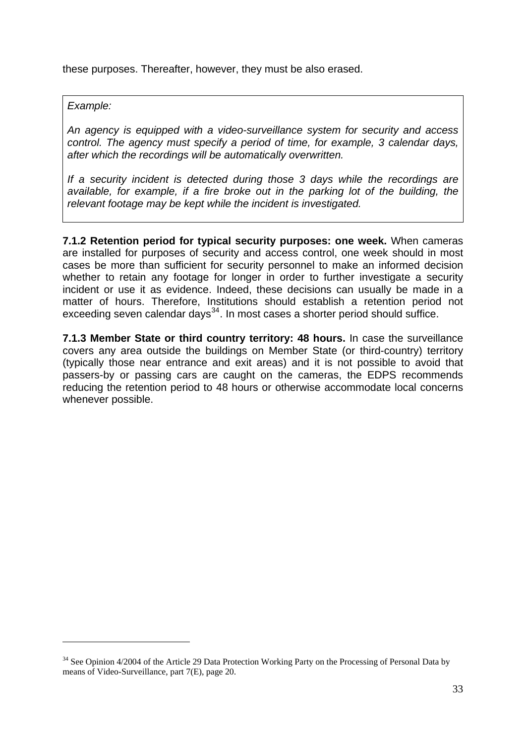these purposes. Thereafter, however, they must be also erased.

> *Example:*
>
> *An agency is equipped with a video-surveillance system for security and access control. The agency must specify a period of time, for example, 3 calendar days, after which the recordings will be automatically overwritten.*
>
> *If a security incident is detected during those 3 days while the recordings are available, for example, if a fire broke out in the parking lot of the building, the relevant footage may be kept while the incident is investigated.*

**7.1.2 Retention period for typical security purposes: one week.** When cameras are installed for purposes of security and access control, one week should in most cases be more than sufficient for security personnel to make an informed decision whether to retain any footage for longer in order to further investigate a security incident or use it as evidence. Indeed, these decisions can usually be made in a matter of hours. Therefore, Institutions should establish a retention period not exceeding seven calendar days[34]. In most cases a shorter period should suffice.

**7.1.3 Member State or third country territory: 48 hours.** In case the surveillance covers any area outside the buildings on Member State (or third-country) territory (typically those near entrance and exit areas) and it is not possible to avoid that passers-by or passing cars are caught on the cameras, the EDPS recommends reducing the retention period to 48 hours or otherwise accommodate local concerns whenever possible.

[34] See Opinion 4/2004 of the Article 29 Data Protection Working Party on the Processing of Personal Data by means of Video-Surveillance, part 7(E), page 20.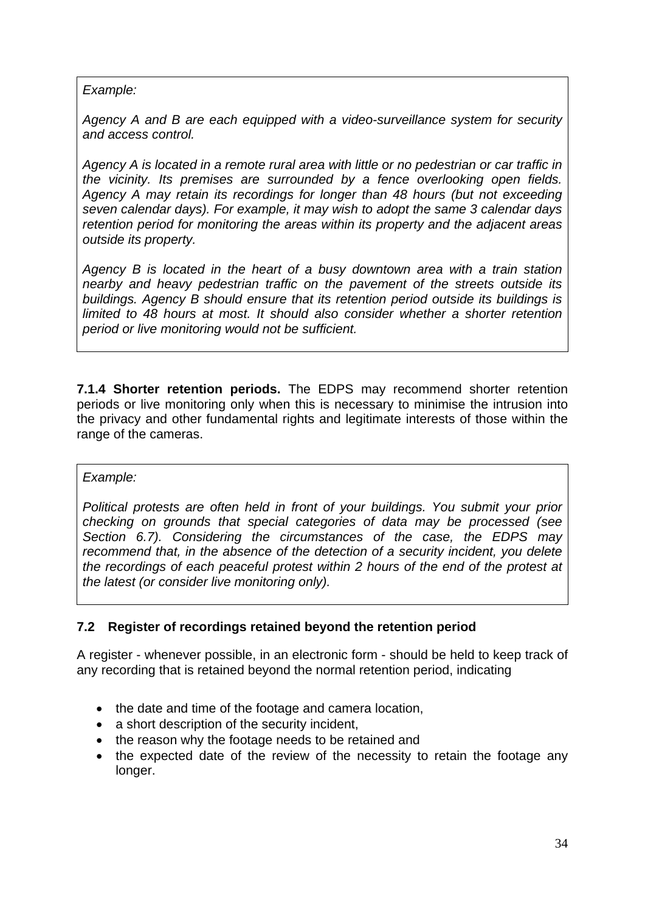*Example:*

*Agency A and B are each equipped with a video-surveillance system for security and access control.*

*Agency A is located in a remote rural area with little or no pedestrian or car traffic in the vicinity. Its premises are surrounded by a fence overlooking open fields. Agency A may retain its recordings for longer than 48 hours (but not exceeding seven calendar days). For example, it may wish to adopt the same 3 calendar days retention period for monitoring the areas within its property and the adjacent areas outside its property.*

*Agency B is located in the heart of a busy downtown area with a train station nearby and heavy pedestrian traffic on the pavement of the streets outside its buildings. Agency B should ensure that its retention period outside its buildings is limited to 48 hours at most. It should also consider whether a shorter retention period or live monitoring would not be sufficient.*

**7.1.4 Shorter retention periods.** The EDPS may recommend shorter retention periods or live monitoring only when this is necessary to minimise the intrusion into the privacy and other fundamental rights and legitimate interests of those within the range of the cameras.

*Example:*

*Political protests are often held in front of your buildings. You submit your prior checking on grounds that special categories of data may be processed (see Section 6.7). Considering the circumstances of the case, the EDPS may recommend that, in the absence of the detection of a security incident, you delete the recordings of each peaceful protest within 2 hours of the end of the protest at the latest (or consider live monitoring only).*

### 7.2 Register of recordings retained beyond the retention period

A register - whenever possible, in an electronic form - should be held to keep track of any recording that is retained beyond the normal retention period, indicating

- the date and time of the footage and camera location,
- a short description of the security incident,
- the reason why the footage needs to be retained and
- the expected date of the review of the necessity to retain the footage any longer.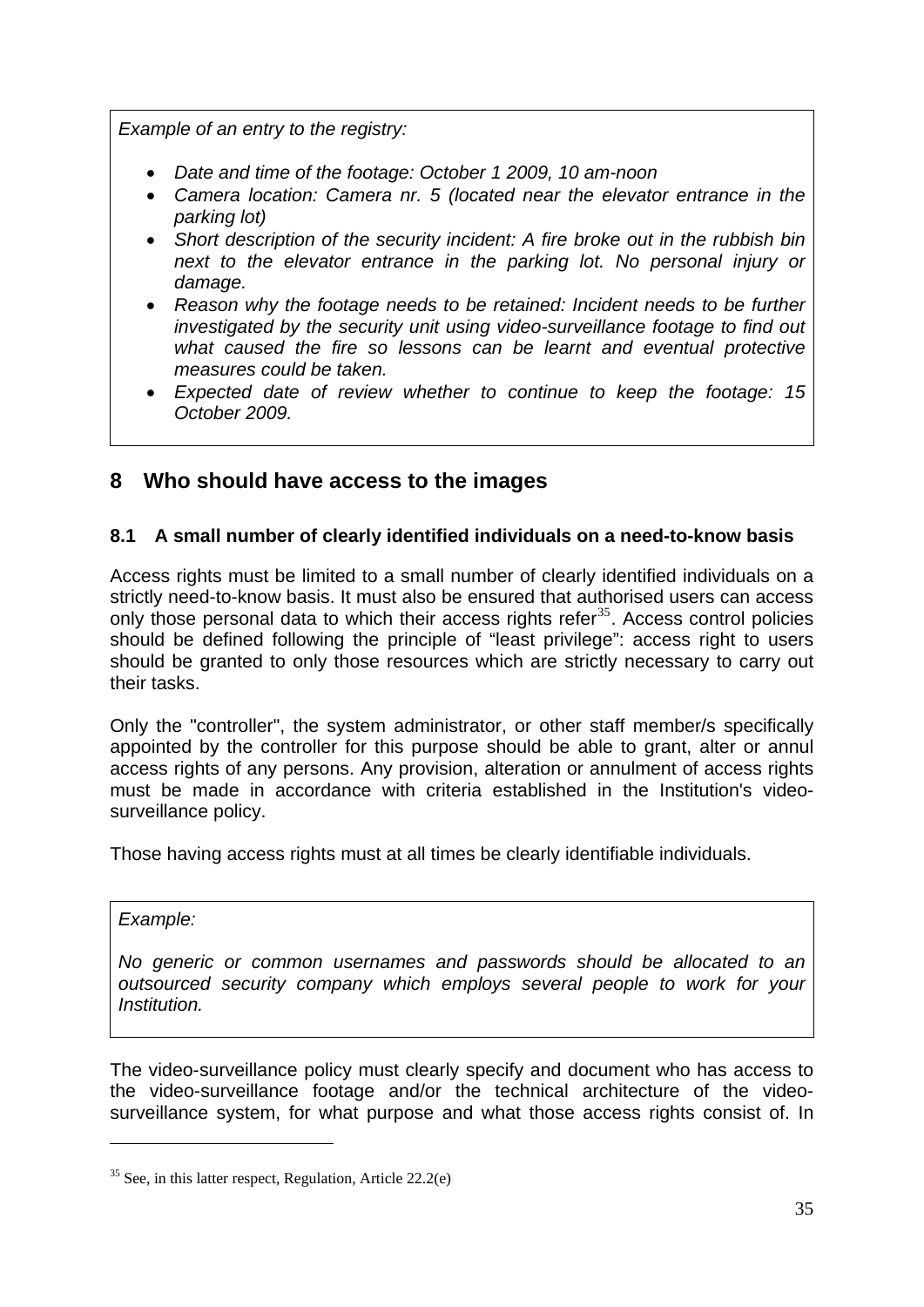*Example of an entry to the registry:*

- *Date and time of the footage: October 1 2009, 10 am-noon*
- *Camera location: Camera nr. 5 (located near the elevator entrance in the parking lot)*
- *Short description of the security incident: A fire broke out in the rubbish bin next to the elevator entrance in the parking lot. No personal injury or damage.*
- *Reason why the footage needs to be retained: Incident needs to be further investigated by the security unit using video-surveillance footage to find out what caused the fire so lessons can be learnt and eventual protective measures could be taken.*
- *Expected date of review whether to continue to keep the footage: 15 October 2009.*

## 8 Who should have access to the images

### 8.1 A small number of clearly identified individuals on a need-to-know basis

Access rights must be limited to a small number of clearly identified individuals on a strictly need-to-know basis. It must also be ensured that authorised users can access only those personal data to which their access rights refer[35]. Access control policies should be defined following the principle of "least privilege": access right to users should be granted to only those resources which are strictly necessary to carry out their tasks.

Only the "controller", the system administrator, or other staff member/s specifically appointed by the controller for this purpose should be able to grant, alter or annul access rights of any persons. Any provision, alteration or annulment of access rights must be made in accordance with criteria established in the Institution's video-surveillance policy.

Those having access rights must at all times be clearly identifiable individuals.

*Example:*

*No generic or common usernames and passwords should be allocated to an outsourced security company which employs several people to work for your Institution.*

The video-surveillance policy must clearly specify and document who has access to the video-surveillance footage and/or the technical architecture of the video-surveillance system, for what purpose and what those access rights consist of. In

[35] See, in this latter respect, Regulation, Article 22.2(e)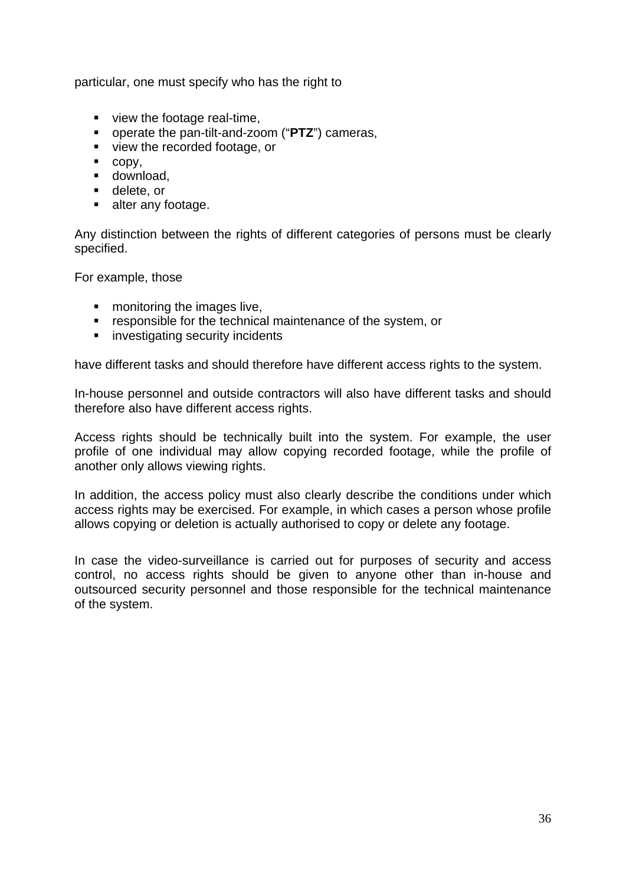particular, one must specify who has the right to

- view the footage real-time,
- operate the pan-tilt-and-zoom (“**PTZ**”) cameras,
- view the recorded footage, or
- copy,
- download,
- delete, or
- alter any footage.

Any distinction between the rights of different categories of persons must be clearly specified.

For example, those

- monitoring the images live,
- responsible for the technical maintenance of the system, or
- investigating security incidents

have different tasks and should therefore have different access rights to the system.

In-house personnel and outside contractors will also have different tasks and should therefore also have different access rights.

Access rights should be technically built into the system. For example, the user profile of one individual may allow copying recorded footage, while the profile of another only allows viewing rights.

In addition, the access policy must also clearly describe the conditions under which access rights may be exercised. For example, in which cases a person whose profile allows copying or deletion is actually authorised to copy or delete any footage.

In case the video-surveillance is carried out for purposes of security and access control, no access rights should be given to anyone other than in-house and outsourced security personnel and those responsible for the technical maintenance of the system.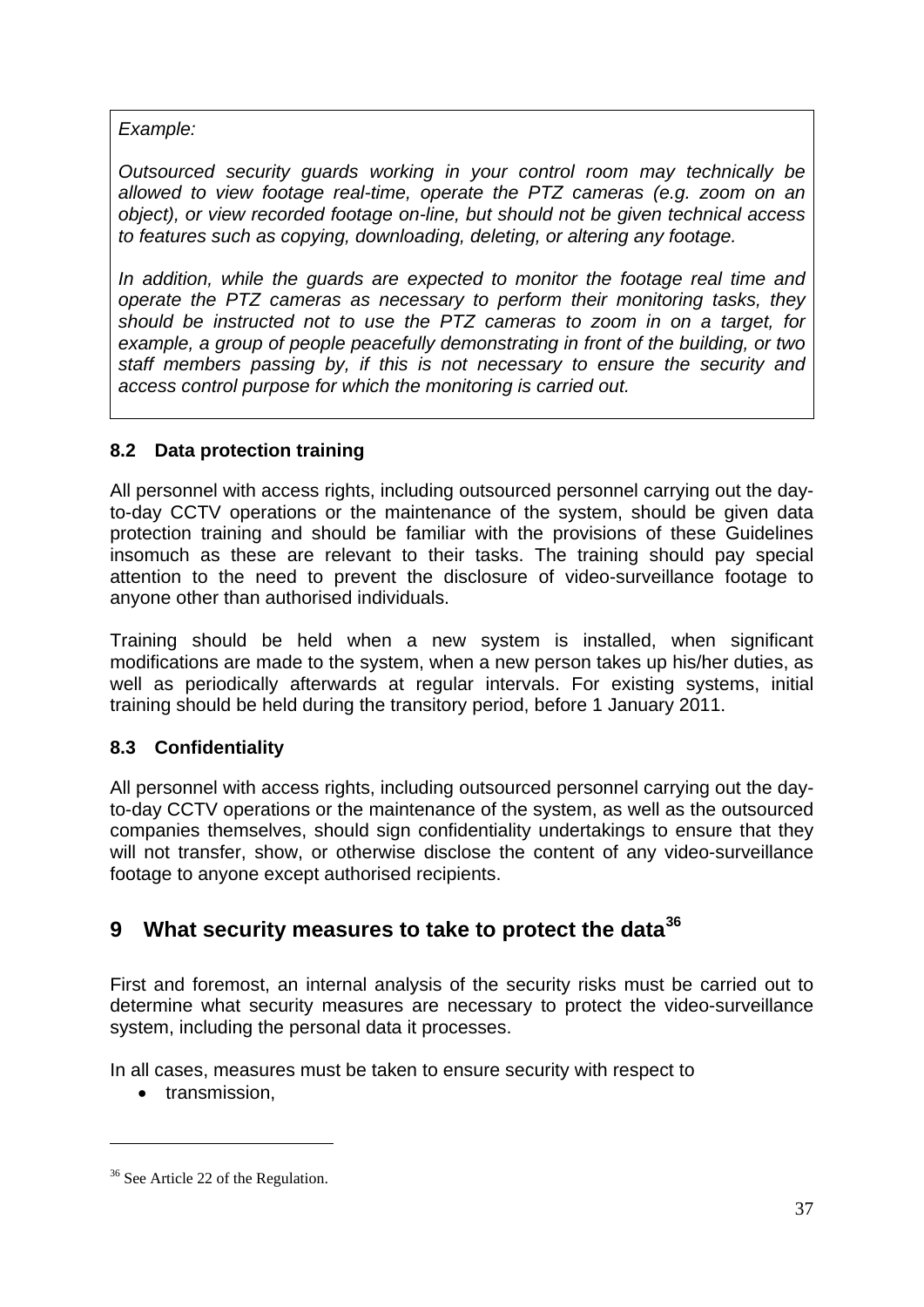*Example:*

*Outsourced security guards working in your control room may technically be allowed to view footage real-time, operate the PTZ cameras (e.g. zoom on an object), or view recorded footage on-line, but should not be given technical access to features such as copying, downloading, deleting, or altering any footage.*

*In addition, while the guards are expected to monitor the footage real time and operate the PTZ cameras as necessary to perform their monitoring tasks, they should be instructed not to use the PTZ cameras to zoom in on a target, for example, a group of people peacefully demonstrating in front of the building, or two staff members passing by, if this is not necessary to ensure the security and access control purpose for which the monitoring is carried out.*

### 8.2 Data protection training

All personnel with access rights, including outsourced personnel carrying out the day-to-day CCTV operations or the maintenance of the system, should be given data protection training and should be familiar with the provisions of these Guidelines insomuch as these are relevant to their tasks. The training should pay special attention to the need to prevent the disclosure of video-surveillance footage to anyone other than authorised individuals.

Training should be held when a new system is installed, when significant modifications are made to the system, when a new person takes up his/her duties, as well as periodically afterwards at regular intervals. For existing systems, initial training should be held during the transitory period, before 1 January 2011.

### 8.3 Confidentiality

All personnel with access rights, including outsourced personnel carrying out the day-to-day CCTV operations or the maintenance of the system, as well as the outsourced companies themselves, should sign confidentiality undertakings to ensure that they will not transfer, show, or otherwise disclose the content of any video-surveillance footage to anyone except authorised recipients.

## 9 What security measures to take to protect the data[36]

First and foremost, an internal analysis of the security risks must be carried out to determine what security measures are necessary to protect the video-surveillance system, including the personal data it processes.

In all cases, measures must be taken to ensure security with respect to

- transmission,

[36] See Article 22 of the Regulation.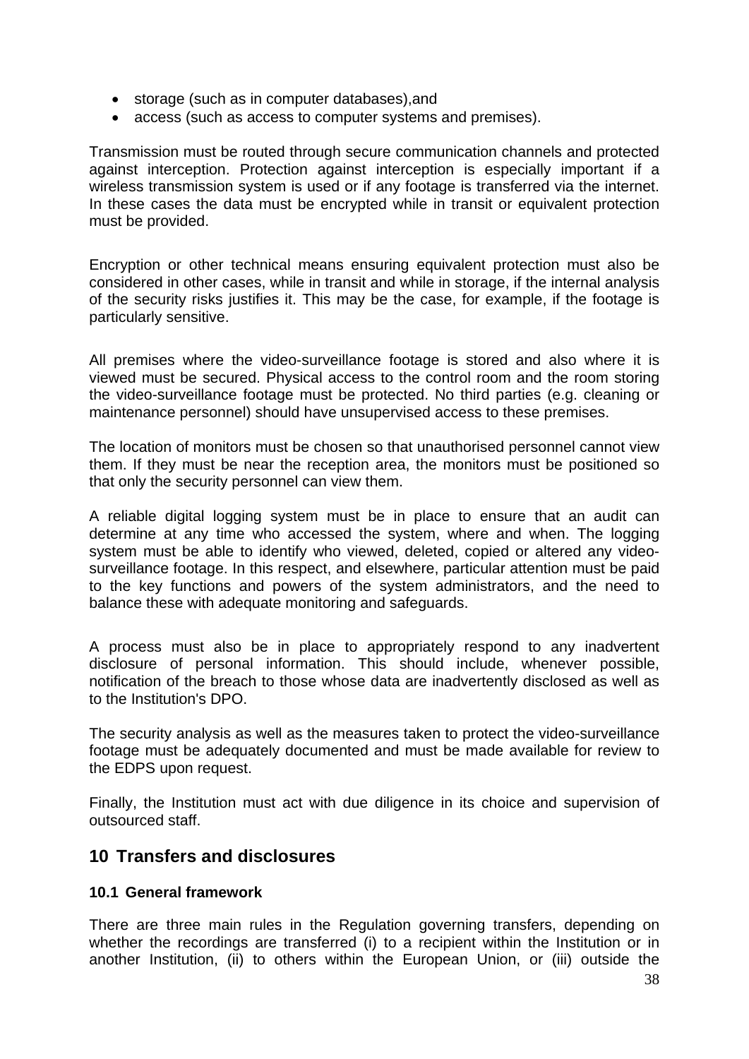- storage (such as in computer databases),and
- access (such as access to computer systems and premises).

Transmission must be routed through secure communication channels and protected against interception. Protection against interception is especially important if a wireless transmission system is used or if any footage is transferred via the internet. In these cases the data must be encrypted while in transit or equivalent protection must be provided.

Encryption or other technical means ensuring equivalent protection must also be considered in other cases, while in transit and while in storage, if the internal analysis of the security risks justifies it. This may be the case, for example, if the footage is particularly sensitive.

All premises where the video-surveillance footage is stored and also where it is viewed must be secured. Physical access to the control room and the room storing the video-surveillance footage must be protected. No third parties (e.g. cleaning or maintenance personnel) should have unsupervised access to these premises.

The location of monitors must be chosen so that unauthorised personnel cannot view them. If they must be near the reception area, the monitors must be positioned so that only the security personnel can view them.

A reliable digital logging system must be in place to ensure that an audit can determine at any time who accessed the system, where and when. The logging system must be able to identify who viewed, deleted, copied or altered any video-surveillance footage. In this respect, and elsewhere, particular attention must be paid to the key functions and powers of the system administrators, and the need to balance these with adequate monitoring and safeguards.

A process must also be in place to appropriately respond to any inadvertent disclosure of personal information. This should include, whenever possible, notification of the breach to those whose data are inadvertently disclosed as well as to the Institution's DPO.

The security analysis as well as the measures taken to protect the video-surveillance footage must be adequately documented and must be made available for review to the EDPS upon request.

Finally, the Institution must act with due diligence in its choice and supervision of outsourced staff.

## 10 Transfers and disclosures

### 10.1 General framework

There are three main rules in the Regulation governing transfers, depending on whether the recordings are transferred (i) to a recipient within the Institution or in another Institution, (ii) to others within the European Union, or (iii) outside the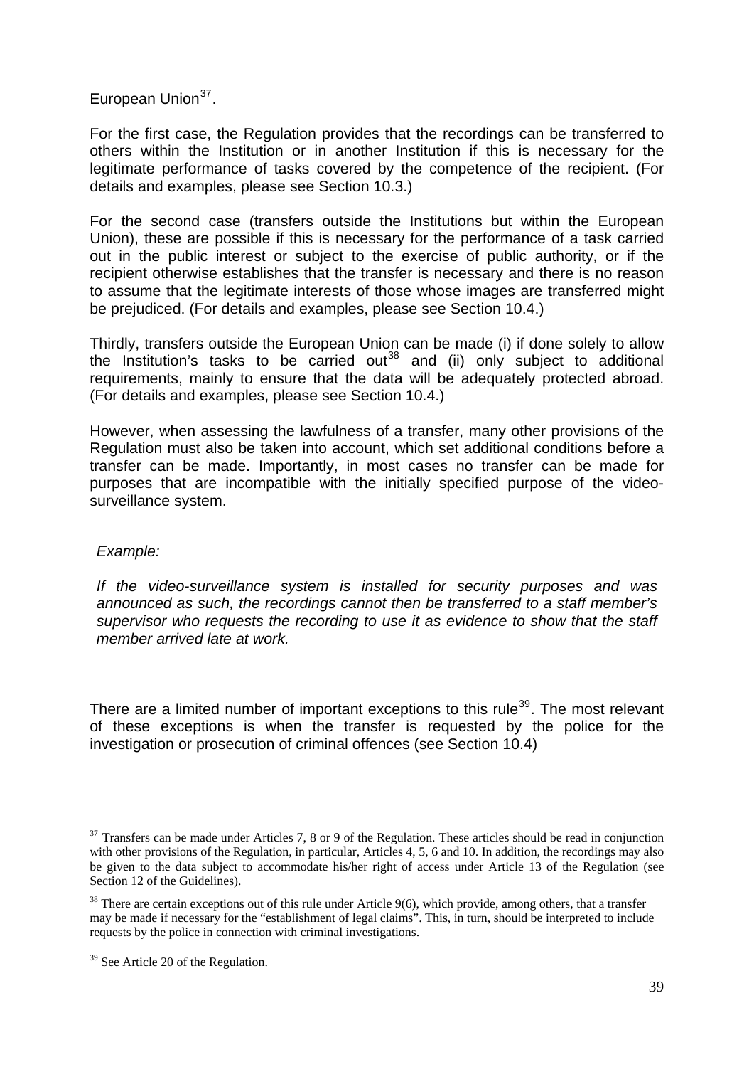European Union[37].

For the first case, the Regulation provides that the recordings can be transferred to others within the Institution or in another Institution if this is necessary for the legitimate performance of tasks covered by the competence of the recipient. (For details and examples, please see Section 10.3.)

For the second case (transfers outside the Institutions but within the European Union), these are possible if this is necessary for the performance of a task carried out in the public interest or subject to the exercise of public authority, or if the recipient otherwise establishes that the transfer is necessary and there is no reason to assume that the legitimate interests of those whose images are transferred might be prejudiced. (For details and examples, please see Section 10.4.)

Thirdly, transfers outside the European Union can be made (i) if done solely to allow the Institution's tasks to be carried out[38] and (ii) only subject to additional requirements, mainly to ensure that the data will be adequately protected abroad. (For details and examples, please see Section 10.4.)

However, when assessing the lawfulness of a transfer, many other provisions of the Regulation must also be taken into account, which set additional conditions before a transfer can be made. Importantly, in most cases no transfer can be made for purposes that are incompatible with the initially specified purpose of the video-surveillance system.

> *Example:*
>
> *If the video-surveillance system is installed for security purposes and was announced as such, the recordings cannot then be transferred to a staff member's supervisor who requests the recording to use it as evidence to show that the staff member arrived late at work.*

There are a limited number of important exceptions to this rule[39]. The most relevant of these exceptions is when the transfer is requested by the police for the investigation or prosecution of criminal offences (see Section 10.4)

---

[37] Transfers can be made under Articles 7, 8 or 9 of the Regulation. These articles should be read in conjunction with other provisions of the Regulation, in particular, Articles 4, 5, 6 and 10. In addition, the recordings may also be given to the data subject to accommodate his/her right of access under Article 13 of the Regulation (see Section 12 of the Guidelines).

[38] There are certain exceptions out of this rule under Article 9(6), which provide, among others, that a transfer may be made if necessary for the "establishment of legal claims". This, in turn, should be interpreted to include requests by the police in connection with criminal investigations.

[39] See Article 20 of the Regulation.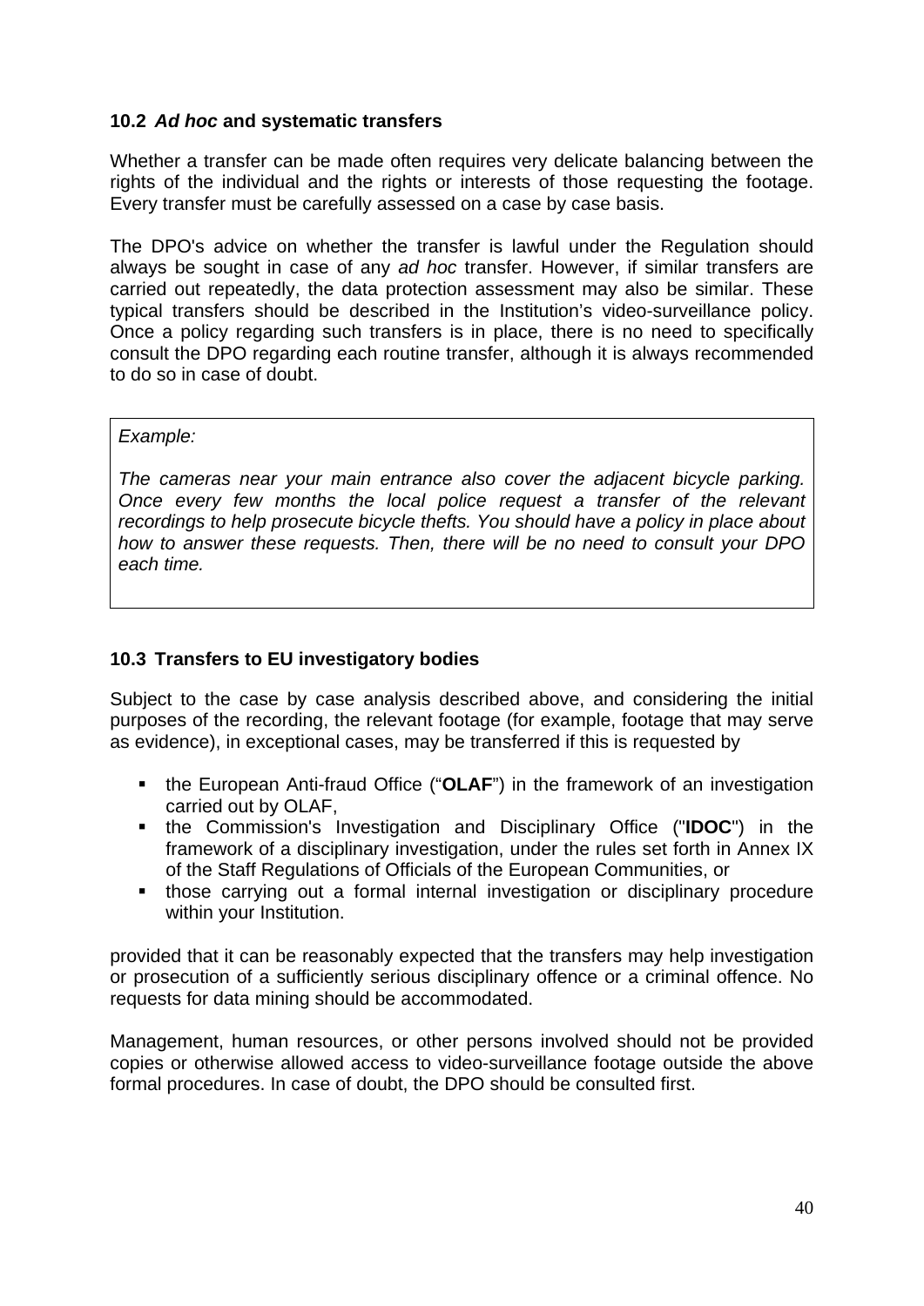### 10.2 *Ad hoc* and systematic transfers

Whether a transfer can be made often requires very delicate balancing between the rights of the individual and the rights or interests of those requesting the footage. Every transfer must be carefully assessed on a case by case basis.

The DPO's advice on whether the transfer is lawful under the Regulation should always be sought in case of any *ad hoc* transfer. However, if similar transfers are carried out repeatedly, the data protection assessment may also be similar. These typical transfers should be described in the Institution's video-surveillance policy. Once a policy regarding such transfers is in place, there is no need to specifically consult the DPO regarding each routine transfer, although it is always recommended to do so in case of doubt.

> *Example:*
>
> *The cameras near your main entrance also cover the adjacent bicycle parking. Once every few months the local police request a transfer of the relevant recordings to help prosecute bicycle thefts. You should have a policy in place about how to answer these requests. Then, there will be no need to consult your DPO each time.*

### 10.3 Transfers to EU investigatory bodies

Subject to the case by case analysis described above, and considering the initial purposes of the recording, the relevant footage (for example, footage that may serve as evidence), in exceptional cases, may be transferred if this is requested by

- the European Anti-fraud Office ("**OLAF**") in the framework of an investigation carried out by OLAF,
- the Commission's Investigation and Disciplinary Office ("**IDOC**") in the framework of a disciplinary investigation, under the rules set forth in Annex IX of the Staff Regulations of Officials of the European Communities, or
- those carrying out a formal internal investigation or disciplinary procedure within your Institution.

provided that it can be reasonably expected that the transfers may help investigation or prosecution of a sufficiently serious disciplinary offence or a criminal offence. No requests for data mining should be accommodated.

Management, human resources, or other persons involved should not be provided copies or otherwise allowed access to video-surveillance footage outside the above formal procedures. In case of doubt, the DPO should be consulted first.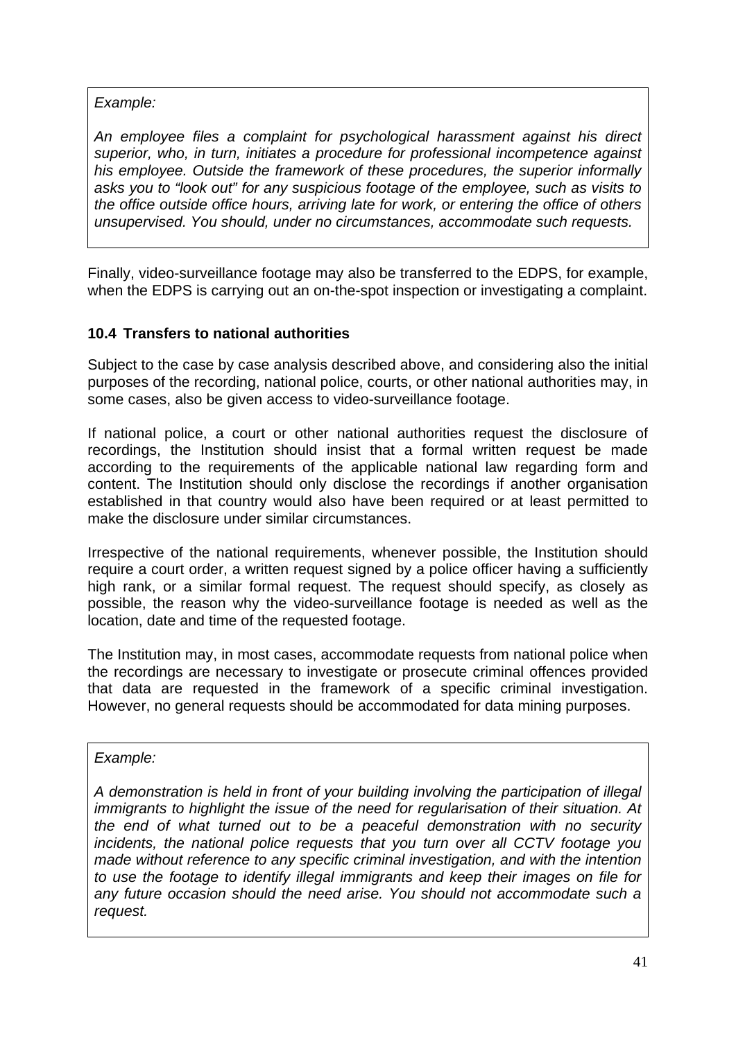> *Example:*
>
> *An employee files a complaint for psychological harassment against his direct superior, who, in turn, initiates a procedure for professional incompetence against his employee. Outside the framework of these procedures, the superior informally asks you to "look out" for any suspicious footage of the employee, such as visits to the office outside office hours, arriving late for work, or entering the office of others unsupervised. You should, under no circumstances, accommodate such requests.*

Finally, video-surveillance footage may also be transferred to the EDPS, for example, when the EDPS is carrying out an on-the-spot inspection or investigating a complaint.

### 10.4 Transfers to national authorities

Subject to the case by case analysis described above, and considering also the initial purposes of the recording, national police, courts, or other national authorities may, in some cases, also be given access to video-surveillance footage.

If national police, a court or other national authorities request the disclosure of recordings, the Institution should insist that a formal written request be made according to the requirements of the applicable national law regarding form and content. The Institution should only disclose the recordings if another organisation established in that country would also have been required or at least permitted to make the disclosure under similar circumstances.

Irrespective of the national requirements, whenever possible, the Institution should require a court order, a written request signed by a police officer having a sufficiently high rank, or a similar formal request. The request should specify, as closely as possible, the reason why the video-surveillance footage is needed as well as the location, date and time of the requested footage.

The Institution may, in most cases, accommodate requests from national police when the recordings are necessary to investigate or prosecute criminal offences provided that data are requested in the framework of a specific criminal investigation. However, no general requests should be accommodated for data mining purposes.

> *Example:*
>
> *A demonstration is held in front of your building involving the participation of illegal immigrants to highlight the issue of the need for regularisation of their situation. At the end of what turned out to be a peaceful demonstration with no security incidents, the national police requests that you turn over all CCTV footage you made without reference to any specific criminal investigation, and with the intention to use the footage to identify illegal immigrants and keep their images on file for any future occasion should the need arise. You should not accommodate such a request.*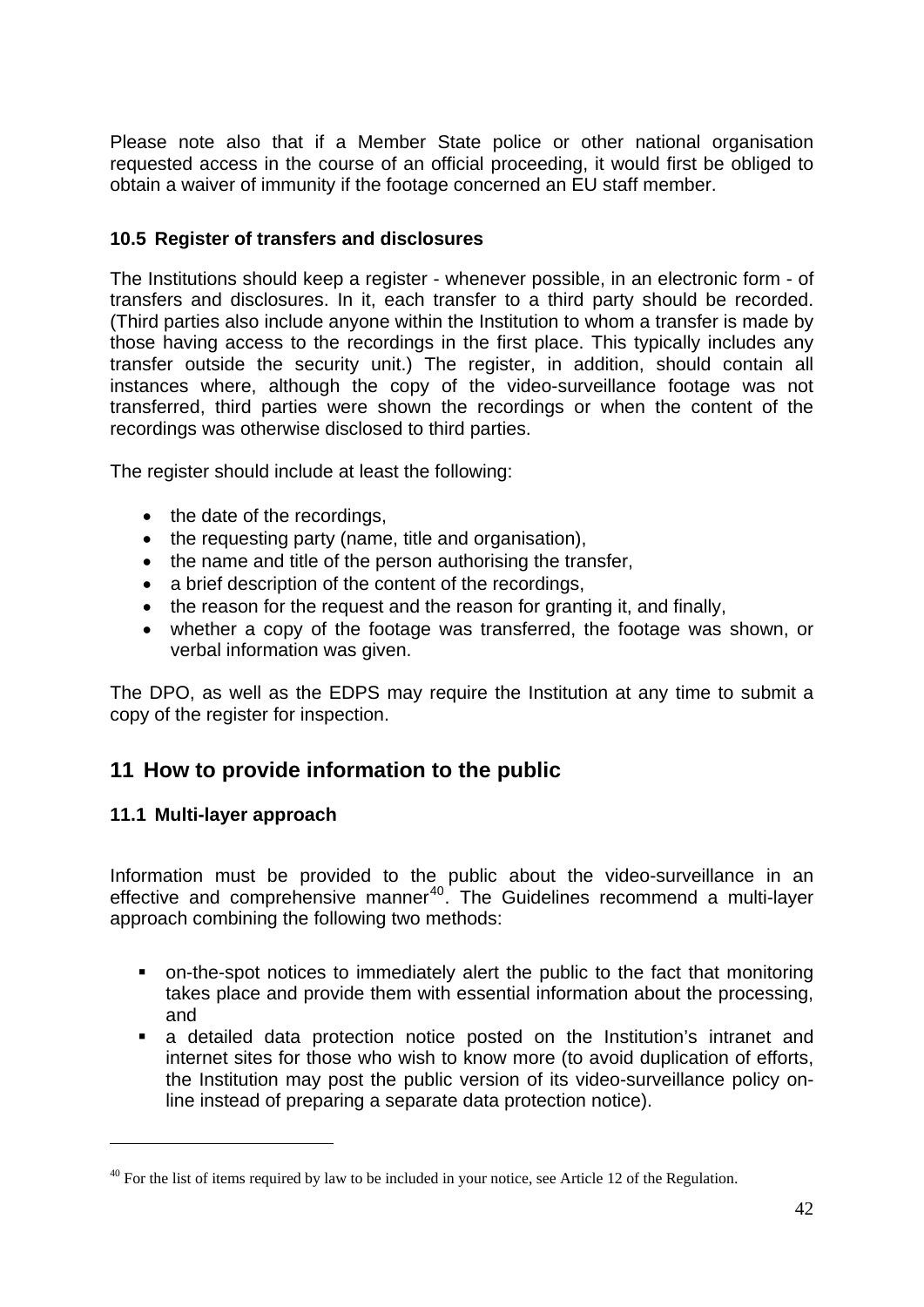Please note also that if a Member State police or other national organisation requested access in the course of an official proceeding, it would first be obliged to obtain a waiver of immunity if the footage concerned an EU staff member.

### 10.5 Register of transfers and disclosures

The Institutions should keep a register - whenever possible, in an electronic form - of transfers and disclosures. In it, each transfer to a third party should be recorded. (Third parties also include anyone within the Institution to whom a transfer is made by those having access to the recordings in the first place. This typically includes any transfer outside the security unit.) The register, in addition, should contain all instances where, although the copy of the video-surveillance footage was not transferred, third parties were shown the recordings or when the content of the recordings was otherwise disclosed to third parties.

The register should include at least the following:

- the date of the recordings,
- the requesting party (name, title and organisation),
- the name and title of the person authorising the transfer,
- a brief description of the content of the recordings,
- the reason for the request and the reason for granting it, and finally,
- whether a copy of the footage was transferred, the footage was shown, or verbal information was given.

The DPO, as well as the EDPS may require the Institution at any time to submit a copy of the register for inspection.

## 11 How to provide information to the public

### 11.1 Multi-layer approach

Information must be provided to the public about the video-surveillance in an effective and comprehensive manner[40]. The Guidelines recommend a multi-layer approach combining the following two methods:

- on-the-spot notices to immediately alert the public to the fact that monitoring takes place and provide them with essential information about the processing, and
- a detailed data protection notice posted on the Institution's intranet and internet sites for those who wish to know more (to avoid duplication of efforts, the Institution may post the public version of its video-surveillance policy on-line instead of preparing a separate data protection notice).

[40] For the list of items required by law to be included in your notice, see Article 12 of the Regulation.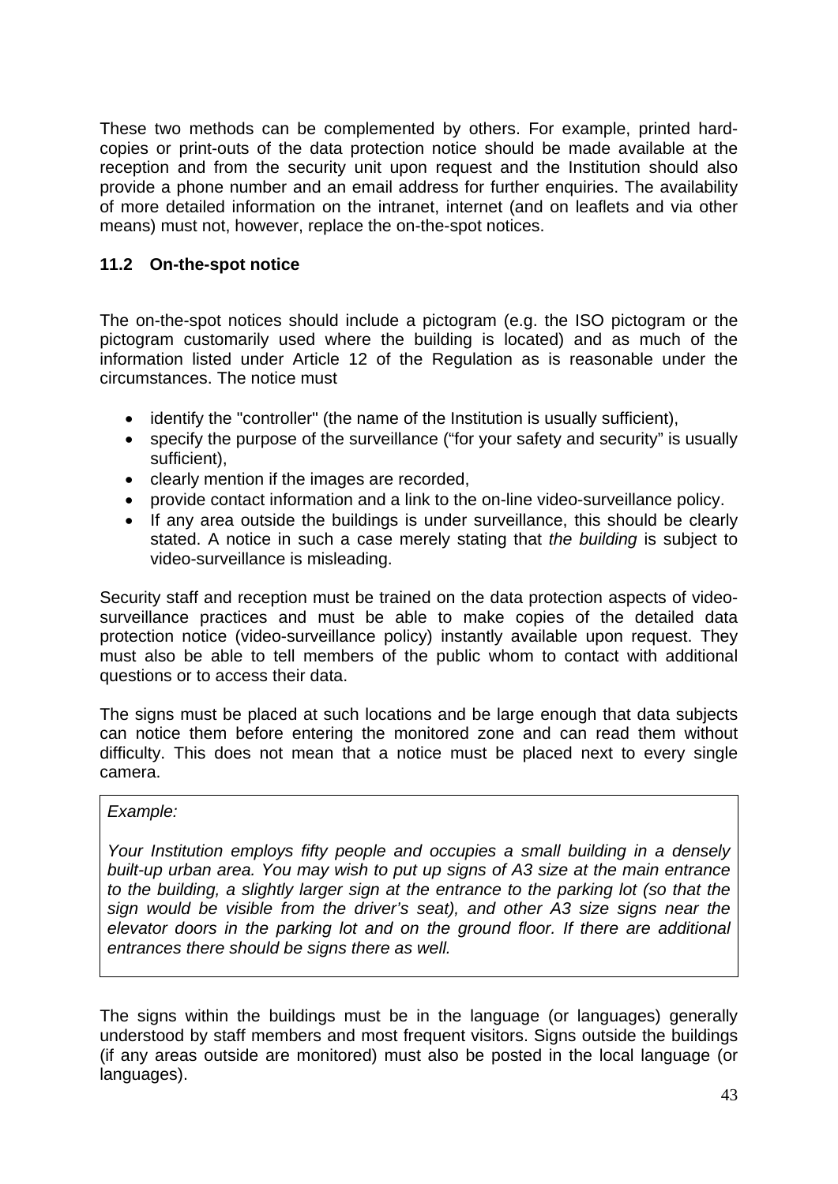These two methods can be complemented by others. For example, printed hard-copies or print-outs of the data protection notice should be made available at the reception and from the security unit upon request and the Institution should also provide a phone number and an email address for further enquiries. The availability of more detailed information on the intranet, internet (and on leaflets and via other means) must not, however, replace the on-the-spot notices.

### 11.2 On-the-spot notice

The on-the-spot notices should include a pictogram (e.g. the ISO pictogram or the pictogram customarily used where the building is located) and as much of the information listed under Article 12 of the Regulation as is reasonable under the circumstances. The notice must

- identify the "controller" (the name of the Institution is usually sufficient),
- specify the purpose of the surveillance ("for your safety and security" is usually sufficient),
- clearly mention if the images are recorded,
- provide contact information and a link to the on-line video-surveillance policy.
- If any area outside the buildings is under surveillance, this should be clearly stated. A notice in such a case merely stating that *the building* is subject to video-surveillance is misleading.

Security staff and reception must be trained on the data protection aspects of video-surveillance practices and must be able to make copies of the detailed data protection notice (video-surveillance policy) instantly available upon request. They must also be able to tell members of the public whom to contact with additional questions or to access their data.

The signs must be placed at such locations and be large enough that data subjects can notice them before entering the monitored zone and can read them without difficulty. This does not mean that a notice must be placed next to every single camera.

> *Example:*
>
> *Your Institution employs fifty people and occupies a small building in a densely built-up urban area. You may wish to put up signs of A3 size at the main entrance to the building, a slightly larger sign at the entrance to the parking lot (so that the sign would be visible from the driver's seat), and other A3 size signs near the elevator doors in the parking lot and on the ground floor. If there are additional entrances there should be signs there as well.*

The signs within the buildings must be in the language (or languages) generally understood by staff members and most frequent visitors. Signs outside the buildings (if any areas outside are monitored) must also be posted in the local language (or languages).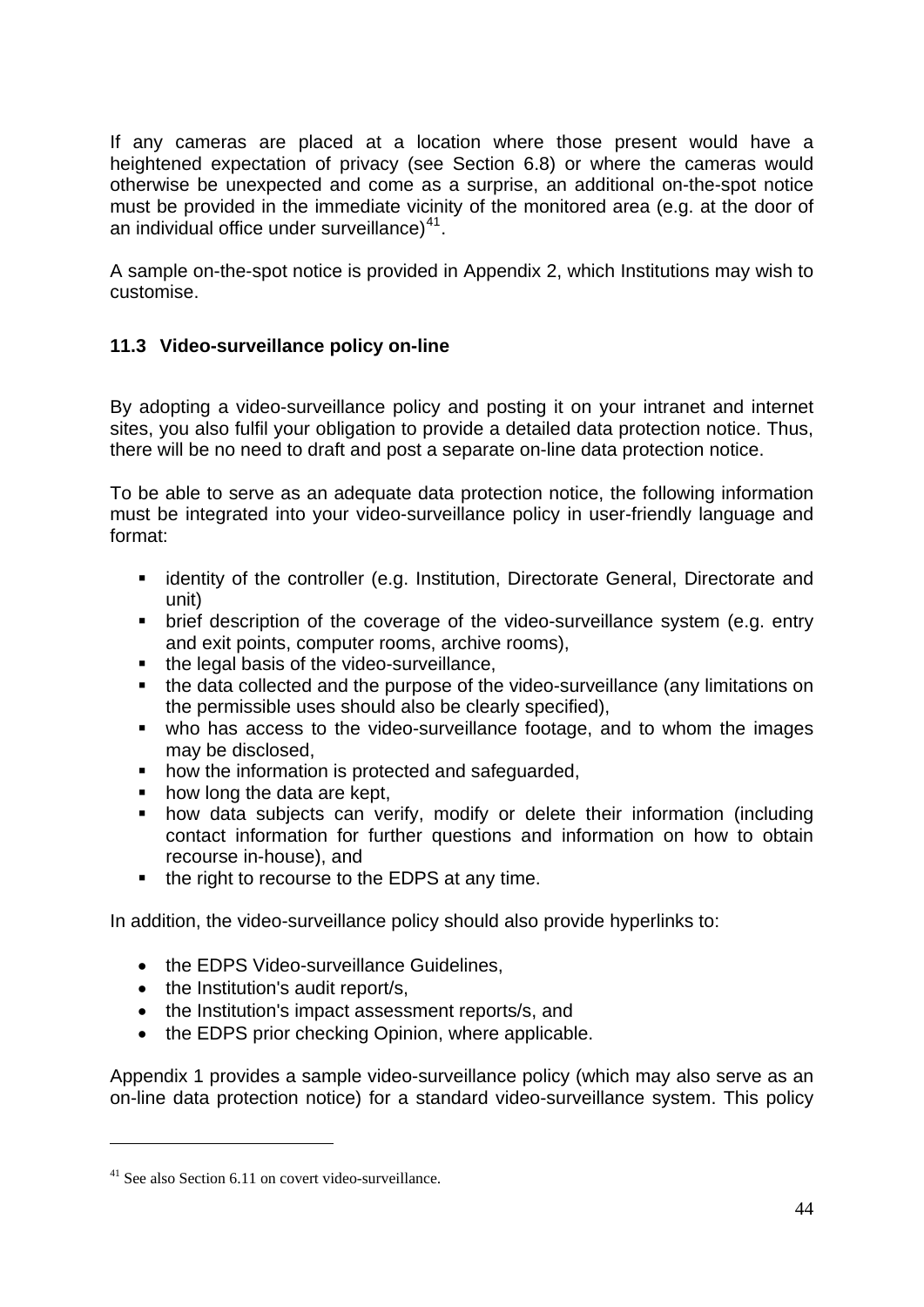If any cameras are placed at a location where those present would have a heightened expectation of privacy (see Section 6.8) or where the cameras would otherwise be unexpected and come as a surprise, an additional on-the-spot notice must be provided in the immediate vicinity of the monitored area (e.g. at the door of an individual office under surveillance)[41].

A sample on-the-spot notice is provided in Appendix 2, which Institutions may wish to customise.

### 11.3 Video-surveillance policy on-line

By adopting a video-surveillance policy and posting it on your intranet and internet sites, you also fulfil your obligation to provide a detailed data protection notice. Thus, there will be no need to draft and post a separate on-line data protection notice.

To be able to serve as an adequate data protection notice, the following information must be integrated into your video-surveillance policy in user-friendly language and format:

- identity of the controller (e.g. Institution, Directorate General, Directorate and unit)
- brief description of the coverage of the video-surveillance system (e.g. entry and exit points, computer rooms, archive rooms),
- the legal basis of the video-surveillance,
- the data collected and the purpose of the video-surveillance (any limitations on the permissible uses should also be clearly specified),
- who has access to the video-surveillance footage, and to whom the images may be disclosed,
- how the information is protected and safeguarded,
- how long the data are kept,
- how data subjects can verify, modify or delete their information (including contact information for further questions and information on how to obtain recourse in-house), and
- the right to recourse to the EDPS at any time.

In addition, the video-surveillance policy should also provide hyperlinks to:

- the EDPS Video-surveillance Guidelines,
- the Institution's audit report/s,
- the Institution's impact assessment reports/s, and
- the EDPS prior checking Opinion, where applicable.

Appendix 1 provides a sample video-surveillance policy (which may also serve as an on-line data protection notice) for a standard video-surveillance system. This policy

---

[41] See also Section 6.11 on covert video-surveillance.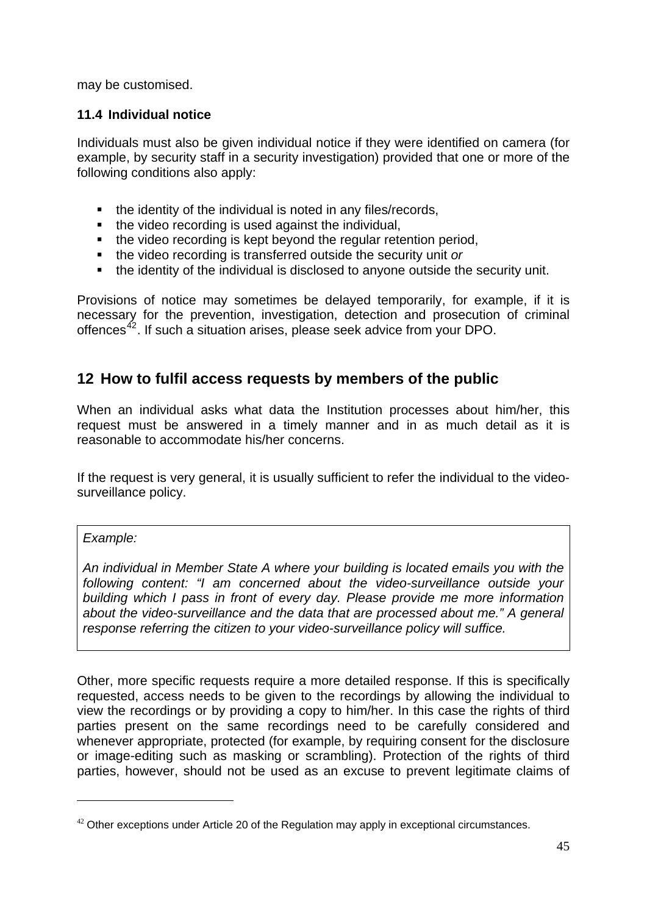may be customised.

### 11.4 Individual notice

Individuals must also be given individual notice if they were identified on camera (for example, by security staff in a security investigation) provided that one or more of the following conditions also apply:

- the identity of the individual is noted in any files/records,
- the video recording is used against the individual,
- the video recording is kept beyond the regular retention period,
- the video recording is transferred outside the security unit *or*
- the identity of the individual is disclosed to anyone outside the security unit.

Provisions of notice may sometimes be delayed temporarily, for example, if it is necessary for the prevention, investigation, detection and prosecution of criminal offences[42]. If such a situation arises, please seek advice from your DPO.

## 12 How to fulfil access requests by members of the public

When an individual asks what data the Institution processes about him/her, this request must be answered in a timely manner and in as much detail as it is reasonable to accommodate his/her concerns.

If the request is very general, it is usually sufficient to refer the individual to the video-surveillance policy.

> *Example:*
>
> *An individual in Member State A where your building is located emails you with the following content: "I am concerned about the video-surveillance outside your building which I pass in front of every day. Please provide me more information about the video-surveillance and the data that are processed about me." A general response referring the citizen to your video-surveillance policy will suffice.*

Other, more specific requests require a more detailed response. If this is specifically requested, access needs to be given to the recordings by allowing the individual to view the recordings or by providing a copy to him/her. In this case the rights of third parties present on the same recordings need to be carefully considered and whenever appropriate, protected (for example, by requiring consent for the disclosure or image-editing such as masking or scrambling). Protection of the rights of third parties, however, should not be used as an excuse to prevent legitimate claims of

[42] Other exceptions under Article 20 of the Regulation may apply in exceptional circumstances.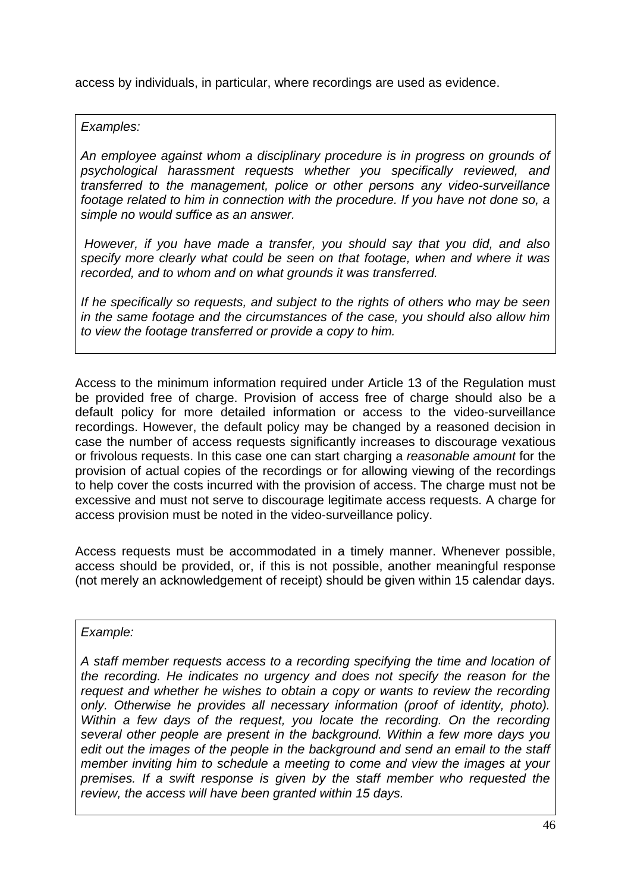access by individuals, in particular, where recordings are used as evidence.

> *Examples:*
>
> *An employee against whom a disciplinary procedure is in progress on grounds of psychological harassment requests whether you specifically reviewed, and transferred to the management, police or other persons any video-surveillance footage related to him in connection with the procedure. If you have not done so, a simple no would suffice as an answer.*
>
> *However, if you have made a transfer, you should say that you did, and also specify more clearly what could be seen on that footage, when and where it was recorded, and to whom and on what grounds it was transferred.*
>
> *If he specifically so requests, and subject to the rights of others who may be seen in the same footage and the circumstances of the case, you should also allow him to view the footage transferred or provide a copy to him.*

Access to the minimum information required under Article 13 of the Regulation must be provided free of charge. Provision of access free of charge should also be a default policy for more detailed information or access to the video-surveillance recordings. However, the default policy may be changed by a reasoned decision in case the number of access requests significantly increases to discourage vexatious or frivolous requests. In this case one can start charging a *reasonable amount* for the provision of actual copies of the recordings or for allowing viewing of the recordings to help cover the costs incurred with the provision of access. The charge must not be excessive and must not serve to discourage legitimate access requests. A charge for access provision must be noted in the video-surveillance policy.

Access requests must be accommodated in a timely manner. Whenever possible, access should be provided, or, if this is not possible, another meaningful response (not merely an acknowledgement of receipt) should be given within 15 calendar days.

> *Example:*
>
> *A staff member requests access to a recording specifying the time and location of the recording. He indicates no urgency and does not specify the reason for the request and whether he wishes to obtain a copy or wants to review the recording only. Otherwise he provides all necessary information (proof of identity, photo). Within a few days of the request, you locate the recording. On the recording several other people are present in the background. Within a few more days you edit out the images of the people in the background and send an email to the staff member inviting him to schedule a meeting to come and view the images at your premises. If a swift response is given by the staff member who requested the review, the access will have been granted within 15 days.*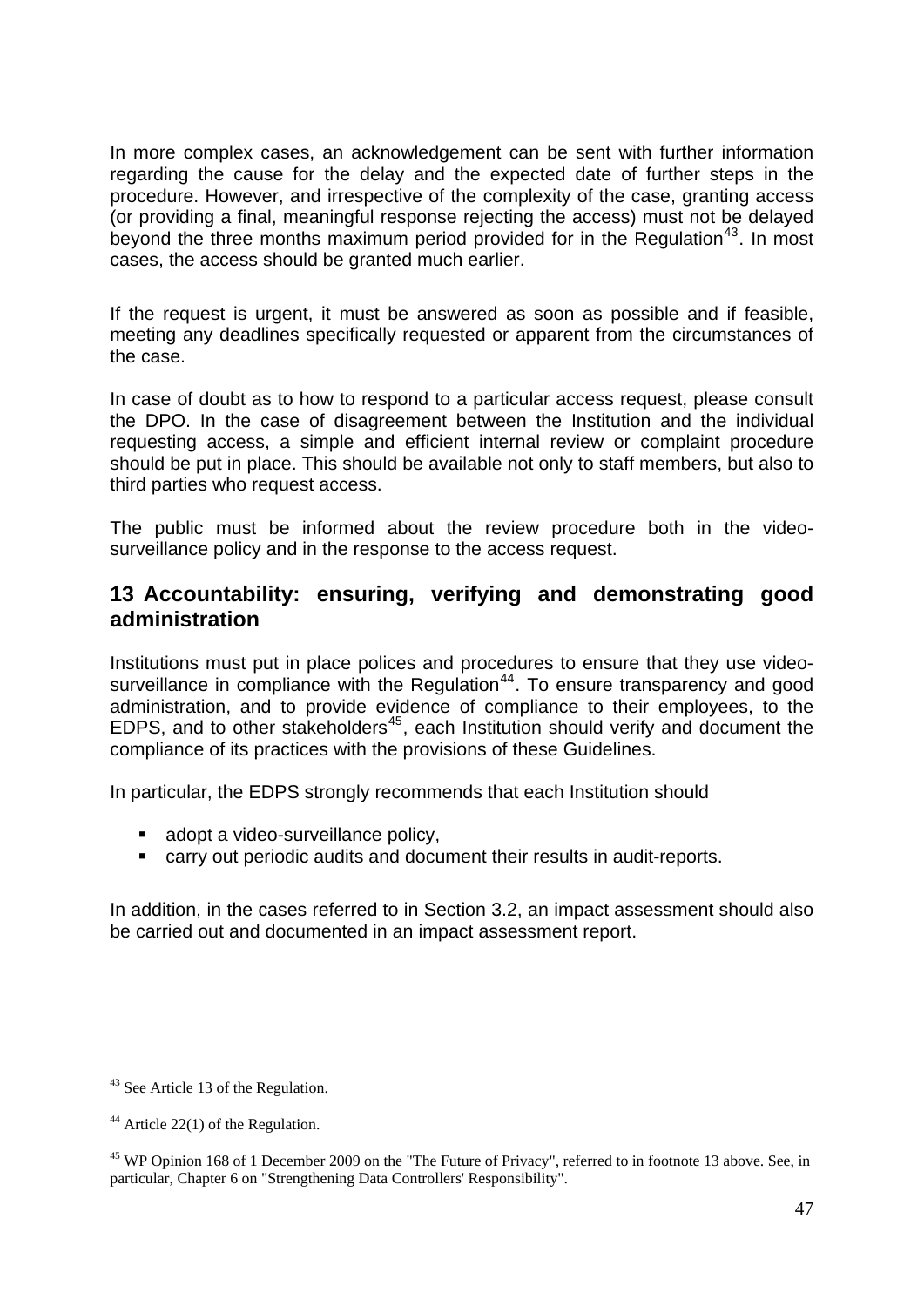In more complex cases, an acknowledgement can be sent with further information regarding the cause for the delay and the expected date of further steps in the procedure. However, and irrespective of the complexity of the case, granting access (or providing a final, meaningful response rejecting the access) must not be delayed beyond the three months maximum period provided for in the Regulation[43]. In most cases, the access should be granted much earlier.

If the request is urgent, it must be answered as soon as possible and if feasible, meeting any deadlines specifically requested or apparent from the circumstances of the case.

In case of doubt as to how to respond to a particular access request, please consult the DPO. In the case of disagreement between the Institution and the individual requesting access, a simple and efficient internal review or complaint procedure should be put in place. This should be available not only to staff members, but also to third parties who request access.

The public must be informed about the review procedure both in the video-surveillance policy and in the response to the access request.

## 13 Accountability: ensuring, verifying and demonstrating good administration

Institutions must put in place polices and procedures to ensure that they use video-surveillance in compliance with the Regulation[44]. To ensure transparency and good administration, and to provide evidence of compliance to their employees, to the EDPS, and to other stakeholders[45], each Institution should verify and document the compliance of its practices with the provisions of these Guidelines.

In particular, the EDPS strongly recommends that each Institution should

- adopt a video-surveillance policy,
- carry out periodic audits and document their results in audit-reports.

In addition, in the cases referred to in Section 3.2, an impact assessment should also be carried out and documented in an impact assessment report.

---

[43] See Article 13 of the Regulation.

[44] Article 22(1) of the Regulation.

[45] WP Opinion 168 of 1 December 2009 on the "The Future of Privacy", referred to in footnote 13 above. See, in particular, Chapter 6 on "Strengthening Data Controllers' Responsibility".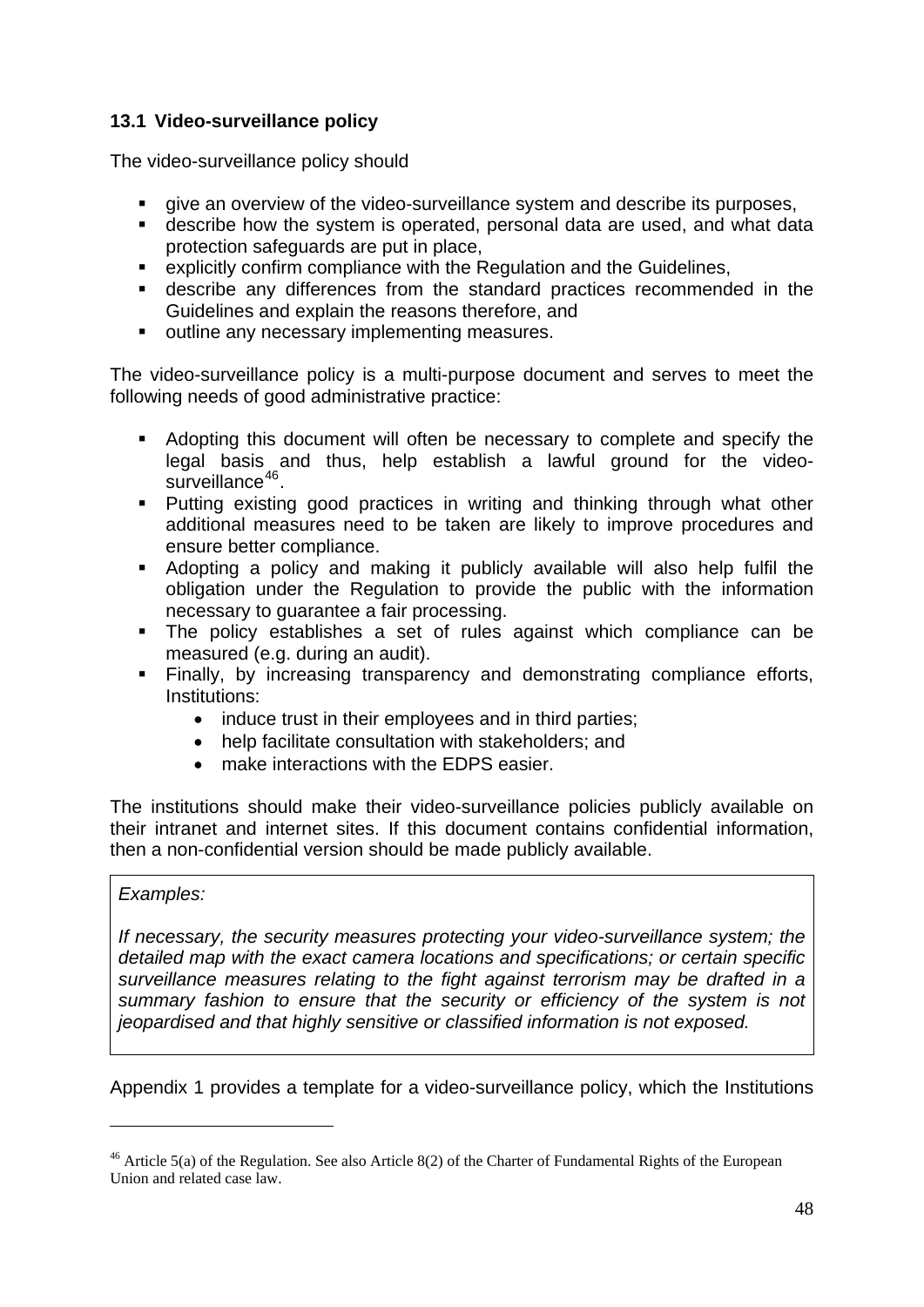### 13.1 Video-surveillance policy

The video-surveillance policy should

- give an overview of the video-surveillance system and describe its purposes,
- describe how the system is operated, personal data are used, and what data protection safeguards are put in place,
- explicitly confirm compliance with the Regulation and the Guidelines,
- describe any differences from the standard practices recommended in the Guidelines and explain the reasons therefore, and
- outline any necessary implementing measures.

The video-surveillance policy is a multi-purpose document and serves to meet the following needs of good administrative practice:

- Adopting this document will often be necessary to complete and specify the legal basis and thus, help establish a lawful ground for the video-surveillance[46].
- Putting existing good practices in writing and thinking through what other additional measures need to be taken are likely to improve procedures and ensure better compliance.
- Adopting a policy and making it publicly available will also help fulfil the obligation under the Regulation to provide the public with the information necessary to guarantee a fair processing.
- The policy establishes a set of rules against which compliance can be measured (e.g. during an audit).
- Finally, by increasing transparency and demonstrating compliance efforts, Institutions:
  - induce trust in their employees and in third parties;
  - help facilitate consultation with stakeholders; and
  - make interactions with the EDPS easier.

The institutions should make their video-surveillance policies publicly available on their intranet and internet sites. If this document contains confidential information, then a non-confidential version should be made publicly available.

> *Examples:*
>
> *If necessary, the security measures protecting your video-surveillance system; the detailed map with the exact camera locations and specifications; or certain specific surveillance measures relating to the fight against terrorism may be drafted in a summary fashion to ensure that the security or efficiency of the system is not jeopardised and that highly sensitive or classified information is not exposed.*

Appendix 1 provides a template for a video-surveillance policy, which the Institutions

---

[46] Article 5(a) of the Regulation. See also Article 8(2) of the Charter of Fundamental Rights of the European Union and related case law.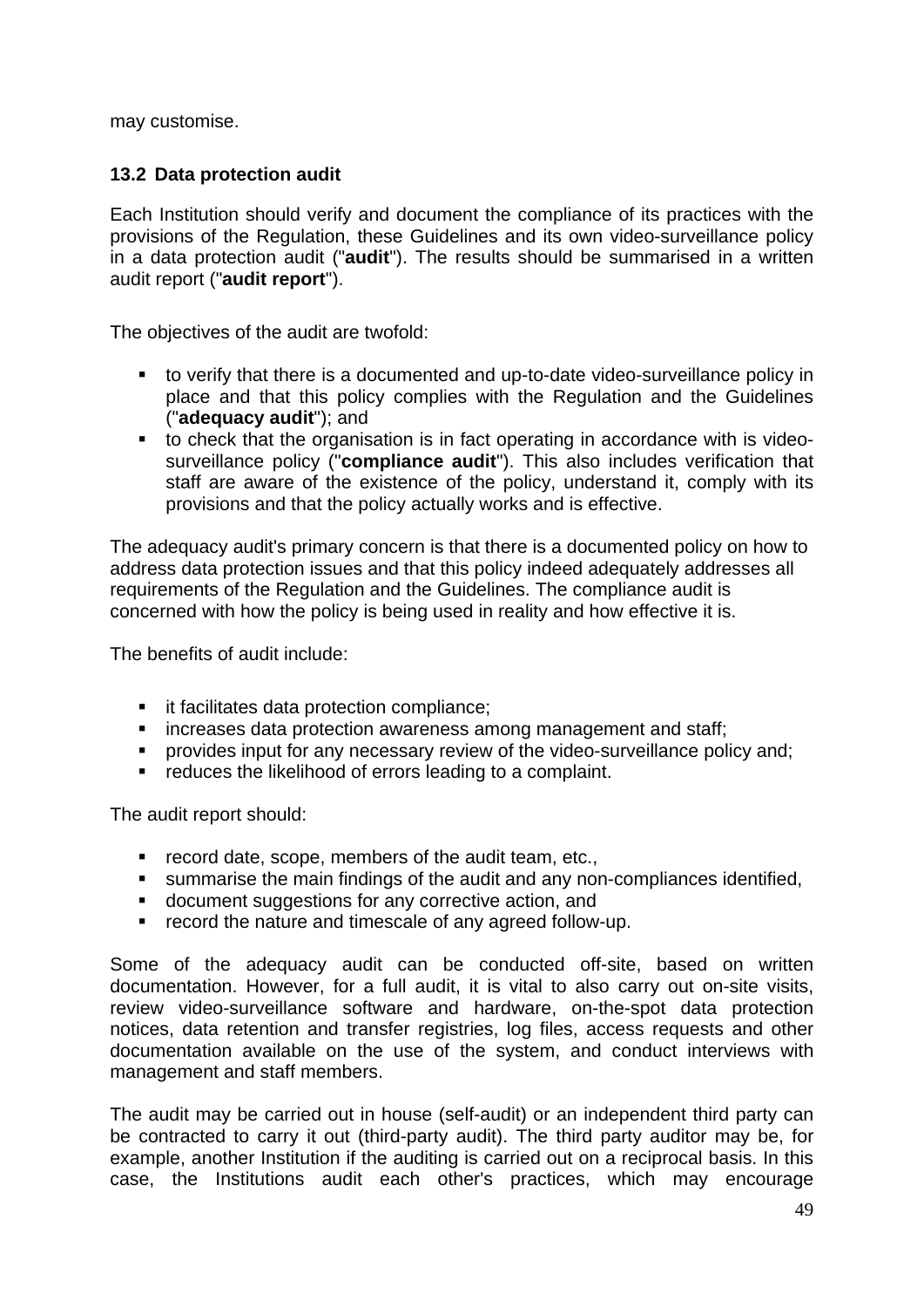may customise.

## 13.2 Data protection audit

Each Institution should verify and document the compliance of its practices with the provisions of the Regulation, these Guidelines and its own video-surveillance policy in a data protection audit ("**audit**"). The results should be summarised in a written audit report ("**audit report**").

The objectives of the audit are twofold:

- to verify that there is a documented and up-to-date video-surveillance policy in place and that this policy complies with the Regulation and the Guidelines ("**adequacy audit**"); and
- to check that the organisation is in fact operating in accordance with is video-surveillance policy ("**compliance audit**"). This also includes verification that staff are aware of the existence of the policy, understand it, comply with its provisions and that the policy actually works and is effective.

The adequacy audit's primary concern is that there is a documented policy on how to address data protection issues and that this policy indeed adequately addresses all requirements of the Regulation and the Guidelines. The compliance audit is concerned with how the policy is being used in reality and how effective it is.

The benefits of audit include:

- it facilitates data protection compliance;
- increases data protection awareness among management and staff;
- provides input for any necessary review of the video-surveillance policy and;
- reduces the likelihood of errors leading to a complaint.

The audit report should:

- record date, scope, members of the audit team, etc.,
- summarise the main findings of the audit and any non-compliances identified,
- document suggestions for any corrective action, and
- record the nature and timescale of any agreed follow-up.

Some of the adequacy audit can be conducted off-site, based on written documentation. However, for a full audit, it is vital to also carry out on-site visits, review video-surveillance software and hardware, on-the-spot data protection notices, data retention and transfer registries, log files, access requests and other documentation available on the use of the system, and conduct interviews with management and staff members.

The audit may be carried out in house (self-audit) or an independent third party can be contracted to carry it out (third-party audit). The third party auditor may be, for example, another Institution if the auditing is carried out on a reciprocal basis. In this case, the Institutions audit each other's practices, which may encourage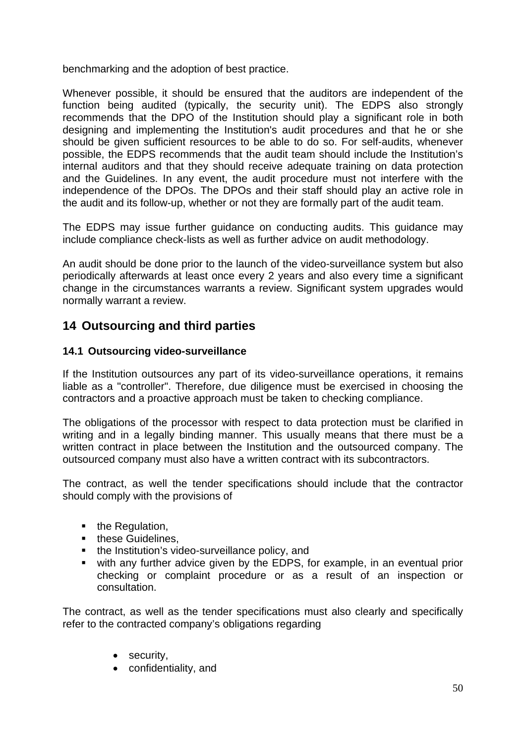benchmarking and the adoption of best practice.

Whenever possible, it should be ensured that the auditors are independent of the function being audited (typically, the security unit). The EDPS also strongly recommends that the DPO of the Institution should play a significant role in both designing and implementing the Institution's audit procedures and that he or she should be given sufficient resources to be able to do so. For self-audits, whenever possible, the EDPS recommends that the audit team should include the Institution's internal auditors and that they should receive adequate training on data protection and the Guidelines. In any event, the audit procedure must not interfere with the independence of the DPOs. The DPOs and their staff should play an active role in the audit and its follow-up, whether or not they are formally part of the audit team.

The EDPS may issue further guidance on conducting audits. This guidance may include compliance check-lists as well as further advice on audit methodology.

An audit should be done prior to the launch of the video-surveillance system but also periodically afterwards at least once every 2 years and also every time a significant change in the circumstances warrants a review. Significant system upgrades would normally warrant a review.

# 14 Outsourcing and third parties

## 14.1 Outsourcing video-surveillance

If the Institution outsources any part of its video-surveillance operations, it remains liable as a "controller". Therefore, due diligence must be exercised in choosing the contractors and a proactive approach must be taken to checking compliance.

The obligations of the processor with respect to data protection must be clarified in writing and in a legally binding manner. This usually means that there must be a written contract in place between the Institution and the outsourced company. The outsourced company must also have a written contract with its subcontractors.

The contract, as well the tender specifications should include that the contractor should comply with the provisions of

- the Regulation,
- these Guidelines,
- the Institution's video-surveillance policy, and
- with any further advice given by the EDPS, for example, in an eventual prior checking or complaint procedure or as a result of an inspection or consultation.

The contract, as well as the tender specifications must also clearly and specifically refer to the contracted company's obligations regarding

- security,
- confidentiality, and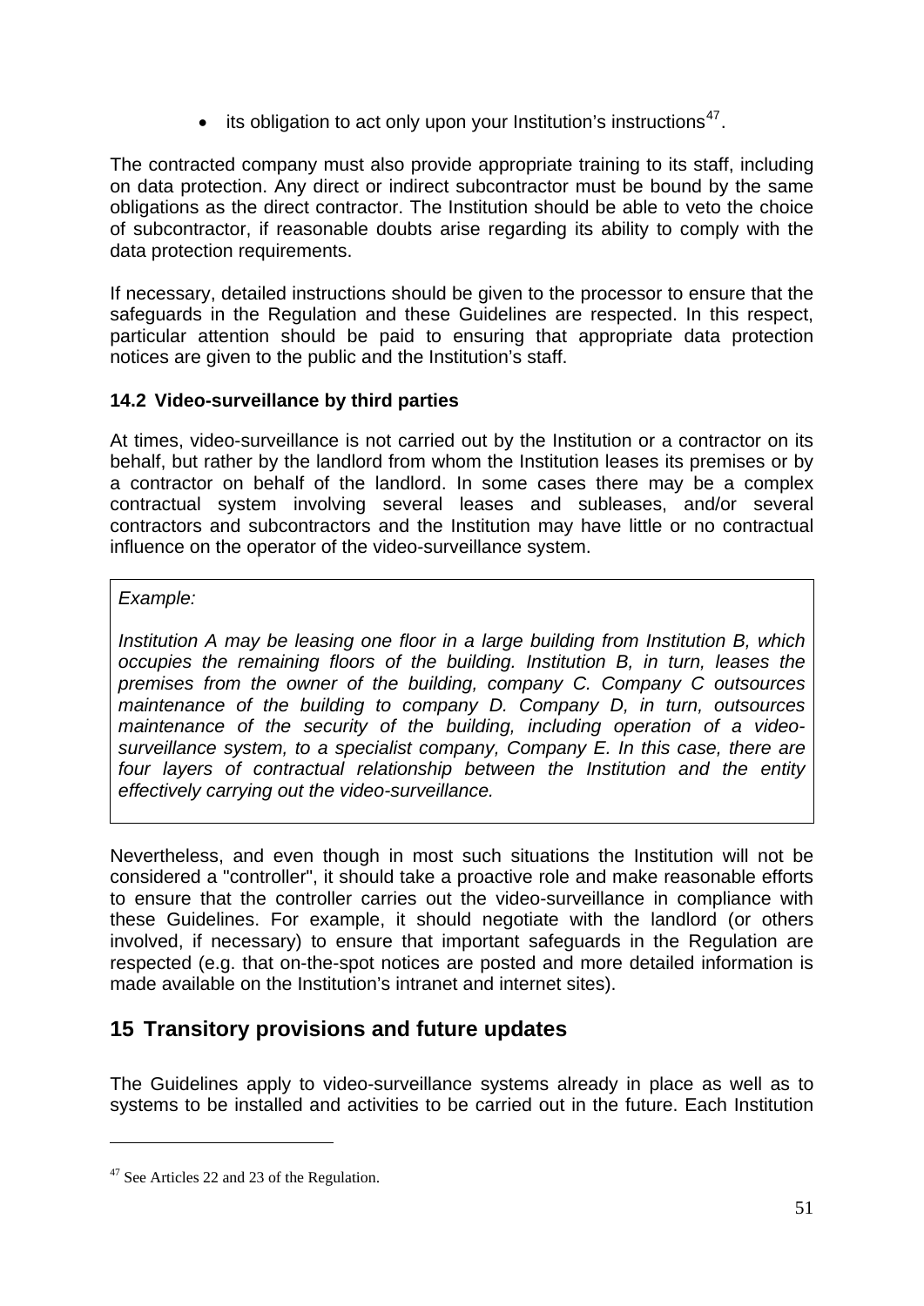- its obligation to act only upon your Institution's instructions[47].

The contracted company must also provide appropriate training to its staff, including on data protection. Any direct or indirect subcontractor must be bound by the same obligations as the direct contractor. The Institution should be able to veto the choice of subcontractor, if reasonable doubts arise regarding its ability to comply with the data protection requirements.

If necessary, detailed instructions should be given to the processor to ensure that the safeguards in the Regulation and these Guidelines are respected. In this respect, particular attention should be paid to ensuring that appropriate data protection notices are given to the public and the Institution's staff.

### 14.2 Video-surveillance by third parties

At times, video-surveillance is not carried out by the Institution or a contractor on its behalf, but rather by the landlord from whom the Institution leases its premises or by a contractor on behalf of the landlord. In some cases there may be a complex contractual system involving several leases and subleases, and/or several contractors and subcontractors and the Institution may have little or no contractual influence on the operator of the video-surveillance system.

> *Example:*
>
> *Institution A may be leasing one floor in a large building from Institution B, which occupies the remaining floors of the building. Institution B, in turn, leases the premises from the owner of the building, company C. Company C outsources maintenance of the building to company D. Company D, in turn, outsources maintenance of the security of the building, including operation of a video-surveillance system, to a specialist company, Company E. In this case, there are four layers of contractual relationship between the Institution and the entity effectively carrying out the video-surveillance.*

Nevertheless, and even though in most such situations the Institution will not be considered a "controller", it should take a proactive role and make reasonable efforts to ensure that the controller carries out the video-surveillance in compliance with these Guidelines. For example, it should negotiate with the landlord (or others involved, if necessary) to ensure that important safeguards in the Regulation are respected (e.g. that on-the-spot notices are posted and more detailed information is made available on the Institution's intranet and internet sites).

## 15 Transitory provisions and future updates

The Guidelines apply to video-surveillance systems already in place as well as to systems to be installed and activities to be carried out in the future. Each Institution

[47] See Articles 22 and 23 of the Regulation.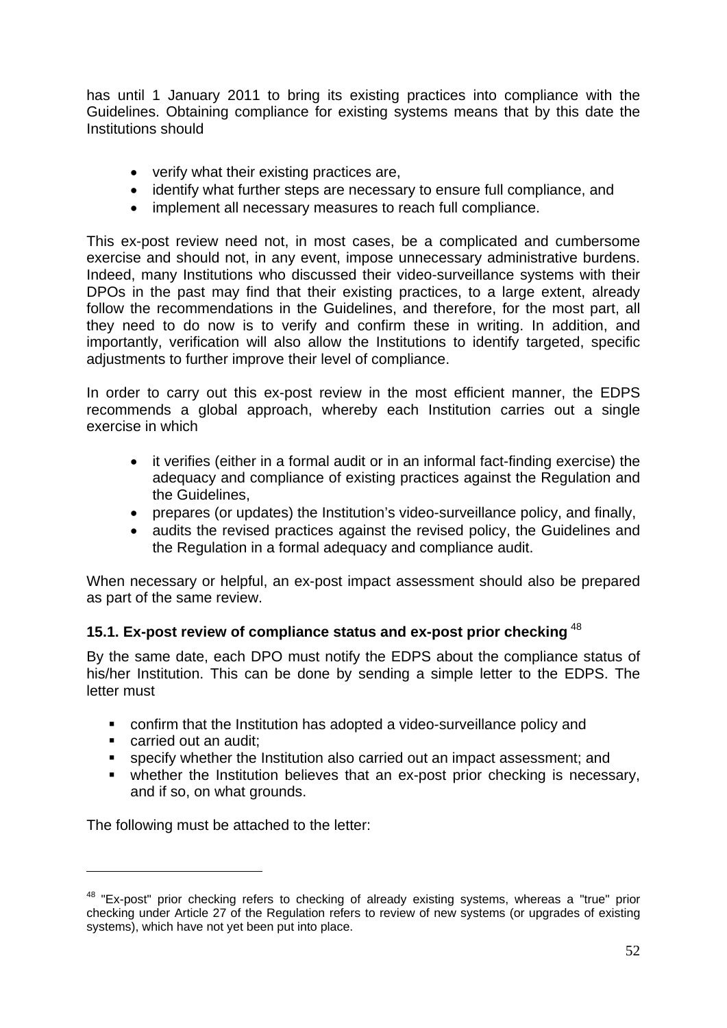has until 1 January 2011 to bring its existing practices into compliance with the Guidelines. Obtaining compliance for existing systems means that by this date the Institutions should

- verify what their existing practices are,
- identify what further steps are necessary to ensure full compliance, and
- implement all necessary measures to reach full compliance.

This ex-post review need not, in most cases, be a complicated and cumbersome exercise and should not, in any event, impose unnecessary administrative burdens. Indeed, many Institutions who discussed their video-surveillance systems with their DPOs in the past may find that their existing practices, to a large extent, already follow the recommendations in the Guidelines, and therefore, for the most part, all they need to do now is to verify and confirm these in writing. In addition, and importantly, verification will also allow the Institutions to identify targeted, specific adjustments to further improve their level of compliance.

In order to carry out this ex-post review in the most efficient manner, the EDPS recommends a global approach, whereby each Institution carries out a single exercise in which

- it verifies (either in a formal audit or in an informal fact-finding exercise) the adequacy and compliance of existing practices against the Regulation and the Guidelines,
- prepares (or updates) the Institution's video-surveillance policy, and finally,
- audits the revised practices against the revised policy, the Guidelines and the Regulation in a formal adequacy and compliance audit.

When necessary or helpful, an ex-post impact assessment should also be prepared as part of the same review.

### 15.1. Ex-post review of compliance status and ex-post prior checking [48]

By the same date, each DPO must notify the EDPS about the compliance status of his/her Institution. This can be done by sending a simple letter to the EDPS. The letter must

- confirm that the Institution has adopted a video-surveillance policy and
- carried out an audit;
- specify whether the Institution also carried out an impact assessment; and
- whether the Institution believes that an ex-post prior checking is necessary, and if so, on what grounds.

The following must be attached to the letter:

---

[48] "Ex-post" prior checking refers to checking of already existing systems, whereas a "true" prior checking under Article 27 of the Regulation refers to review of new systems (or upgrades of existing systems), which have not yet been put into place.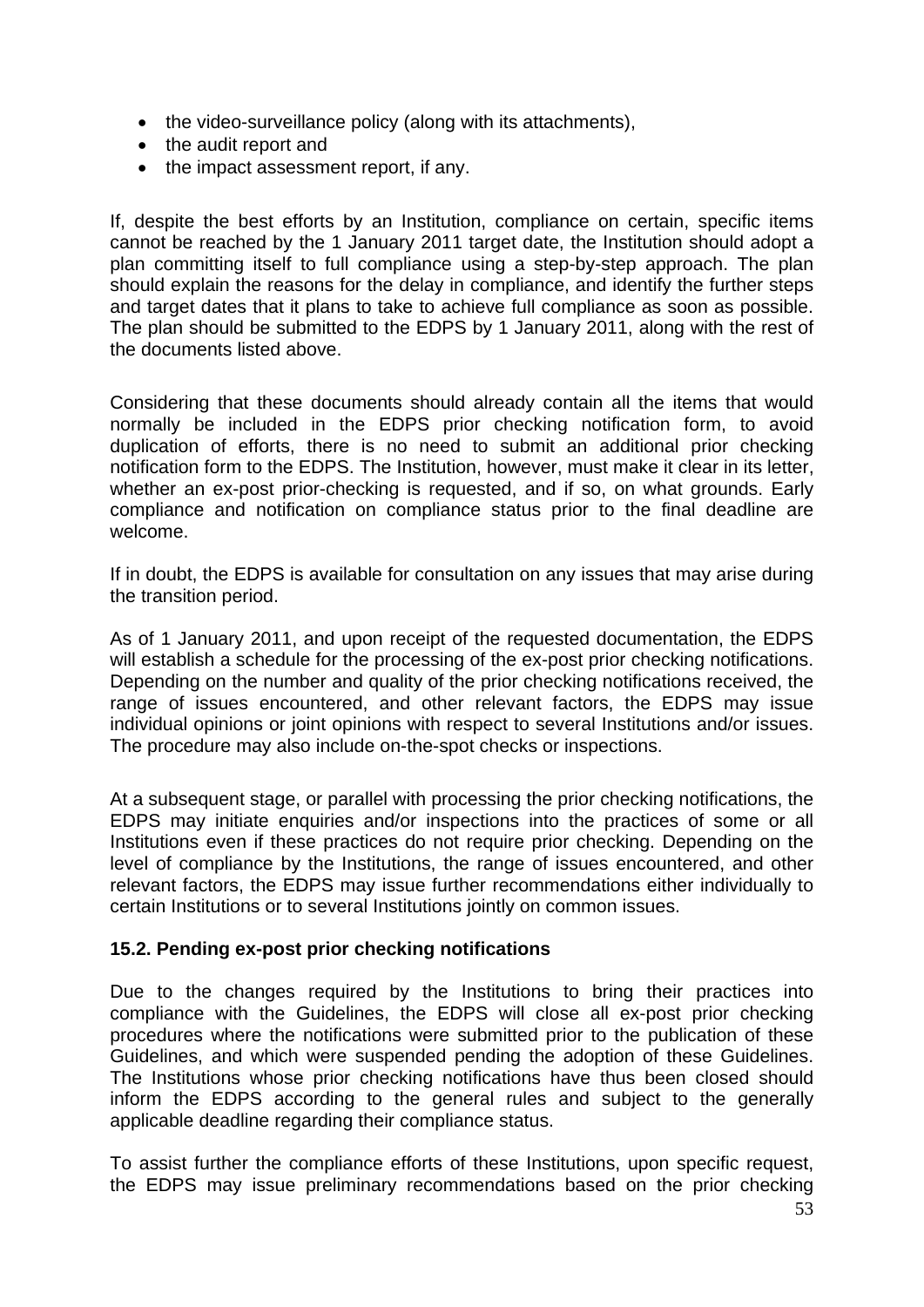- the video-surveillance policy (along with its attachments),
- the audit report and
- the impact assessment report, if any.

If, despite the best efforts by an Institution, compliance on certain, specific items cannot be reached by the 1 January 2011 target date, the Institution should adopt a plan committing itself to full compliance using a step-by-step approach. The plan should explain the reasons for the delay in compliance, and identify the further steps and target dates that it plans to take to achieve full compliance as soon as possible. The plan should be submitted to the EDPS by 1 January 2011, along with the rest of the documents listed above.

Considering that these documents should already contain all the items that would normally be included in the EDPS prior checking notification form, to avoid duplication of efforts, there is no need to submit an additional prior checking notification form to the EDPS. The Institution, however, must make it clear in its letter, whether an ex-post prior-checking is requested, and if so, on what grounds. Early compliance and notification on compliance status prior to the final deadline are welcome.

If in doubt, the EDPS is available for consultation on any issues that may arise during the transition period.

As of 1 January 2011, and upon receipt of the requested documentation, the EDPS will establish a schedule for the processing of the ex-post prior checking notifications. Depending on the number and quality of the prior checking notifications received, the range of issues encountered, and other relevant factors, the EDPS may issue individual opinions or joint opinions with respect to several Institutions and/or issues. The procedure may also include on-the-spot checks or inspections.

At a subsequent stage, or parallel with processing the prior checking notifications, the EDPS may initiate enquiries and/or inspections into the practices of some or all Institutions even if these practices do not require prior checking. Depending on the level of compliance by the Institutions, the range of issues encountered, and other relevant factors, the EDPS may issue further recommendations either individually to certain Institutions or to several Institutions jointly on common issues.

### 15.2. Pending ex-post prior checking notifications

Due to the changes required by the Institutions to bring their practices into compliance with the Guidelines, the EDPS will close all ex-post prior checking procedures where the notifications were submitted prior to the publication of these Guidelines, and which were suspended pending the adoption of these Guidelines. The Institutions whose prior checking notifications have thus been closed should inform the EDPS according to the general rules and subject to the generally applicable deadline regarding their compliance status.

To assist further the compliance efforts of these Institutions, upon specific request, the EDPS may issue preliminary recommendations based on the prior checking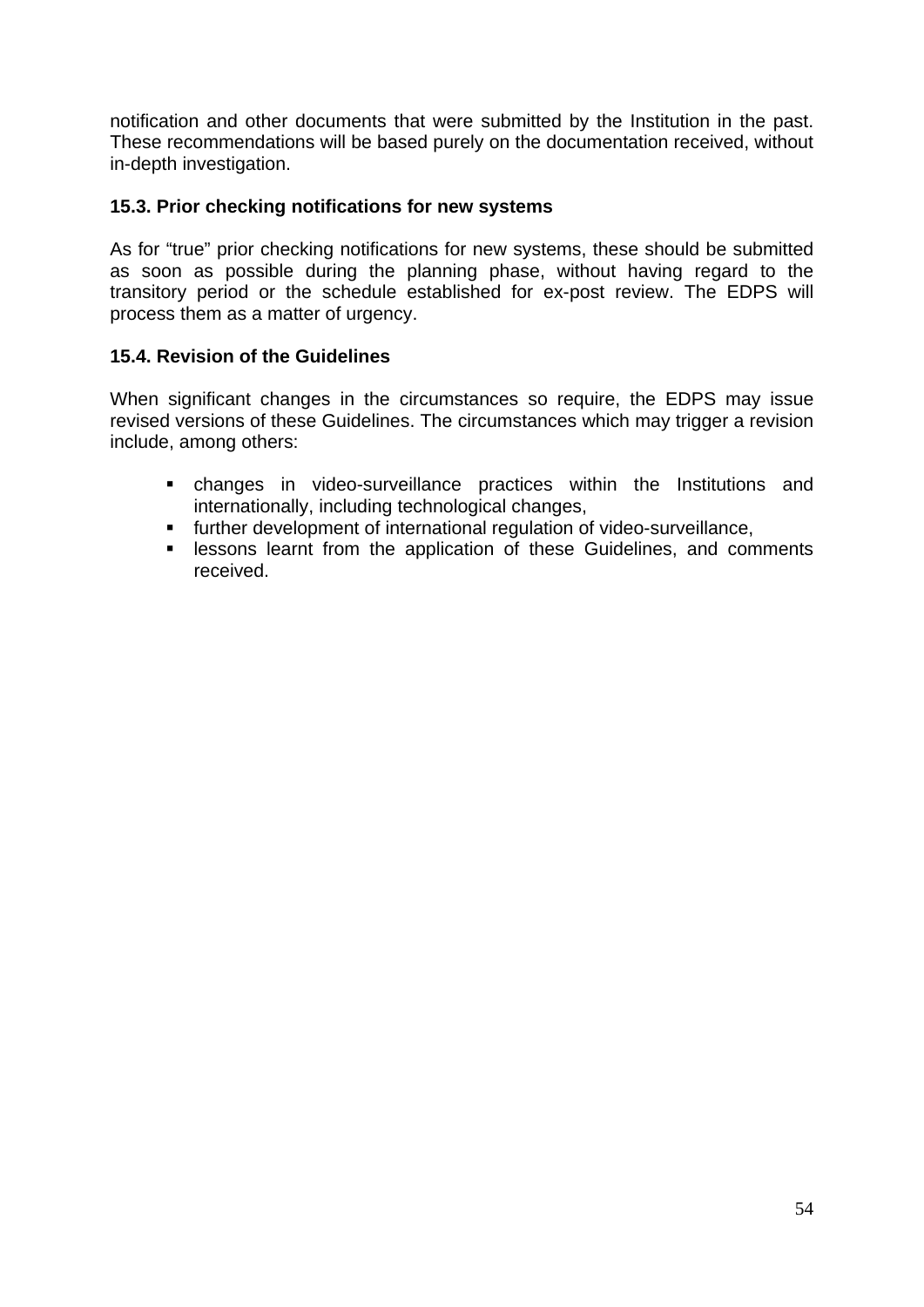notification and other documents that were submitted by the Institution in the past. These recommendations will be based purely on the documentation received, without in-depth investigation.

### 15.3. Prior checking notifications for new systems

As for "true" prior checking notifications for new systems, these should be submitted as soon as possible during the planning phase, without having regard to the transitory period or the schedule established for ex-post review. The EDPS will process them as a matter of urgency.

### 15.4. Revision of the Guidelines

When significant changes in the circumstances so require, the EDPS may issue revised versions of these Guidelines. The circumstances which may trigger a revision include, among others:

- changes in video-surveillance practices within the Institutions and internationally, including technological changes,
- further development of international regulation of video-surveillance,
- lessons learnt from the application of these Guidelines, and comments received.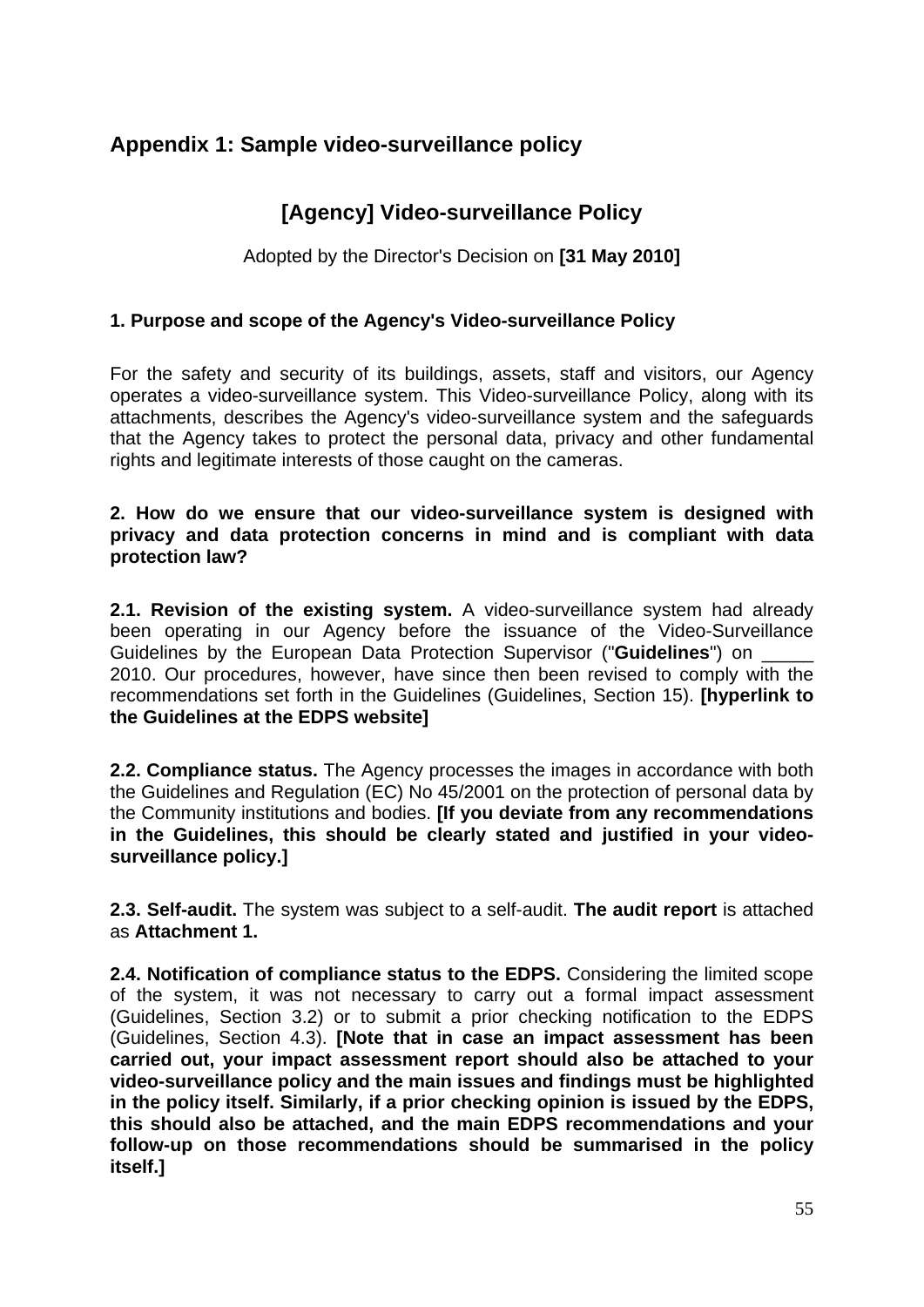## Appendix 1: Sample video-surveillance policy

# [Agency] Video-surveillance Policy

Adopted by the Director's Decision on **[31 May 2010]**

### 1. Purpose and scope of the Agency's Video-surveillance Policy

For the safety and security of its buildings, assets, staff and visitors, our Agency operates a video-surveillance system. This Video-surveillance Policy, along with its attachments, describes the Agency's video-surveillance system and the safeguards that the Agency takes to protect the personal data, privacy and other fundamental rights and legitimate interests of those caught on the cameras.

### 2. How do we ensure that our video-surveillance system is designed with privacy and data protection concerns in mind and is compliant with data protection law?

**2.1. Revision of the existing system.** A video-surveillance system had already been operating in our Agency before the issuance of the Video-Surveillance Guidelines by the European Data Protection Supervisor ("**Guidelines**") on _____ 2010. Our procedures, however, have since then been revised to comply with the recommendations set forth in the Guidelines (Guidelines, Section 15). **[hyperlink to the Guidelines at the EDPS website]**

**2.2. Compliance status.** The Agency processes the images in accordance with both the Guidelines and Regulation (EC) No 45/2001 on the protection of personal data by the Community institutions and bodies. **[If you deviate from any recommendations in the Guidelines, this should be clearly stated and justified in your video-surveillance policy.]**

**2.3. Self-audit.** The system was subject to a self-audit. **The audit report** is attached as **Attachment 1.**

**2.4. Notification of compliance status to the EDPS.** Considering the limited scope of the system, it was not necessary to carry out a formal impact assessment (Guidelines, Section 3.2) or to submit a prior checking notification to the EDPS (Guidelines, Section 4.3). **[Note that in case an impact assessment has been carried out, your impact assessment report should also be attached to your video-surveillance policy and the main issues and findings must be highlighted in the policy itself. Similarly, if a prior checking opinion is issued by the EDPS, this should also be attached, and the main EDPS recommendations and your follow-up on those recommendations should be summarised in the policy itself.]**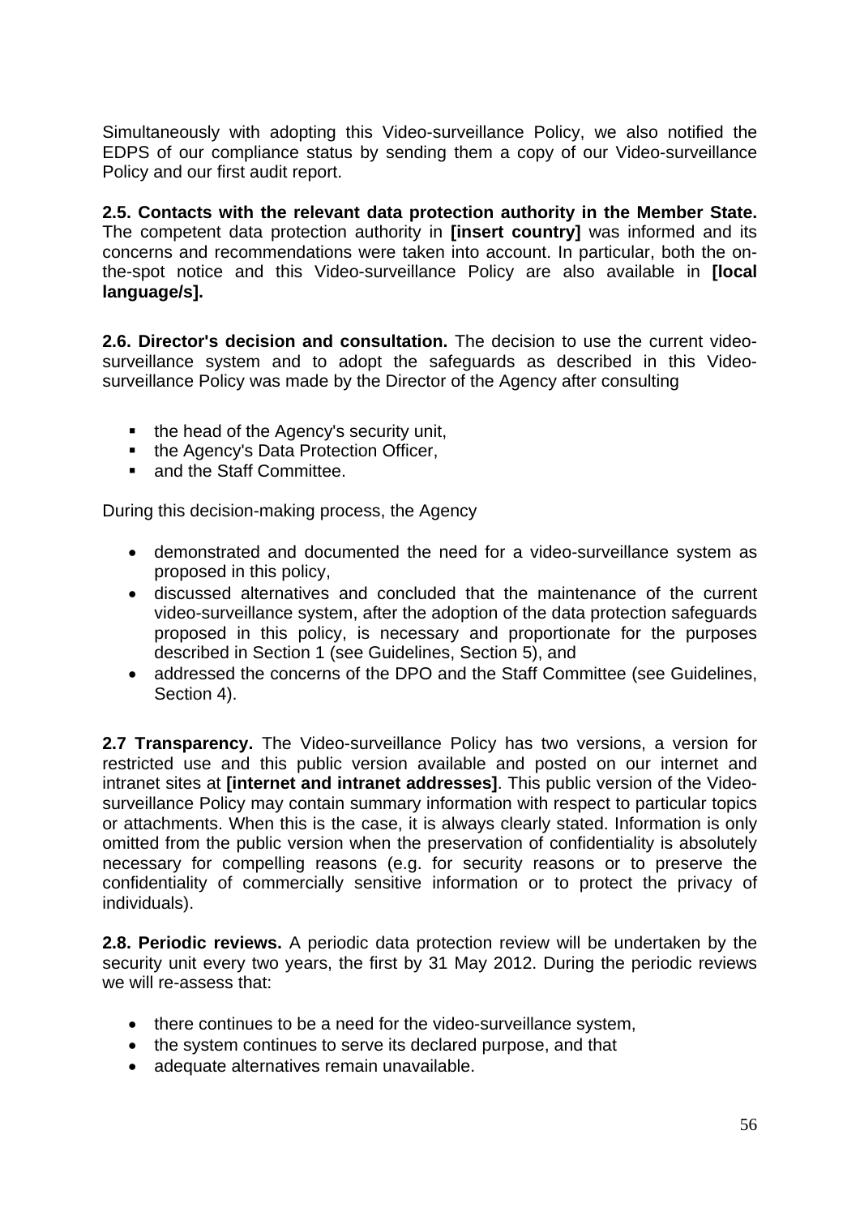Simultaneously with adopting this Video-surveillance Policy, we also notified the EDPS of our compliance status by sending them a copy of our Video-surveillance Policy and our first audit report.

**2.5. Contacts with the relevant data protection authority in the Member State.** The competent data protection authority in **[insert country]** was informed and its concerns and recommendations were taken into account. In particular, both the on-the-spot notice and this Video-surveillance Policy are also available in **[local language/s].**

**2.6. Director's decision and consultation.** The decision to use the current video-surveillance system and to adopt the safeguards as described in this Video-surveillance Policy was made by the Director of the Agency after consulting

- the head of the Agency's security unit,
- the Agency's Data Protection Officer,
- and the Staff Committee.

During this decision-making process, the Agency

- demonstrated and documented the need for a video-surveillance system as proposed in this policy,
- discussed alternatives and concluded that the maintenance of the current video-surveillance system, after the adoption of the data protection safeguards proposed in this policy, is necessary and proportionate for the purposes described in Section 1 (see Guidelines, Section 5), and
- addressed the concerns of the DPO and the Staff Committee (see Guidelines, Section 4).

**2.7 Transparency.** The Video-surveillance Policy has two versions, a version for restricted use and this public version available and posted on our internet and intranet sites at **[internet and intranet addresses]**. This public version of the Video-surveillance Policy may contain summary information with respect to particular topics or attachments. When this is the case, it is always clearly stated. Information is only omitted from the public version when the preservation of confidentiality is absolutely necessary for compelling reasons (e.g. for security reasons or to preserve the confidentiality of commercially sensitive information or to protect the privacy of individuals).

**2.8. Periodic reviews.** A periodic data protection review will be undertaken by the security unit every two years, the first by 31 May 2012. During the periodic reviews we will re-assess that:

- there continues to be a need for the video-surveillance system,
- the system continues to serve its declared purpose, and that
- adequate alternatives remain unavailable.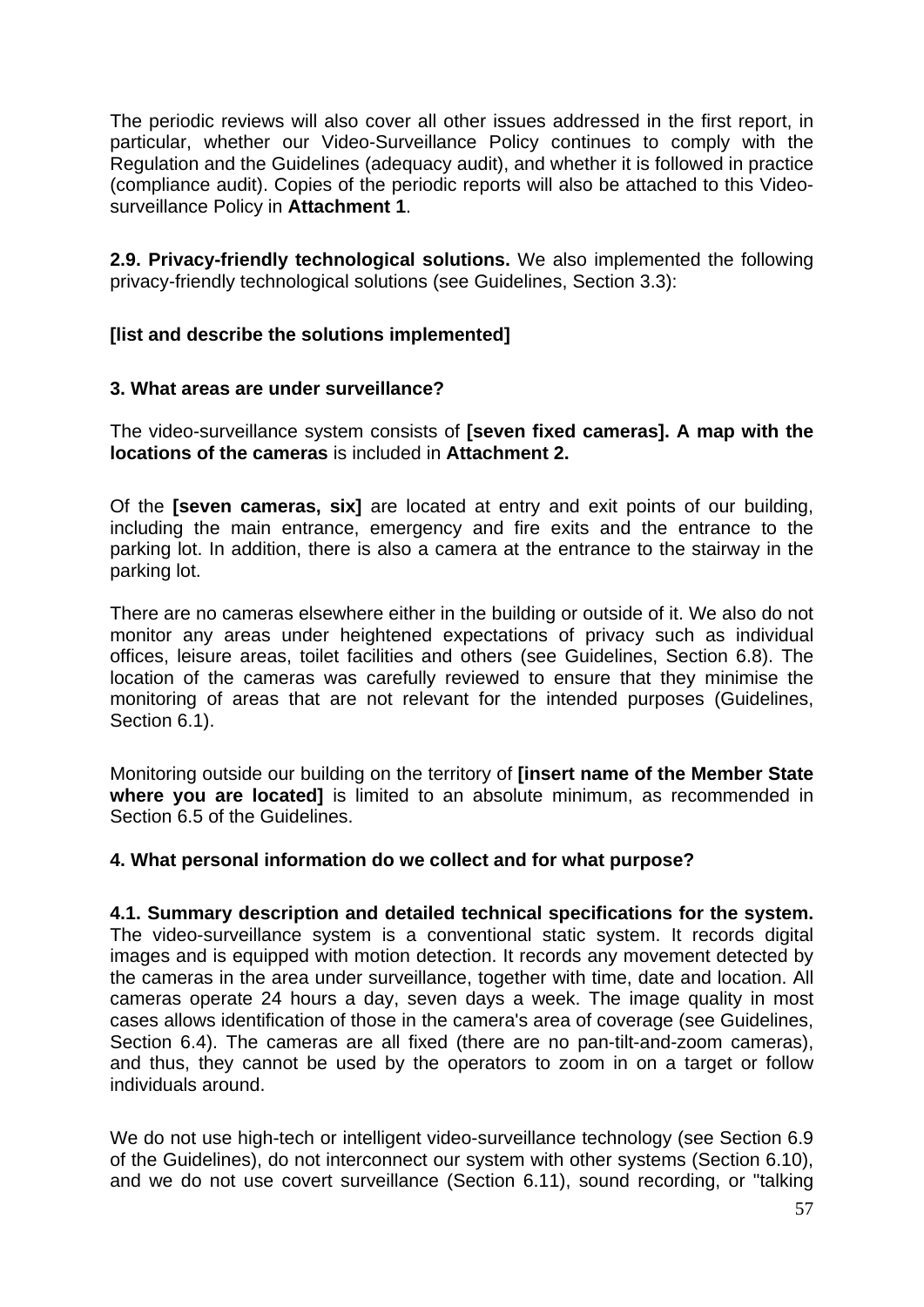The periodic reviews will also cover all other issues addressed in the first report, in particular, whether our Video-Surveillance Policy continues to comply with the Regulation and the Guidelines (adequacy audit), and whether it is followed in practice (compliance audit). Copies of the periodic reports will also be attached to this Video-surveillance Policy in **Attachment 1**.

**2.9. Privacy-friendly technological solutions.** We also implemented the following privacy-friendly technological solutions (see Guidelines, Section 3.3):

**[list and describe the solutions implemented]**

### 3. What areas are under surveillance?

The video-surveillance system consists of **[seven fixed cameras]. A map with the locations of the cameras** is included in **Attachment 2.**

Of the **[seven cameras, six]** are located at entry and exit points of our building, including the main entrance, emergency and fire exits and the entrance to the parking lot. In addition, there is also a camera at the entrance to the stairway in the parking lot.

There are no cameras elsewhere either in the building or outside of it. We also do not monitor any areas under heightened expectations of privacy such as individual offices, leisure areas, toilet facilities and others (see Guidelines, Section 6.8). The location of the cameras was carefully reviewed to ensure that they minimise the monitoring of areas that are not relevant for the intended purposes (Guidelines, Section 6.1).

Monitoring outside our building on the territory of **[insert name of the Member State where you are located]** is limited to an absolute minimum, as recommended in Section 6.5 of the Guidelines.

### 4. What personal information do we collect and for what purpose?

**4.1. Summary description and detailed technical specifications for the system.** The video-surveillance system is a conventional static system. It records digital images and is equipped with motion detection. It records any movement detected by the cameras in the area under surveillance, together with time, date and location. All cameras operate 24 hours a day, seven days a week. The image quality in most cases allows identification of those in the camera's area of coverage (see Guidelines, Section 6.4). The cameras are all fixed (there are no pan-tilt-and-zoom cameras), and thus, they cannot be used by the operators to zoom in on a target or follow individuals around.

We do not use high-tech or intelligent video-surveillance technology (see Section 6.9 of the Guidelines), do not interconnect our system with other systems (Section 6.10), and we do not use covert surveillance (Section 6.11), sound recording, or "talking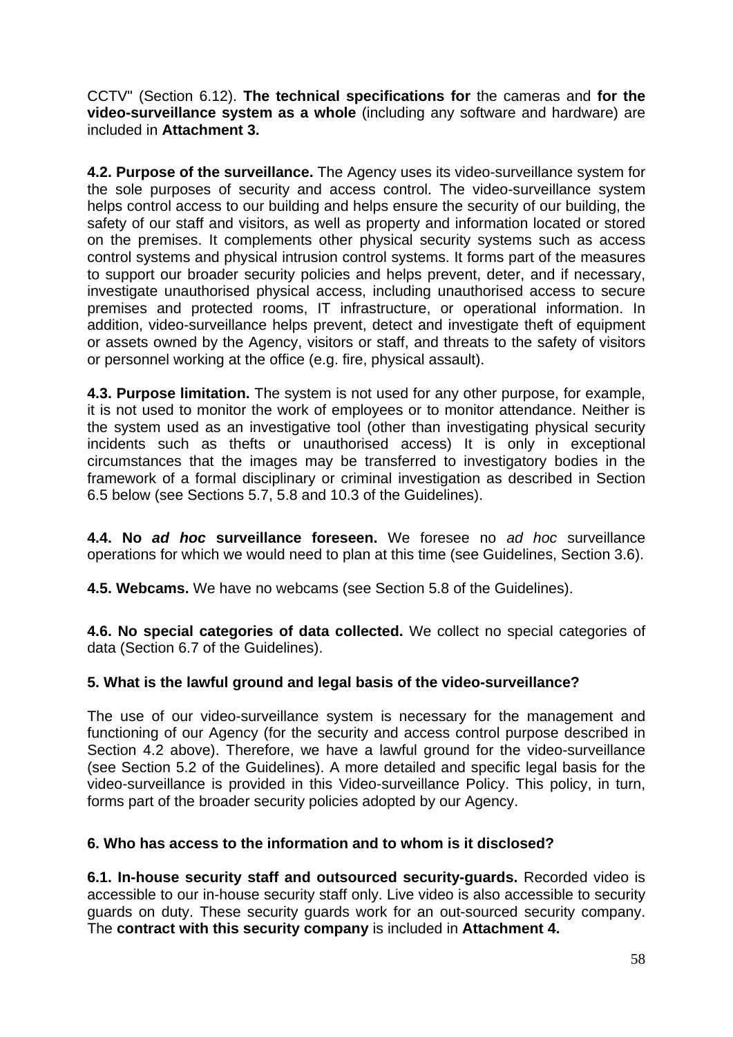CCTV" (Section 6.12). **The technical specifications for** the cameras and **for the video-surveillance system as a whole** (including any software and hardware) are included in **Attachment 3.**

**4.2. Purpose of the surveillance.** The Agency uses its video-surveillance system for the sole purposes of security and access control. The video-surveillance system helps control access to our building and helps ensure the security of our building, the safety of our staff and visitors, as well as property and information located or stored on the premises. It complements other physical security systems such as access control systems and physical intrusion control systems. It forms part of the measures to support our broader security policies and helps prevent, deter, and if necessary, investigate unauthorised physical access, including unauthorised access to secure premises and protected rooms, IT infrastructure, or operational information. In addition, video-surveillance helps prevent, detect and investigate theft of equipment or assets owned by the Agency, visitors or staff, and threats to the safety of visitors or personnel working at the office (e.g. fire, physical assault).

**4.3. Purpose limitation.** The system is not used for any other purpose, for example, it is not used to monitor the work of employees or to monitor attendance. Neither is the system used as an investigative tool (other than investigating physical security incidents such as thefts or unauthorised access) It is only in exceptional circumstances that the images may be transferred to investigatory bodies in the framework of a formal disciplinary or criminal investigation as described in Section 6.5 below (see Sections 5.7, 5.8 and 10.3 of the Guidelines).

**4.4. No *ad hoc* surveillance foreseen.** We foresee no *ad hoc* surveillance operations for which we would need to plan at this time (see Guidelines, Section 3.6).

**4.5. Webcams.** We have no webcams (see Section 5.8 of the Guidelines).

**4.6. No special categories of data collected.** We collect no special categories of data (Section 6.7 of the Guidelines).

### 5. What is the lawful ground and legal basis of the video-surveillance?

The use of our video-surveillance system is necessary for the management and functioning of our Agency (for the security and access control purpose described in Section 4.2 above). Therefore, we have a lawful ground for the video-surveillance (see Section 5.2 of the Guidelines). A more detailed and specific legal basis for the video-surveillance is provided in this Video-surveillance Policy. This policy, in turn, forms part of the broader security policies adopted by our Agency.

### 6. Who has access to the information and to whom is it disclosed?

**6.1. In-house security staff and outsourced security-guards.** Recorded video is accessible to our in-house security staff only. Live video is also accessible to security guards on duty. These security guards work for an out-sourced security company. The **contract with this security company** is included in **Attachment 4.**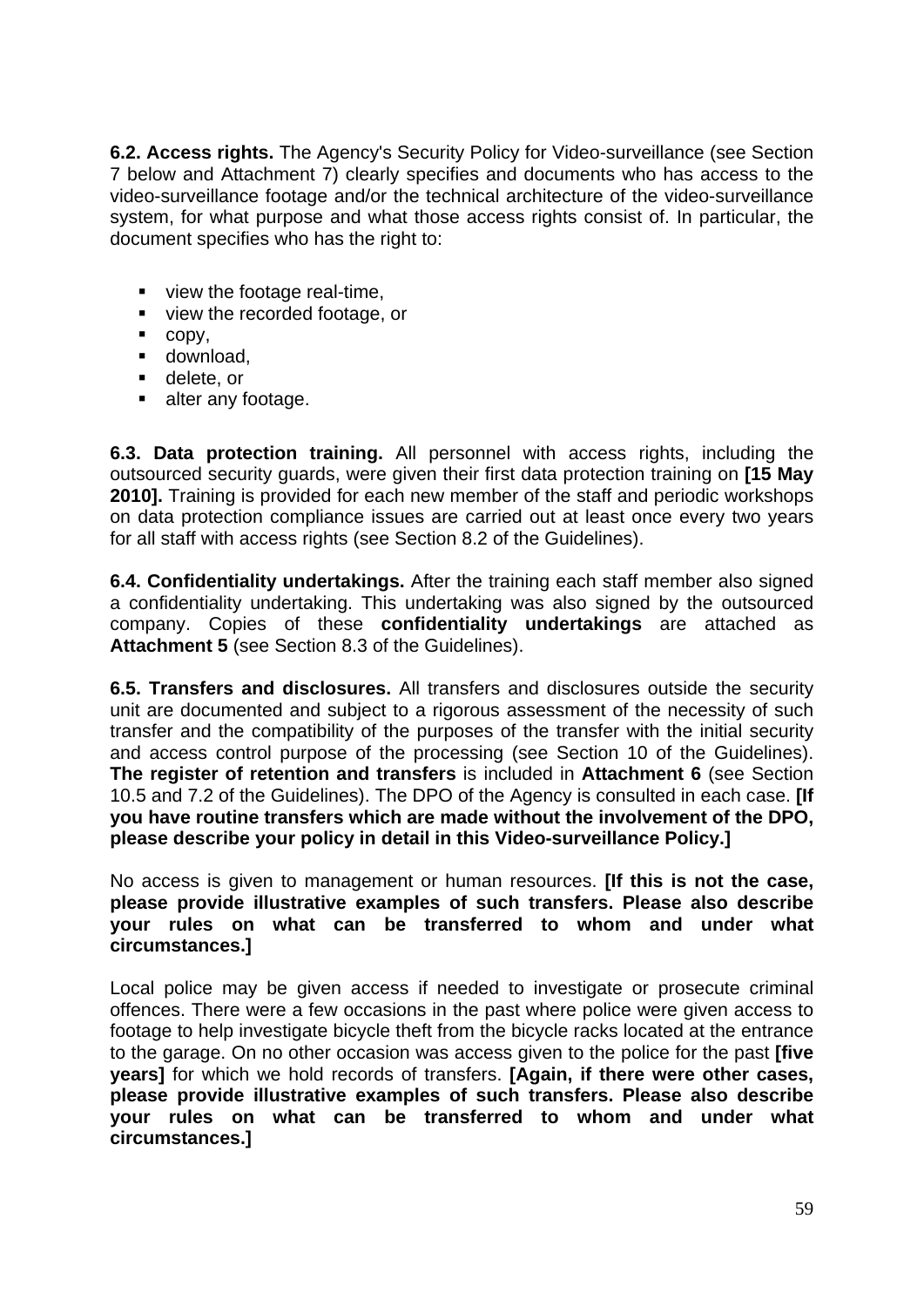**6.2. Access rights.** The Agency's Security Policy for Video-surveillance (see Section 7 below and Attachment 7) clearly specifies and documents who has access to the video-surveillance footage and/or the technical architecture of the video-surveillance system, for what purpose and what those access rights consist of. In particular, the document specifies who has the right to:

- view the footage real-time,
- view the recorded footage, or
- copy,
- download,
- delete, or
- alter any footage.

**6.3. Data protection training.** All personnel with access rights, including the outsourced security guards, were given their first data protection training on **[15 May 2010].** Training is provided for each new member of the staff and periodic workshops on data protection compliance issues are carried out at least once every two years for all staff with access rights (see Section 8.2 of the Guidelines).

**6.4. Confidentiality undertakings.** After the training each staff member also signed a confidentiality undertaking. This undertaking was also signed by the outsourced company. Copies of these **confidentiality undertakings** are attached as **Attachment 5** (see Section 8.3 of the Guidelines).

**6.5. Transfers and disclosures.** All transfers and disclosures outside the security unit are documented and subject to a rigorous assessment of the necessity of such transfer and the compatibility of the purposes of the transfer with the initial security and access control purpose of the processing (see Section 10 of the Guidelines). **The register of retention and transfers** is included in **Attachment 6** (see Section 10.5 and 7.2 of the Guidelines). The DPO of the Agency is consulted in each case. **[If you have routine transfers which are made without the involvement of the DPO, please describe your policy in detail in this Video-surveillance Policy.]**

No access is given to management or human resources. **[If this is not the case, please provide illustrative examples of such transfers. Please also describe your rules on what can be transferred to whom and under what circumstances.]**

Local police may be given access if needed to investigate or prosecute criminal offences. There were a few occasions in the past where police were given access to footage to help investigate bicycle theft from the bicycle racks located at the entrance to the garage. On no other occasion was access given to the police for the past **[five years]** for which we hold records of transfers. **[Again, if there were other cases, please provide illustrative examples of such transfers. Please also describe your rules on what can be transferred to whom and under what circumstances.]**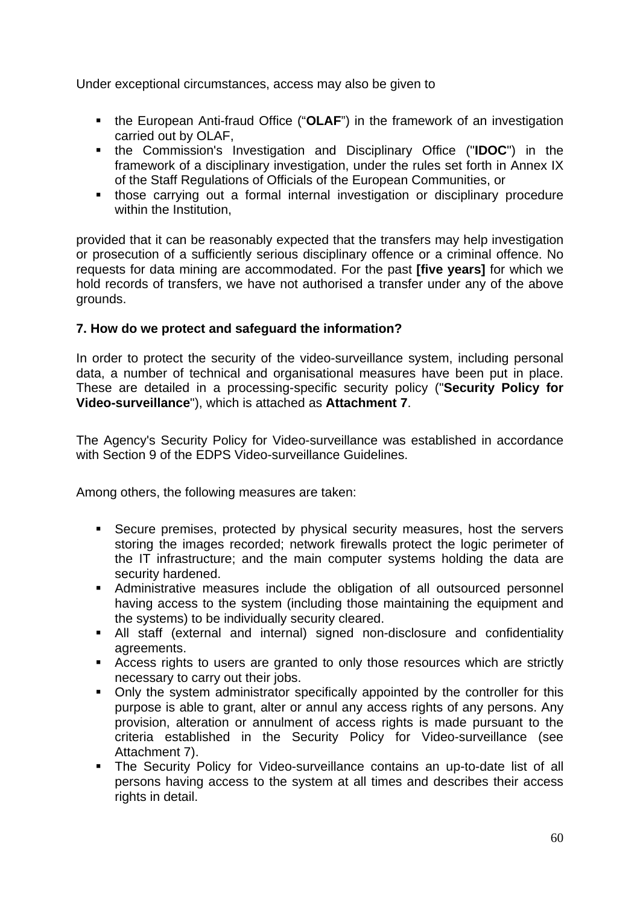Under exceptional circumstances, access may also be given to

- the European Anti-fraud Office ("**OLAF**") in the framework of an investigation carried out by OLAF,
- the Commission's Investigation and Disciplinary Office ("**IDOC**") in the framework of a disciplinary investigation, under the rules set forth in Annex IX of the Staff Regulations of Officials of the European Communities, or
- those carrying out a formal internal investigation or disciplinary procedure within the Institution,

provided that it can be reasonably expected that the transfers may help investigation or prosecution of a sufficiently serious disciplinary offence or a criminal offence. No requests for data mining are accommodated. For the past **[five years]** for which we hold records of transfers, we have not authorised a transfer under any of the above grounds.

**7. How do we protect and safeguard the information?**

In order to protect the security of the video-surveillance system, including personal data, a number of technical and organisational measures have been put in place. These are detailed in a processing-specific security policy ("**Security Policy for Video-surveillance**"), which is attached as **Attachment 7**.

The Agency's Security Policy for Video-surveillance was established in accordance with Section 9 of the EDPS Video-surveillance Guidelines.

Among others, the following measures are taken:

- Secure premises, protected by physical security measures, host the servers storing the images recorded; network firewalls protect the logic perimeter of the IT infrastructure; and the main computer systems holding the data are security hardened.
- Administrative measures include the obligation of all outsourced personnel having access to the system (including those maintaining the equipment and the systems) to be individually security cleared.
- All staff (external and internal) signed non-disclosure and confidentiality agreements.
- Access rights to users are granted to only those resources which are strictly necessary to carry out their jobs.
- Only the system administrator specifically appointed by the controller for this purpose is able to grant, alter or annul any access rights of any persons. Any provision, alteration or annulment of access rights is made pursuant to the criteria established in the Security Policy for Video-surveillance (see Attachment 7).
- The Security Policy for Video-surveillance contains an up-to-date list of all persons having access to the system at all times and describes their access rights in detail.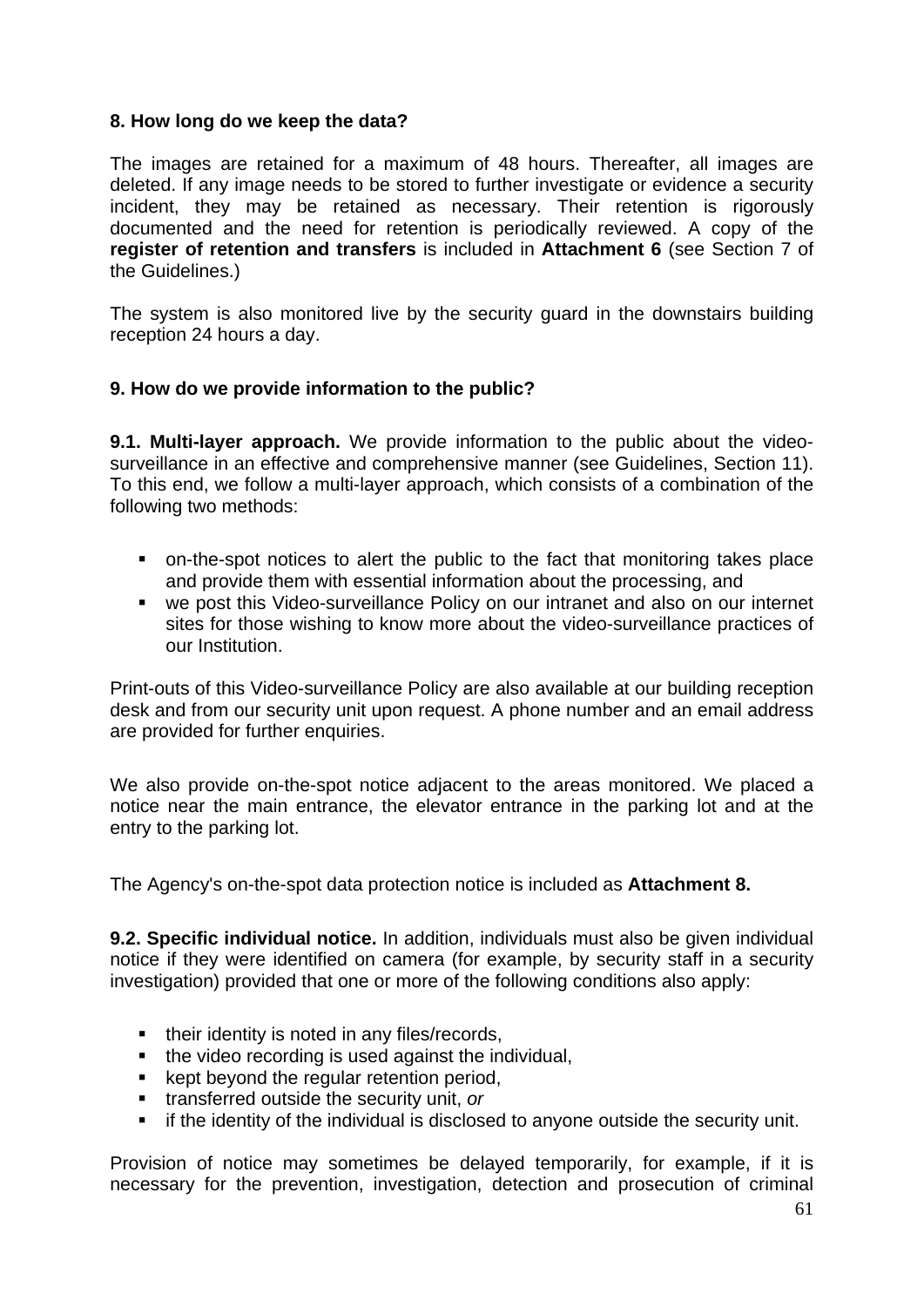### 8. How long do we keep the data?

The images are retained for a maximum of 48 hours. Thereafter, all images are deleted. If any image needs to be stored to further investigate or evidence a security incident, they may be retained as necessary. Their retention is rigorously documented and the need for retention is periodically reviewed. A copy of the **register of retention and transfers** is included in **Attachment 6** (see Section 7 of the Guidelines.)

The system is also monitored live by the security guard in the downstairs building reception 24 hours a day.

### 9. How do we provide information to the public?

**9.1. Multi-layer approach.** We provide information to the public about the video-surveillance in an effective and comprehensive manner (see Guidelines, Section 11). To this end, we follow a multi-layer approach, which consists of a combination of the following two methods:

- on-the-spot notices to alert the public to the fact that monitoring takes place and provide them with essential information about the processing, and
- we post this Video-surveillance Policy on our intranet and also on our internet sites for those wishing to know more about the video-surveillance practices of our Institution.

Print-outs of this Video-surveillance Policy are also available at our building reception desk and from our security unit upon request. A phone number and an email address are provided for further enquiries.

We also provide on-the-spot notice adjacent to the areas monitored. We placed a notice near the main entrance, the elevator entrance in the parking lot and at the entry to the parking lot.

The Agency's on-the-spot data protection notice is included as **Attachment 8.**

**9.2. Specific individual notice.** In addition, individuals must also be given individual notice if they were identified on camera (for example, by security staff in a security investigation) provided that one or more of the following conditions also apply:

- their identity is noted in any files/records,
- the video recording is used against the individual,
- kept beyond the regular retention period,
- transferred outside the security unit, *or*
- if the identity of the individual is disclosed to anyone outside the security unit.

Provision of notice may sometimes be delayed temporarily, for example, if it is necessary for the prevention, investigation, detection and prosecution of criminal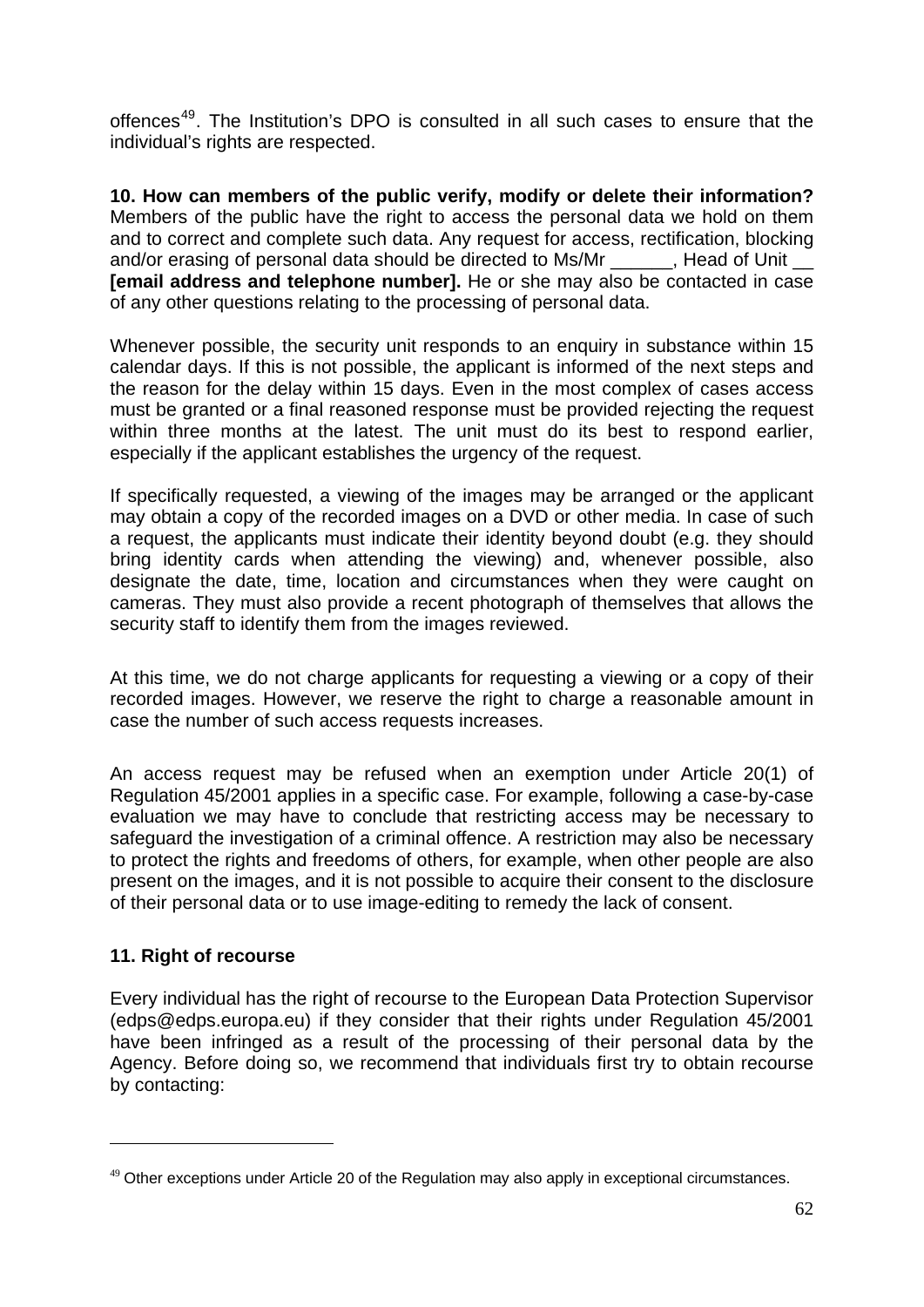offences[49]. The Institution's DPO is consulted in all such cases to ensure that the individual's rights are respected.

**10. How can members of the public verify, modify or delete their information?** Members of the public have the right to access the personal data we hold on them and to correct and complete such data. Any request for access, rectification, blocking and/or erasing of personal data should be directed to Ms/Mr ______, Head of Unit __ **[email address and telephone number].** He or she may also be contacted in case of any other questions relating to the processing of personal data.

Whenever possible, the security unit responds to an enquiry in substance within 15 calendar days. If this is not possible, the applicant is informed of the next steps and the reason for the delay within 15 days. Even in the most complex of cases access must be granted or a final reasoned response must be provided rejecting the request within three months at the latest. The unit must do its best to respond earlier, especially if the applicant establishes the urgency of the request.

If specifically requested, a viewing of the images may be arranged or the applicant may obtain a copy of the recorded images on a DVD or other media. In case of such a request, the applicants must indicate their identity beyond doubt (e.g. they should bring identity cards when attending the viewing) and, whenever possible, also designate the date, time, location and circumstances when they were caught on cameras. They must also provide a recent photograph of themselves that allows the security staff to identify them from the images reviewed.

At this time, we do not charge applicants for requesting a viewing or a copy of their recorded images. However, we reserve the right to charge a reasonable amount in case the number of such access requests increases.

An access request may be refused when an exemption under Article 20(1) of Regulation 45/2001 applies in a specific case. For example, following a case-by-case evaluation we may have to conclude that restricting access may be necessary to safeguard the investigation of a criminal offence. A restriction may also be necessary to protect the rights and freedoms of others, for example, when other people are also present on the images, and it is not possible to acquire their consent to the disclosure of their personal data or to use image-editing to remedy the lack of consent.

**11. Right of recourse**

Every individual has the right of recourse to the European Data Protection Supervisor (edps@edps.europa.eu) if they consider that their rights under Regulation 45/2001 have been infringed as a result of the processing of their personal data by the Agency. Before doing so, we recommend that individuals first try to obtain recourse by contacting:

---

[49] Other exceptions under Article 20 of the Regulation may also apply in exceptional circumstances.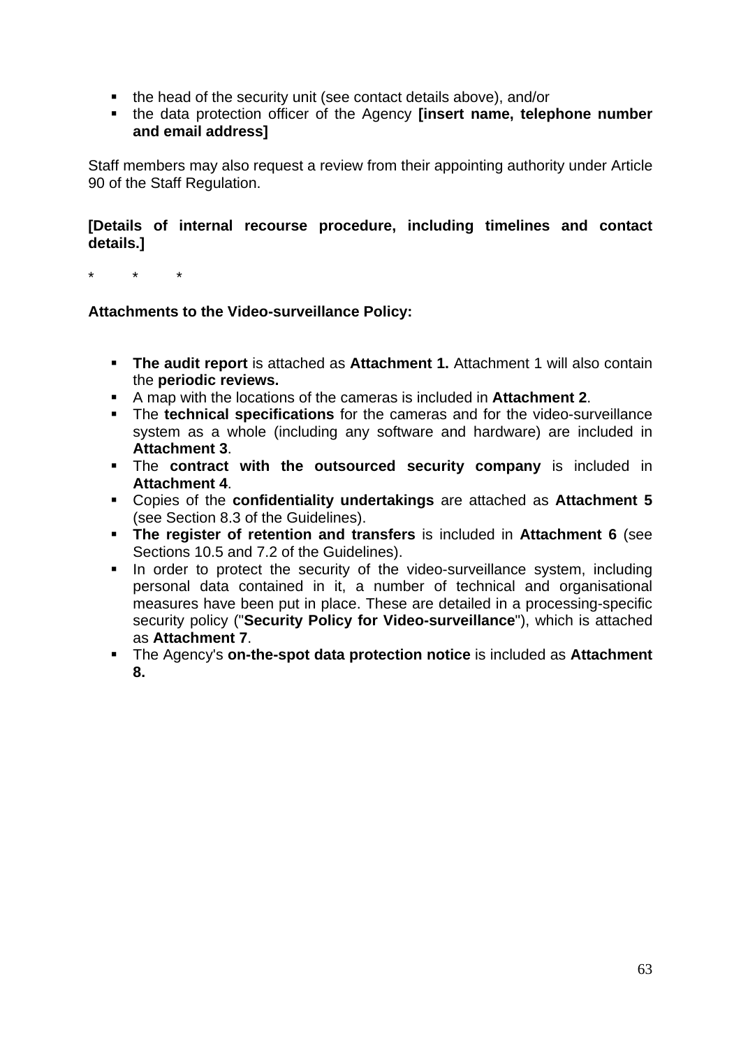- the head of the security unit (see contact details above), and/or
- the data protection officer of the Agency **[insert name, telephone number and email address]**

Staff members may also request a review from their appointing authority under Article 90 of the Staff Regulation.

**[Details of internal recourse procedure, including timelines and contact details.]**

\*  \*  \*

**Attachments to the Video-surveillance Policy:**

- **The audit report** is attached as **Attachment 1.** Attachment 1 will also contain the **periodic reviews.**
- A map with the locations of the cameras is included in **Attachment 2**.
- The **technical specifications** for the cameras and for the video-surveillance system as a whole (including any software and hardware) are included in **Attachment 3**.
- The **contract with the outsourced security company** is included in **Attachment 4**.
- Copies of the **confidentiality undertakings** are attached as **Attachment 5** (see Section 8.3 of the Guidelines).
- **The register of retention and transfers** is included in **Attachment 6** (see Sections 10.5 and 7.2 of the Guidelines).
- In order to protect the security of the video-surveillance system, including personal data contained in it, a number of technical and organisational measures have been put in place. These are detailed in a processing-specific security policy ("**Security Policy for Video-surveillance**"), which is attached as **Attachment 7**.
- The Agency's **on-the-spot data protection notice** is included as **Attachment 8.**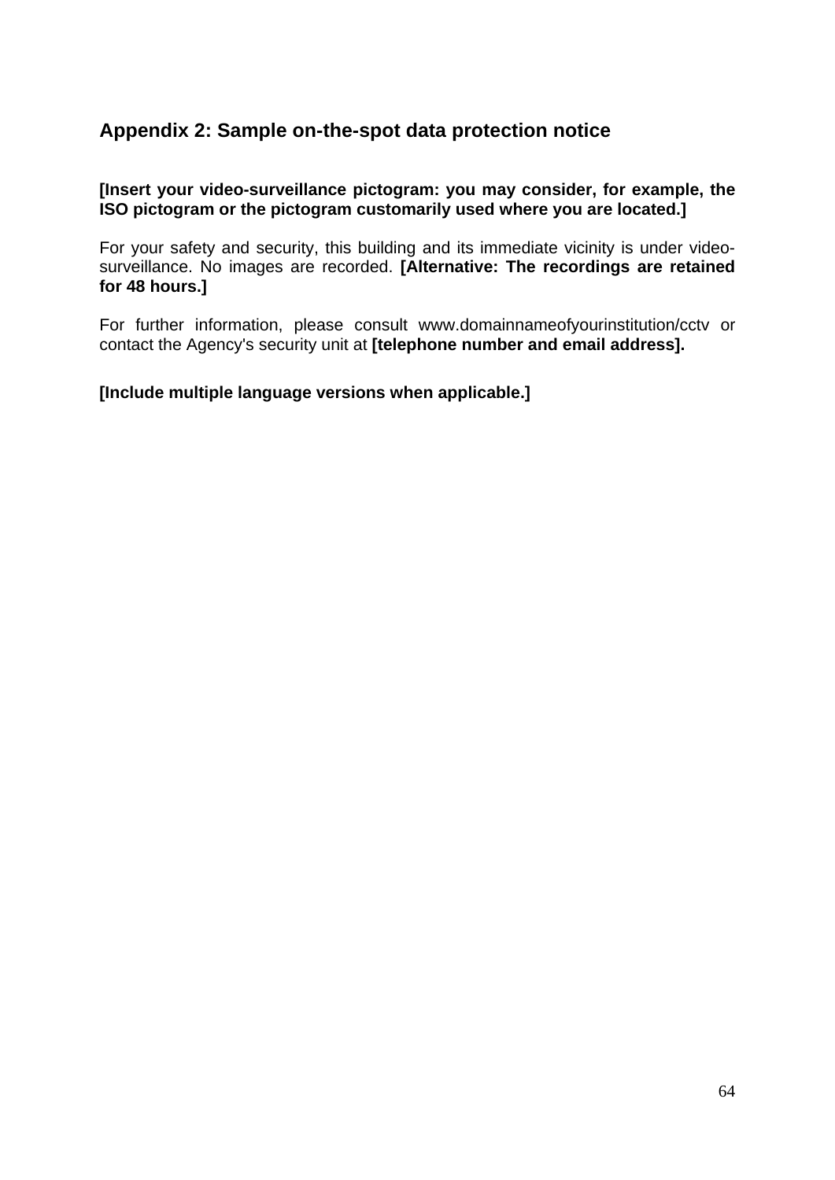## Appendix 2: Sample on-the-spot data protection notice

**[Insert your video-surveillance pictogram: you may consider, for example, the ISO pictogram or the pictogram customarily used where you are located.]**

For your safety and security, this building and its immediate vicinity is under video-surveillance. No images are recorded. **[Alternative: The recordings are retained for 48 hours.]**

For further information, please consult www.domainnameofyourinstitution/cctv or contact the Agency's security unit at **[telephone number and email address].**

**[Include multiple language versions when applicable.]**